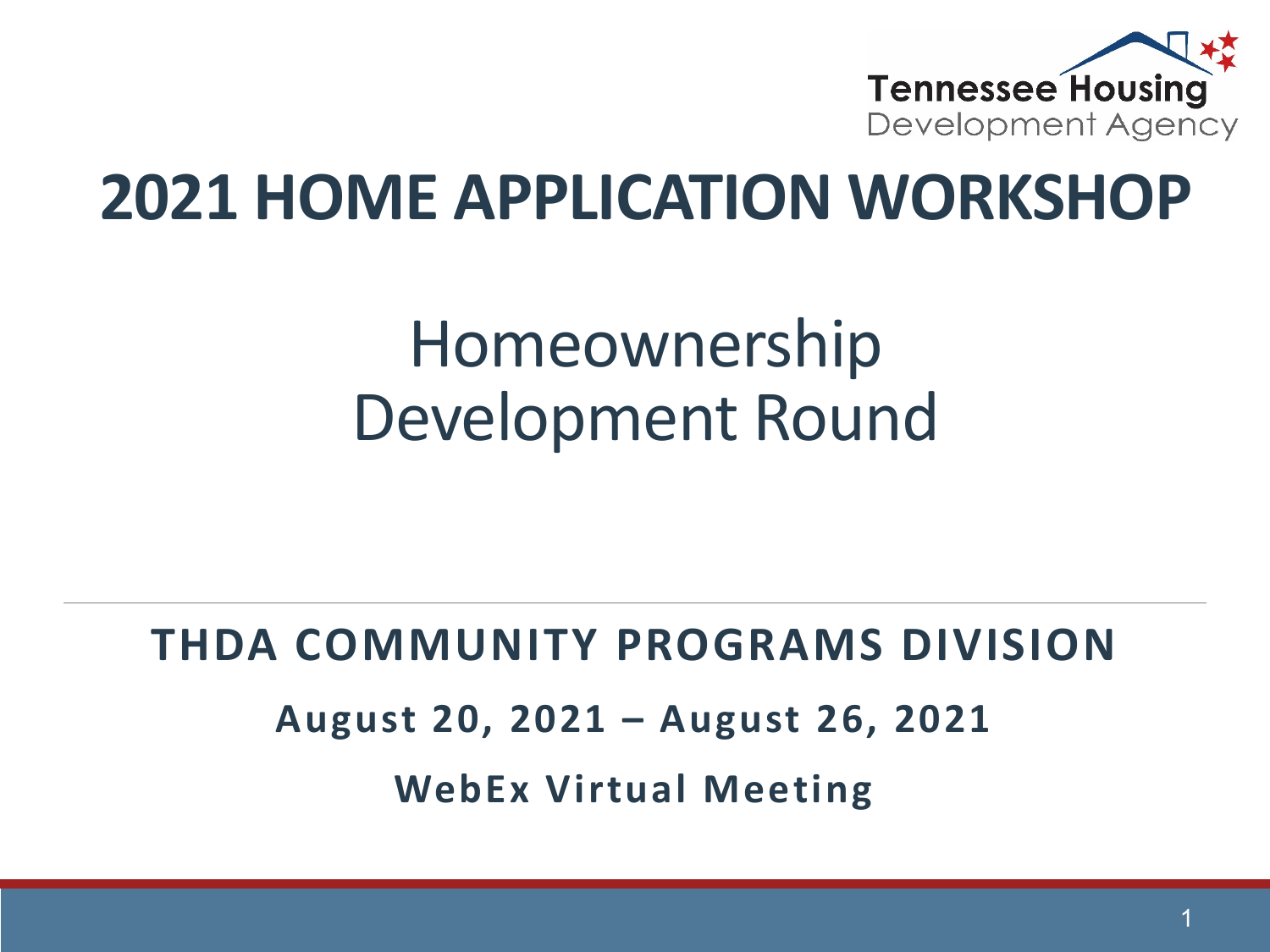Tennessee Housing Development Agency

# 2021 HOME APPLICATION WORKSHOP

## Homeownership Development Round

**THDA COMMUNITY PROGRAMS DIVISION**

**August 20, 2021 – August 26, 2021**

**WebEx Virtual Meeting**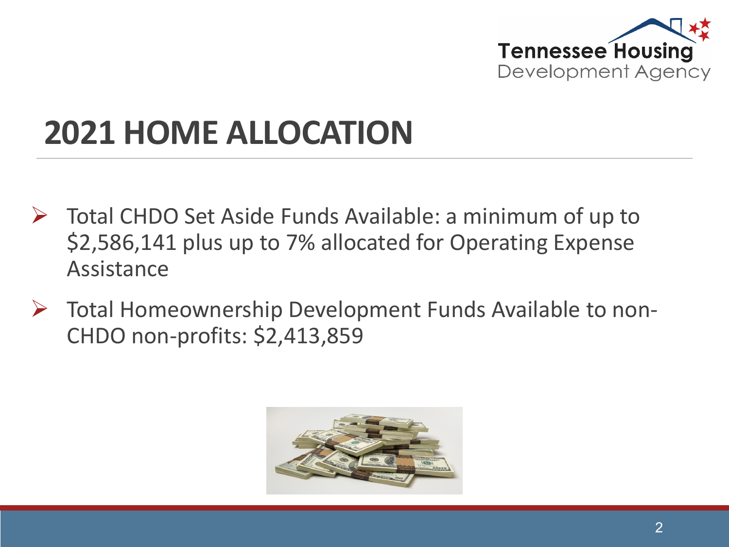# 2021 HOME ALLOCATION

- Total CHDO Set Aside Funds Available: a minimum of up to $2,586,141 plus up to 7% allocated for Operating Expense Assistance
- Total Homeownership Development Funds Available to non-CHDO non-profits: $2,413,859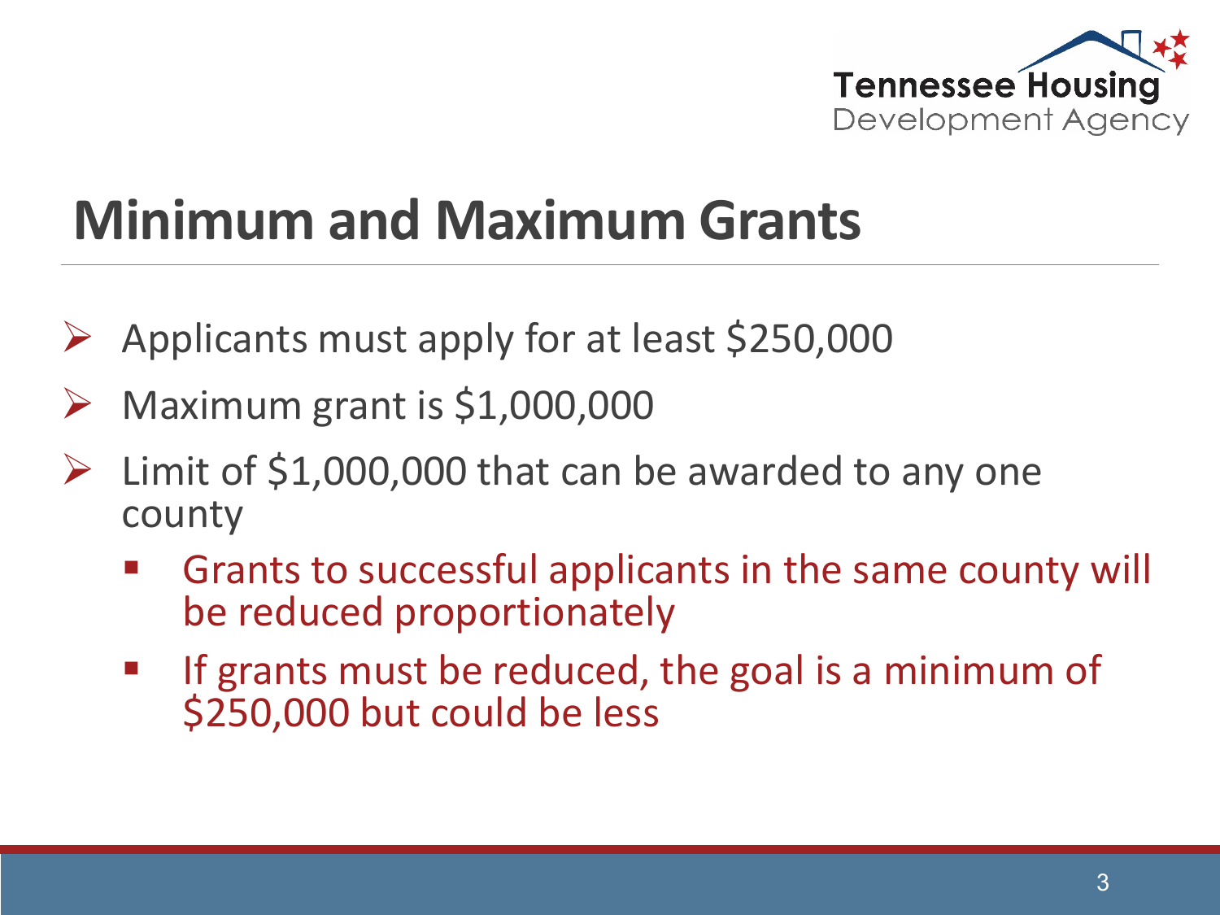# Minimum and Maximum Grants

- Applicants must apply for at least $250,000
- Maximum grant is $1,000,000
- Limit of $1,000,000 that can be awarded to any one county
  - Grants to successful applicants in the same county will be reduced proportionately
  - If grants must be reduced, the goal is a minimum of $250,000 but could be less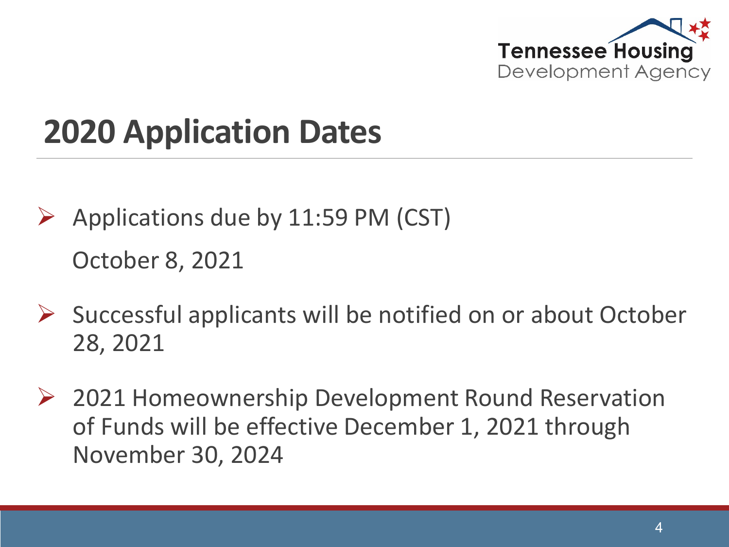# 2020 Application Dates

- Applications due by 11:59 PM (CST)

  October 8, 2021

- Successful applicants will be notified on or about October 28, 2021

- 2021 Homeownership Development Round Reservation of Funds will be effective December 1, 2021 through November 30, 2024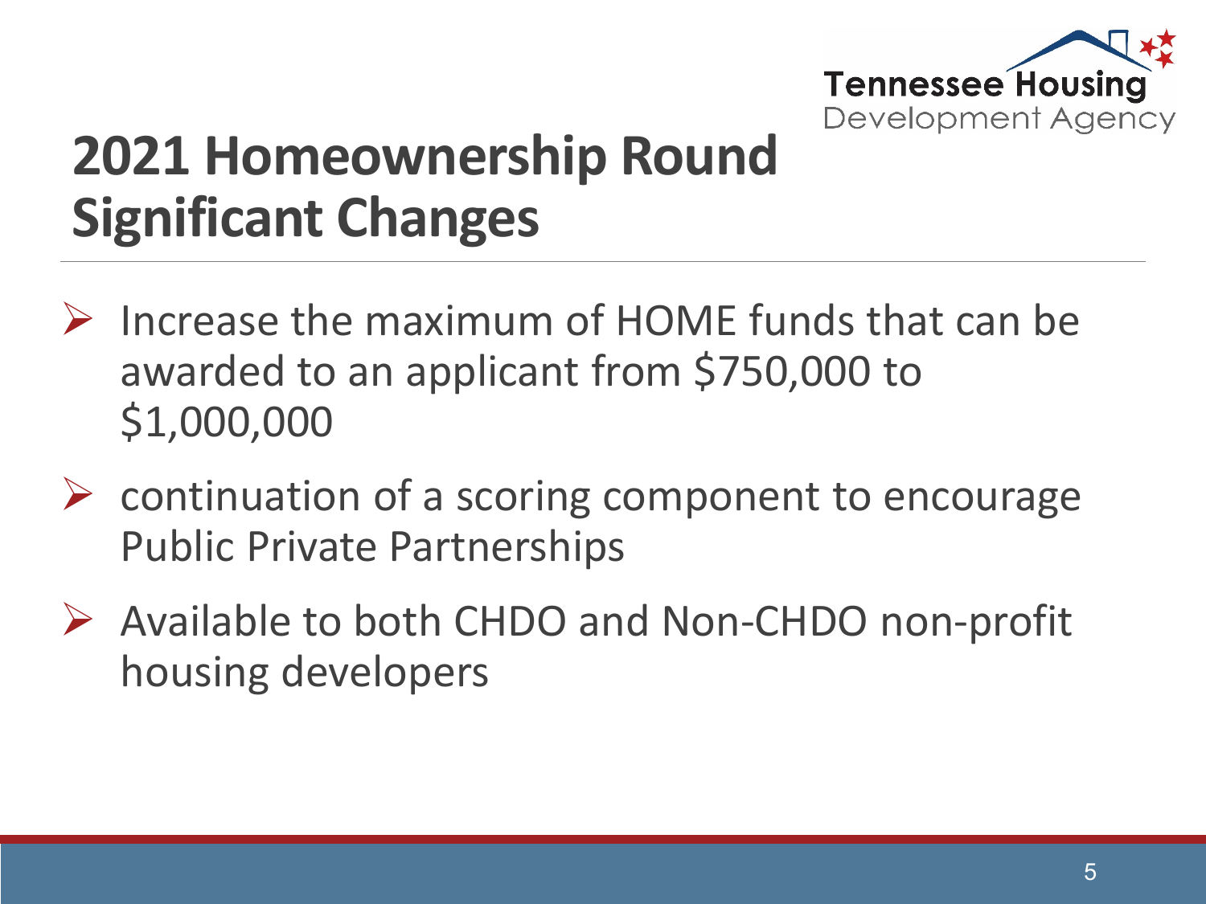# 2021 Homeownership Round Significant Changes

- Increase the maximum of HOME funds that can be awarded to an applicant from $750,000 to $1,000,000
- continuation of a scoring component to encourage Public Private Partnerships
- Available to both CHDO and Non-CHDO non-profit housing developers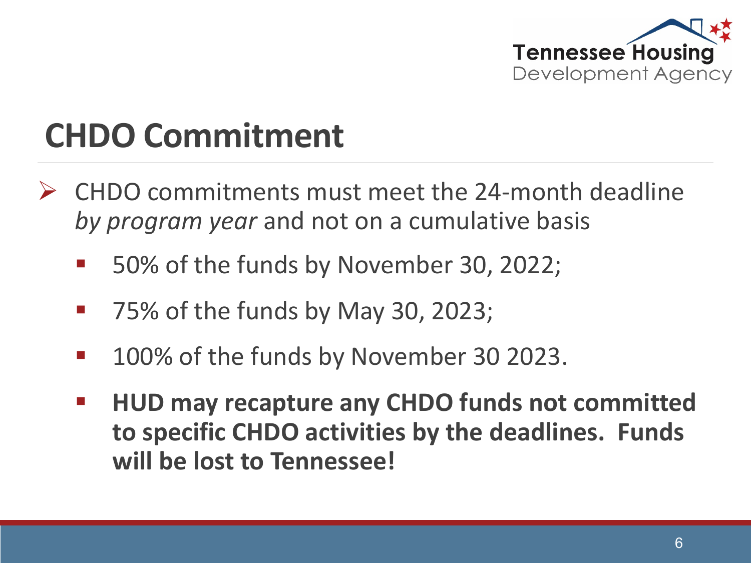# CHDO Commitment

- CHDO commitments must meet the 24-month deadline *by program year* and not on a cumulative basis
  - 50% of the funds by November 30, 2022;
  - 75% of the funds by May 30, 2023;
  - 100% of the funds by November 30 2023.
  - **HUD may recapture any CHDO funds not committed to specific CHDO activities by the deadlines. Funds will be lost to Tennessee!**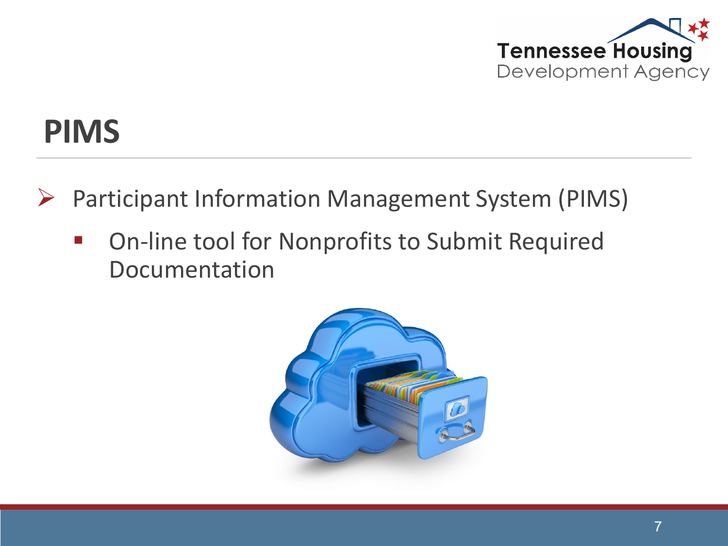# PIMS

- Participant Information Management System (PIMS)
  - On-line tool for Nonprofits to Submit Required Documentation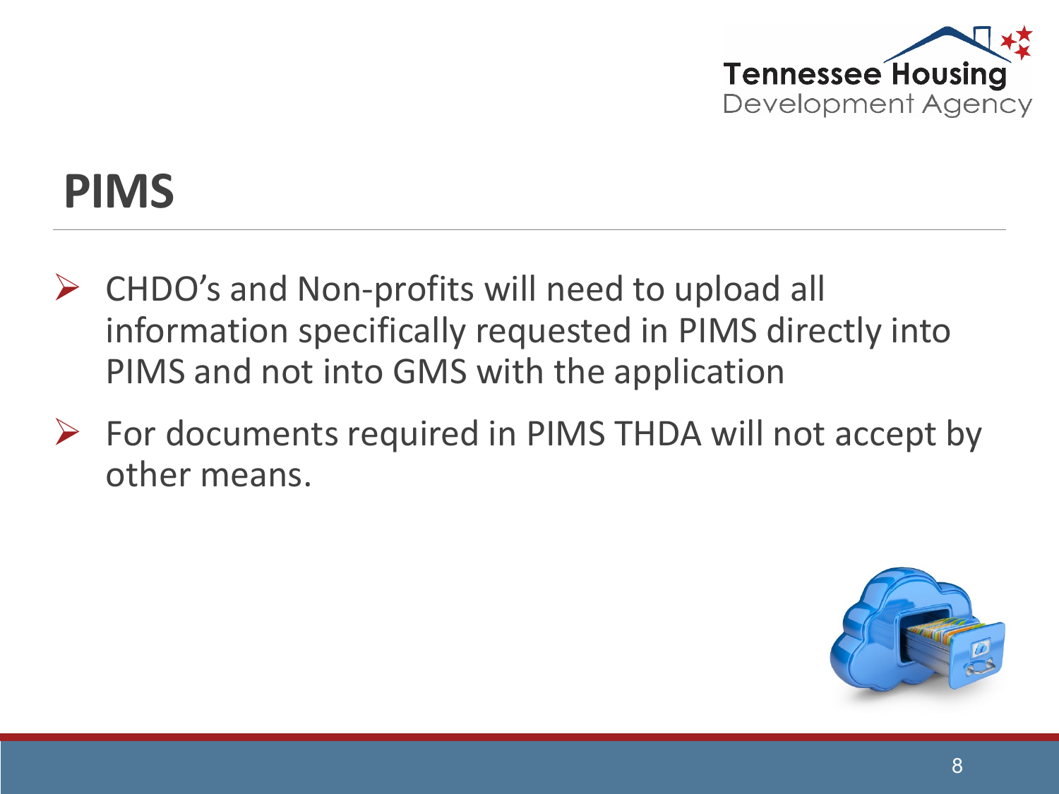# PIMS

- CHDO's and Non-profits will need to upload all information specifically requested in PIMS directly into PIMS and not into GMS with the application
- For documents required in PIMS THDA will not accept by other means.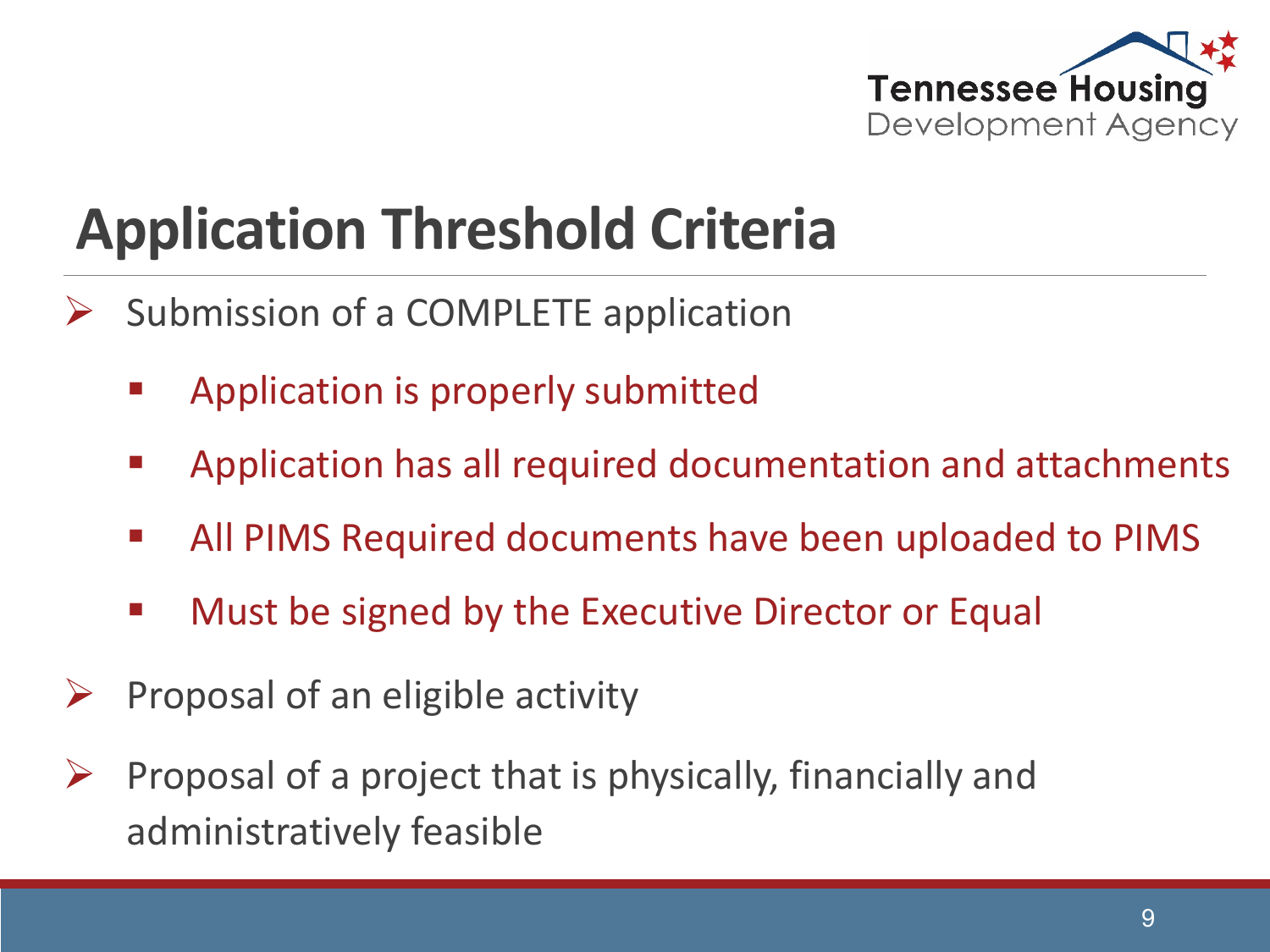# Application Threshold Criteria

- Submission of a COMPLETE application
  - Application is properly submitted
  - Application has all required documentation and attachments
  - All PIMS Required documents have been uploaded to PIMS
  - Must be signed by the Executive Director or Equal
- Proposal of an eligible activity
- Proposal of a project that is physically, financially and administratively feasible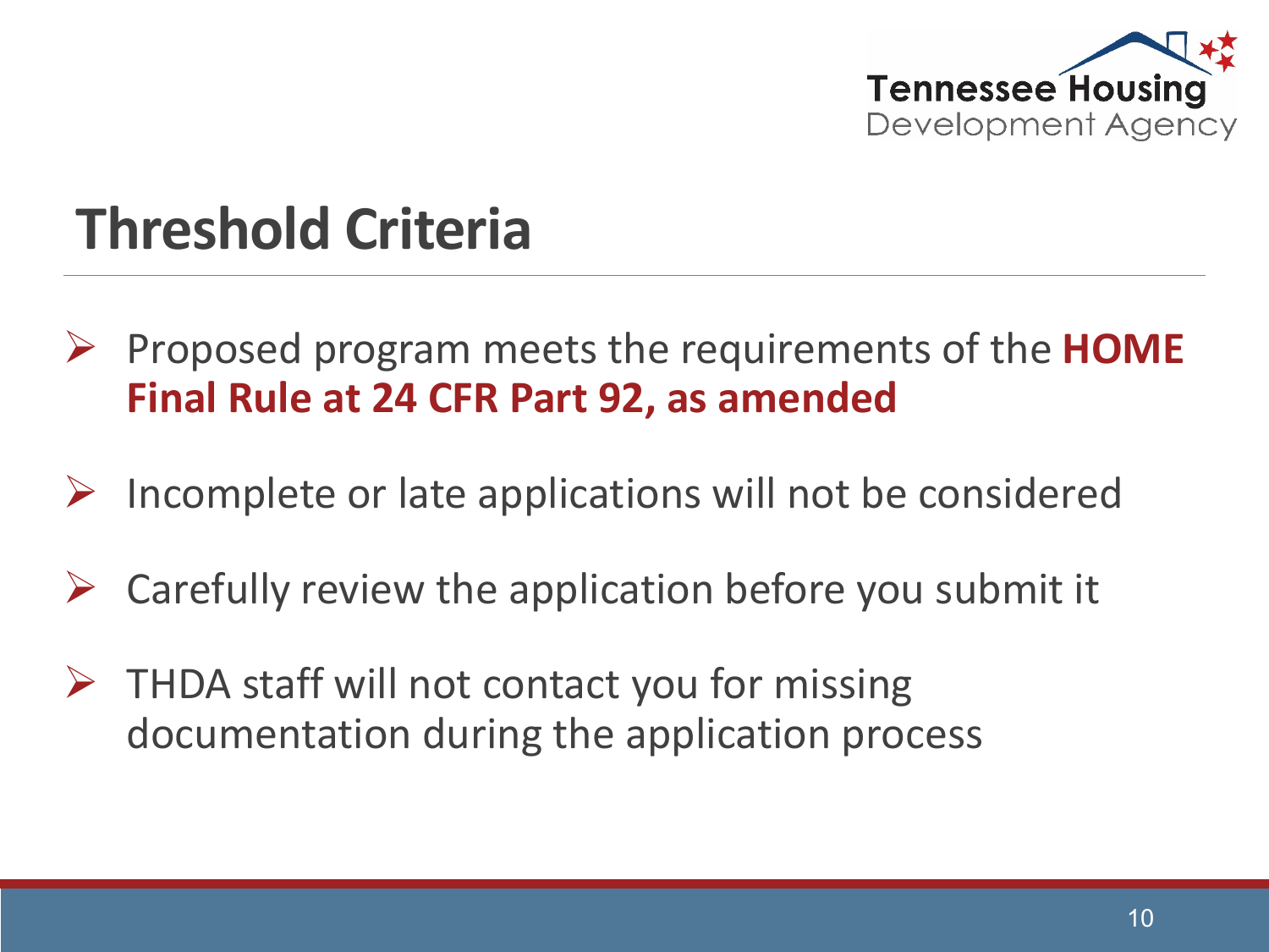# Threshold Criteria

- Proposed program meets the requirements of the **HOME Final Rule at 24 CFR Part 92, as amended**
- Incomplete or late applications will not be considered
- Carefully review the application before you submit it
- THDA staff will not contact you for missing documentation during the application process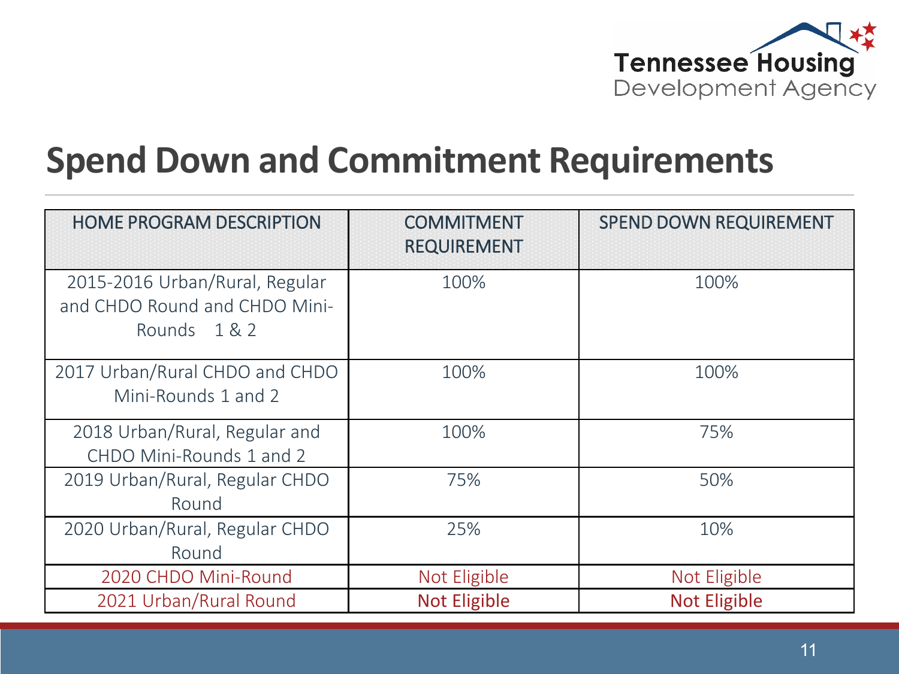## Spend Down and Commitment Requirements

| HOME PROGRAM DESCRIPTION | COMMITMENT REQUIREMENT | SPEND DOWN REQUIREMENT |
|---|---|---|
| 2015-2016 Urban/Rural, Regular and CHDO Round and CHDO Mini-Rounds 1 & 2 | 100% | 100% |
| 2017 Urban/Rural CHDO and CHDO Mini-Rounds 1 and 2 | 100% | 100% |
| 2018 Urban/Rural, Regular and CHDO Mini-Rounds 1 and 2 | 100% | 75% |
| 2019 Urban/Rural, Regular CHDO Round | 75% | 50% |
| 2020 Urban/Rural, Regular CHDO Round | 25% | 10% |
| 2020 CHDO Mini-Round | Not Eligible | Not Eligible |
| 2021 Urban/Rural Round | Not Eligible | Not Eligible |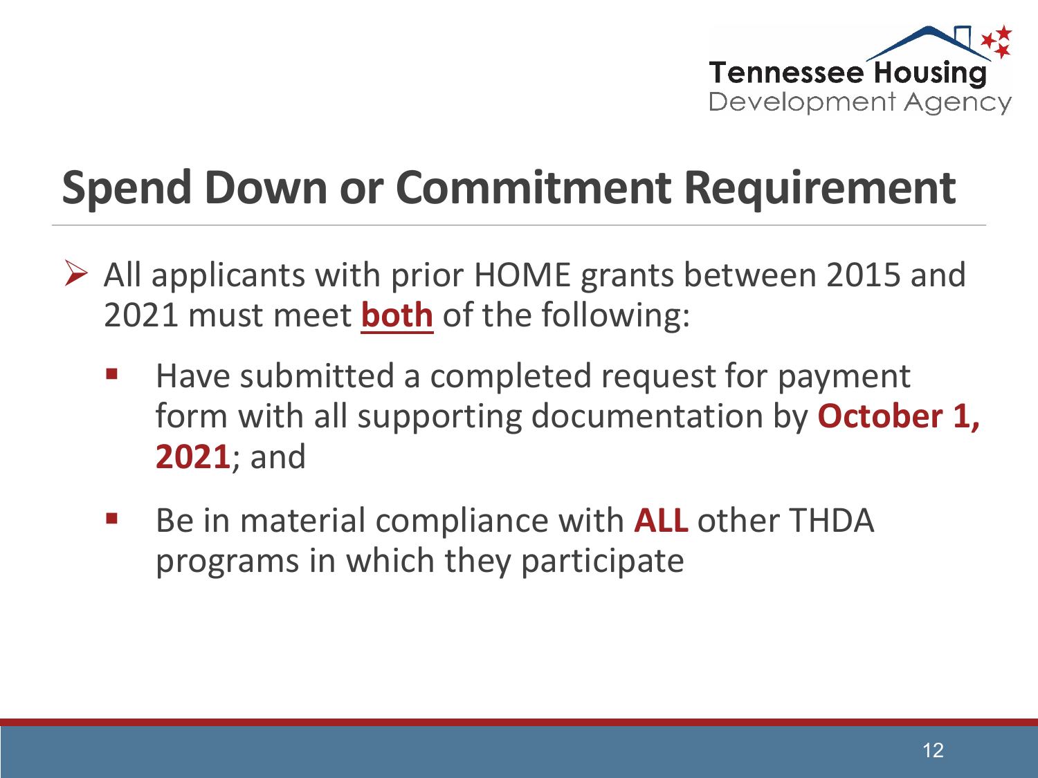# Spend Down or Commitment Requirement

- All applicants with prior HOME grants between 2015 and 2021 must meet **both** of the following:
  - Have submitted a completed request for payment form with all supporting documentation by **October 1, 2021**; and
  - Be in material compliance with **ALL** other THDA programs in which they participate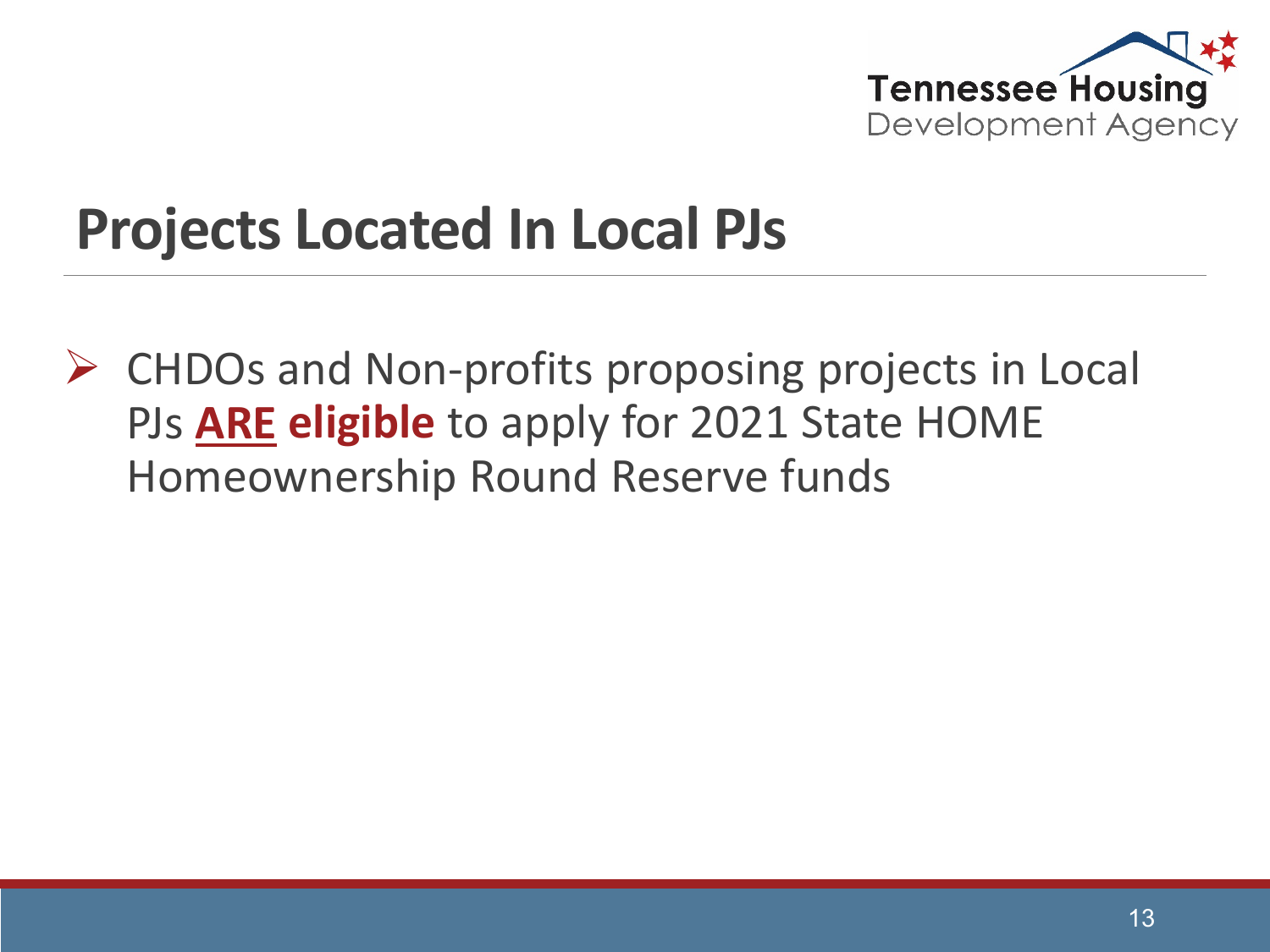# Projects Located In Local PJs

- CHDOs and Non-profits proposing projects in Local PJs **ARE eligible** to apply for 2021 State HOME Homeownership Round Reserve funds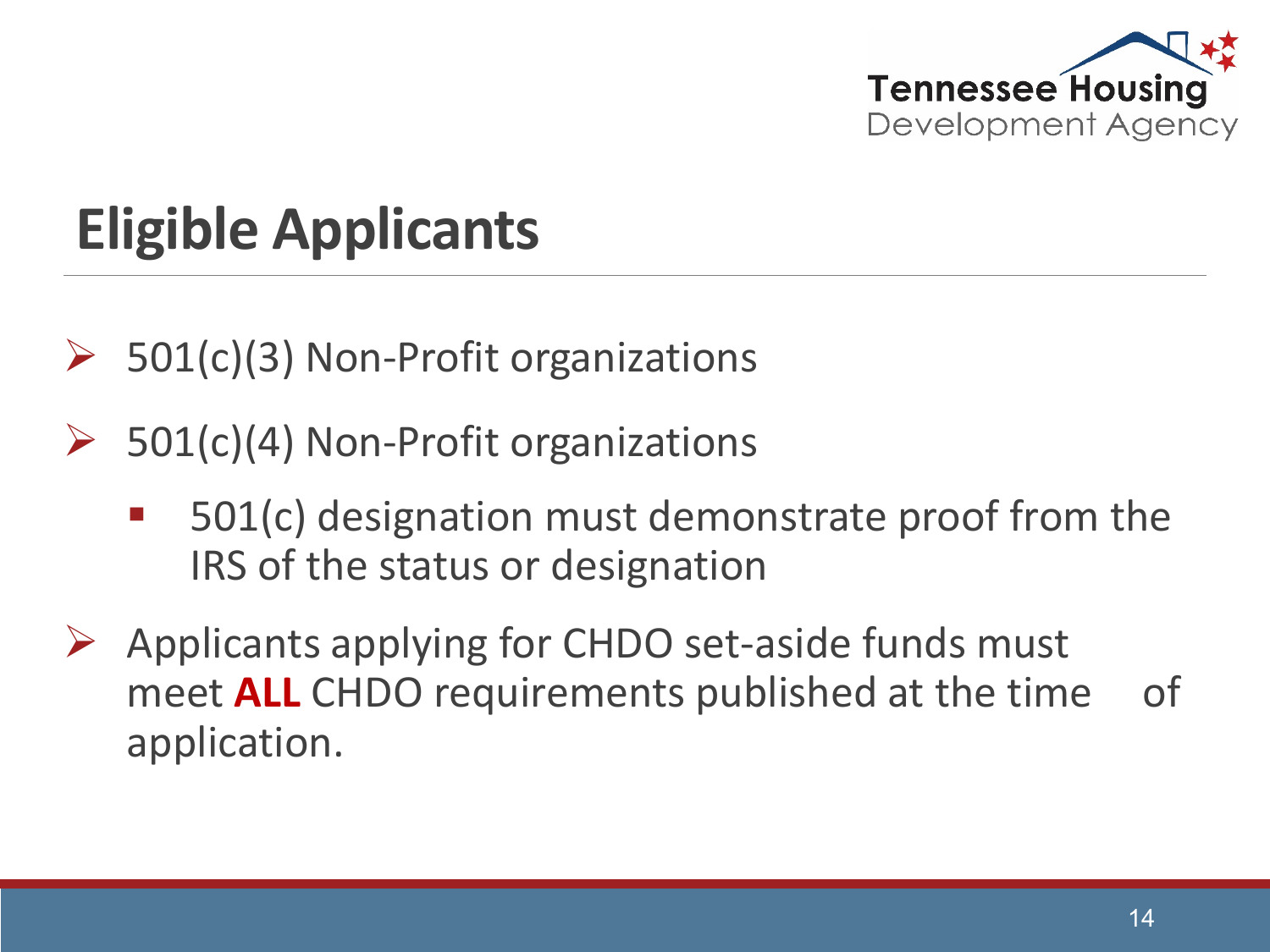# Eligible Applicants

- 501(c)(3) Non-Profit organizations
- 501(c)(4) Non-Profit organizations
  - 501(c) designation must demonstrate proof from the IRS of the status or designation
- Applicants applying for CHDO set-aside funds must meet **ALL** CHDO requirements published at the time of application.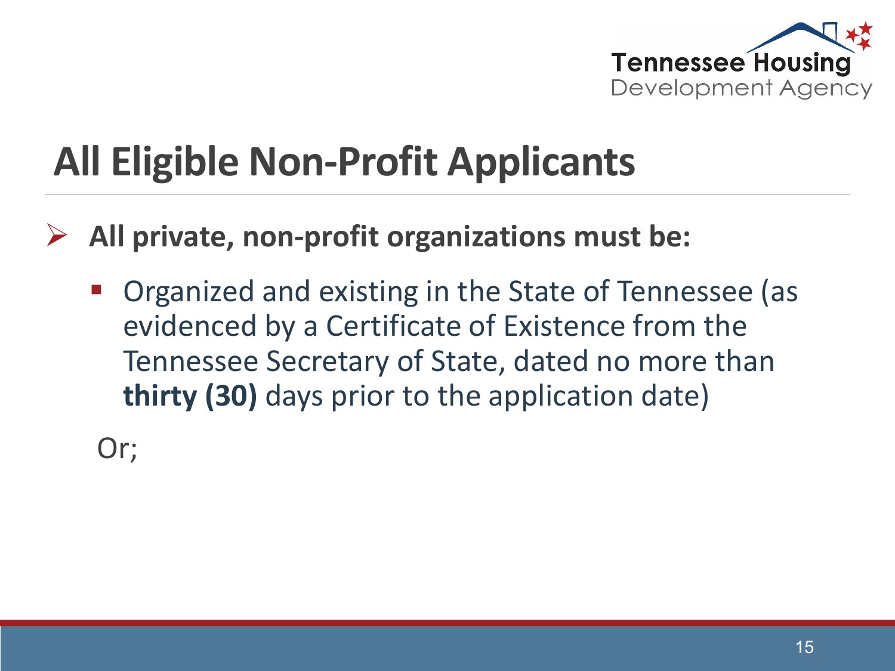# All Eligible Non-Profit Applicants

- **All private, non-profit organizations must be:**
  - Organized and existing in the State of Tennessee (as evidenced by a Certificate of Existence from the Tennessee Secretary of State, dated no more than **thirty (30)** days prior to the application date)

Or;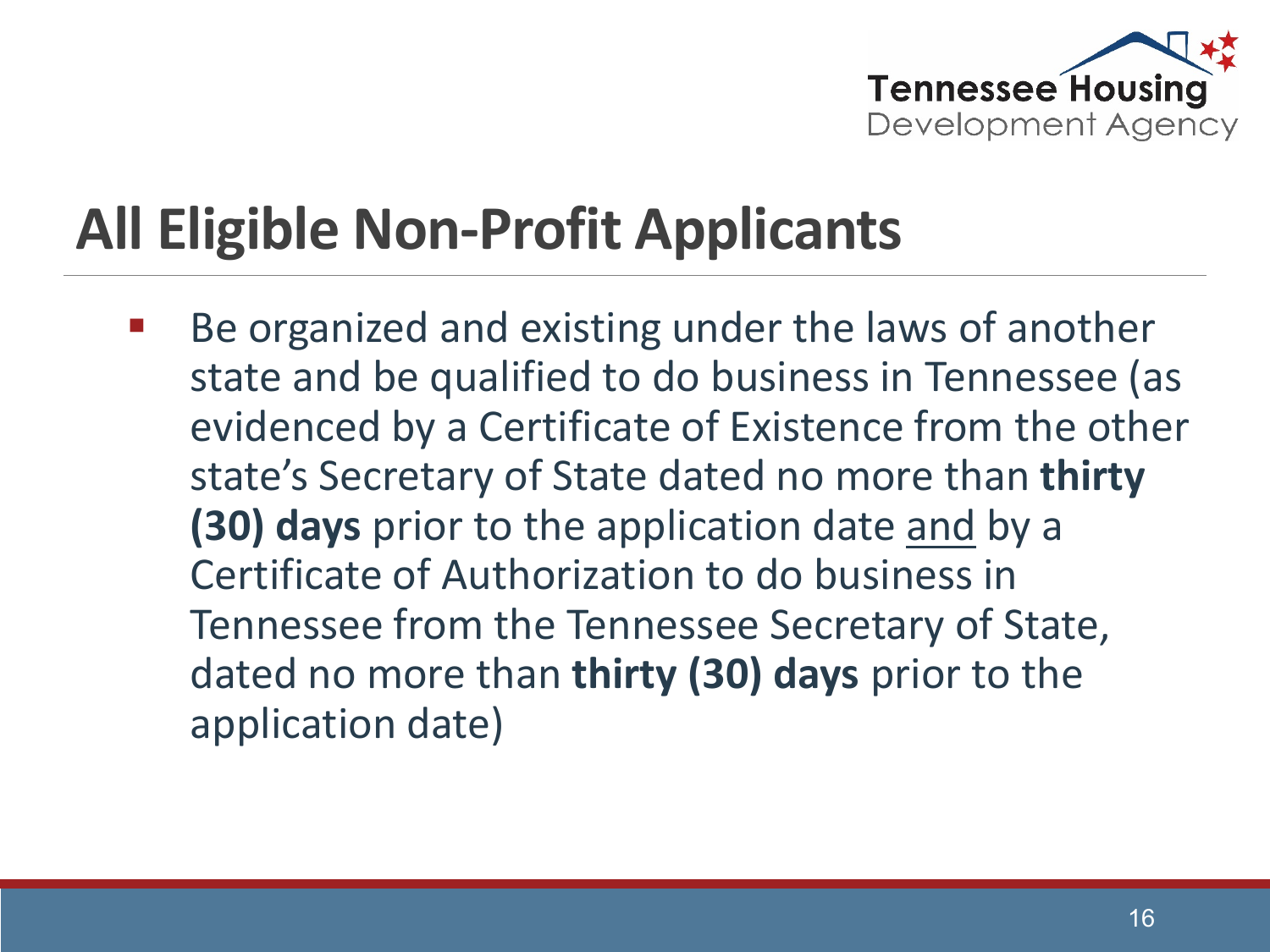# All Eligible Non-Profit Applicants

- Be organized and existing under the laws of another state and be qualified to do business in Tennessee (as evidenced by a Certificate of Existence from the other state's Secretary of State dated no more than **thirty (30) days** prior to the application date <u>and</u> by a Certificate of Authorization to do business in Tennessee from the Tennessee Secretary of State, dated no more than **thirty (30) days** prior to the application date)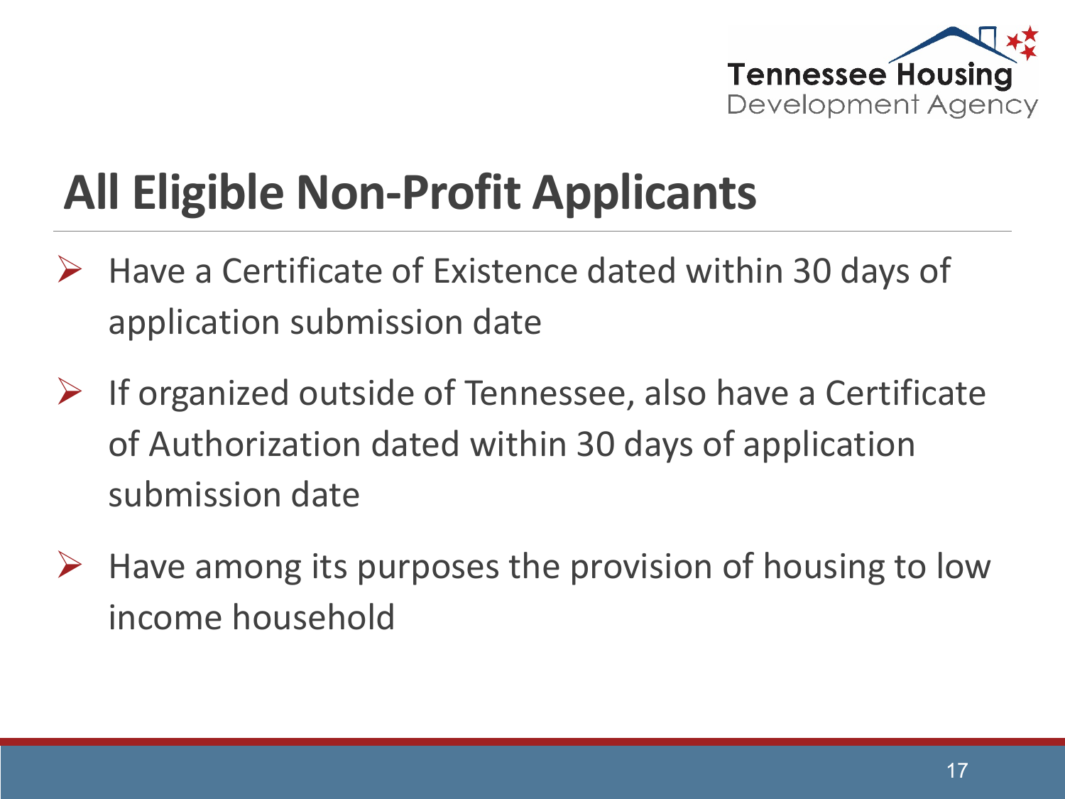# All Eligible Non-Profit Applicants

- Have a Certificate of Existence dated within 30 days of application submission date
- If organized outside of Tennessee, also have a Certificate of Authorization dated within 30 days of application submission date
- Have among its purposes the provision of housing to low income household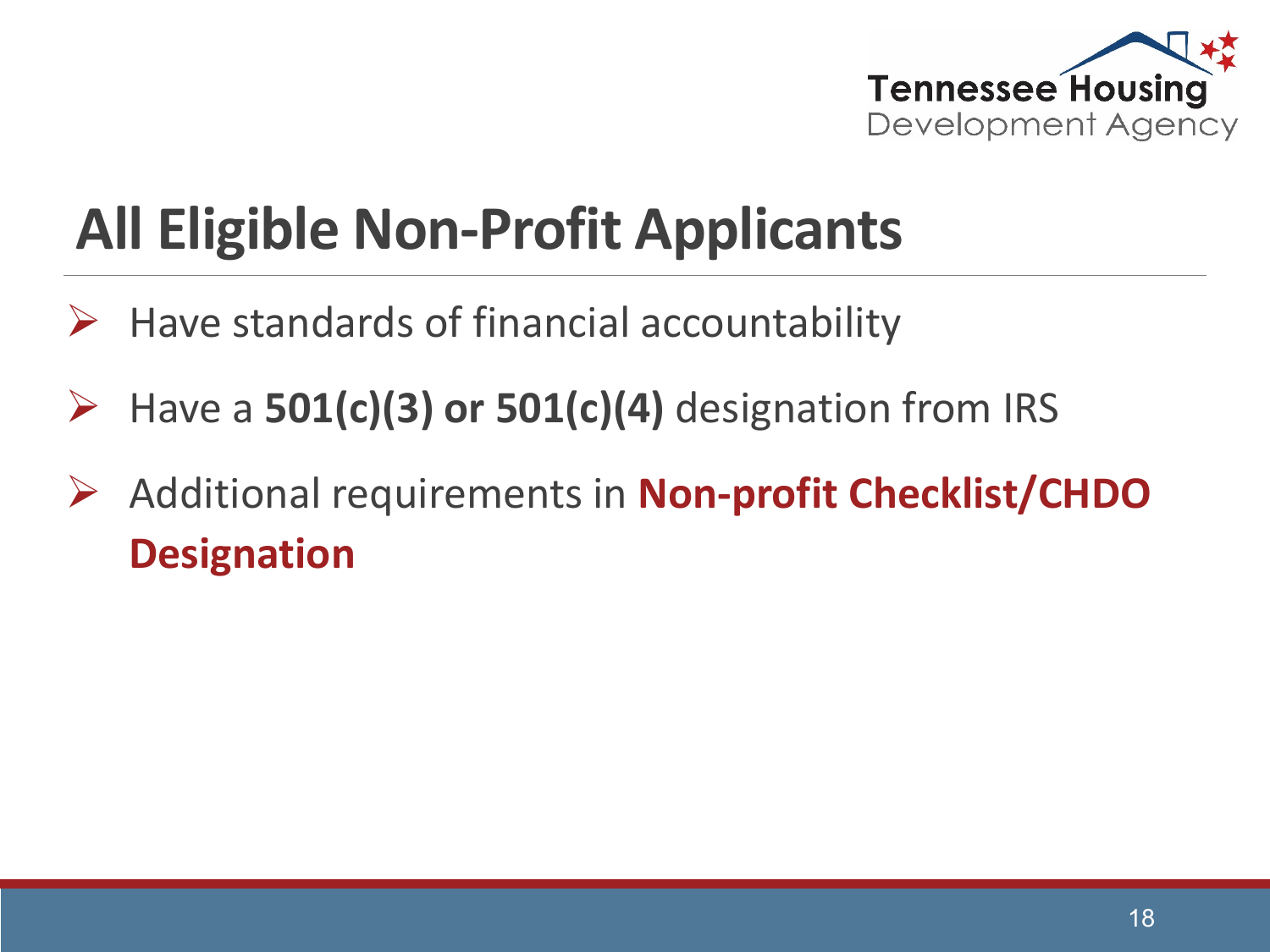# All Eligible Non-Profit Applicants

- Have standards of financial accountability
- Have a **501(c)(3) or 501(c)(4)** designation from IRS
- Additional requirements in **Non-profit Checklist/CHDO Designation**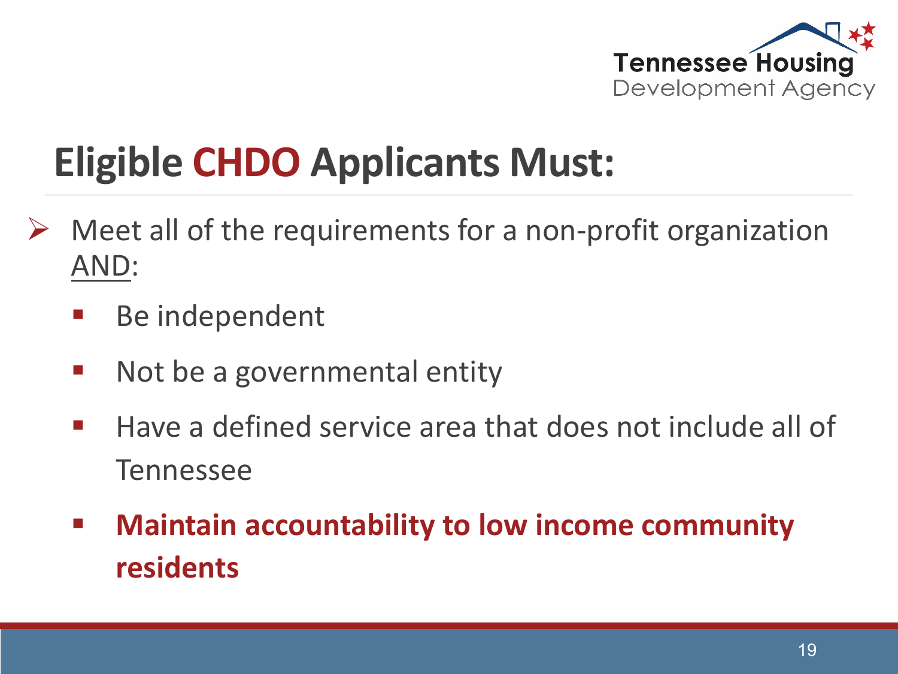# Eligible CHDO Applicants Must:

- Meet all of the requirements for a non-profit organization AND:
  - Be independent
  - Not be a governmental entity
  - Have a defined service area that does not include all of Tennessee
  - **Maintain accountability to low income community residents**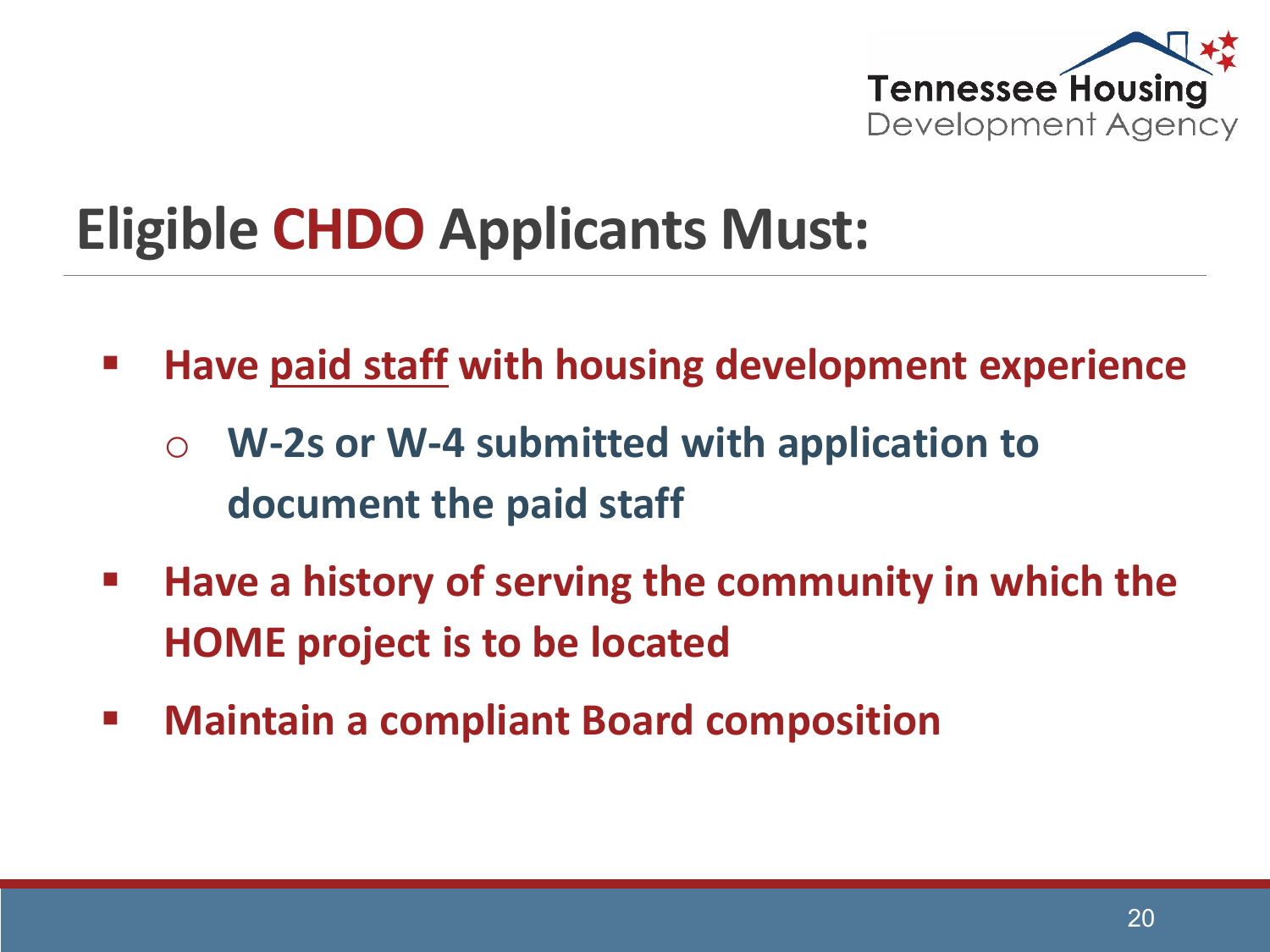# Eligible CHDO Applicants Must:

- **Have paid staff with housing development experience**
  - **W-2s or W-4 submitted with application to document the paid staff**
- **Have a history of serving the community in which the HOME project is to be located**
- **Maintain a compliant Board composition**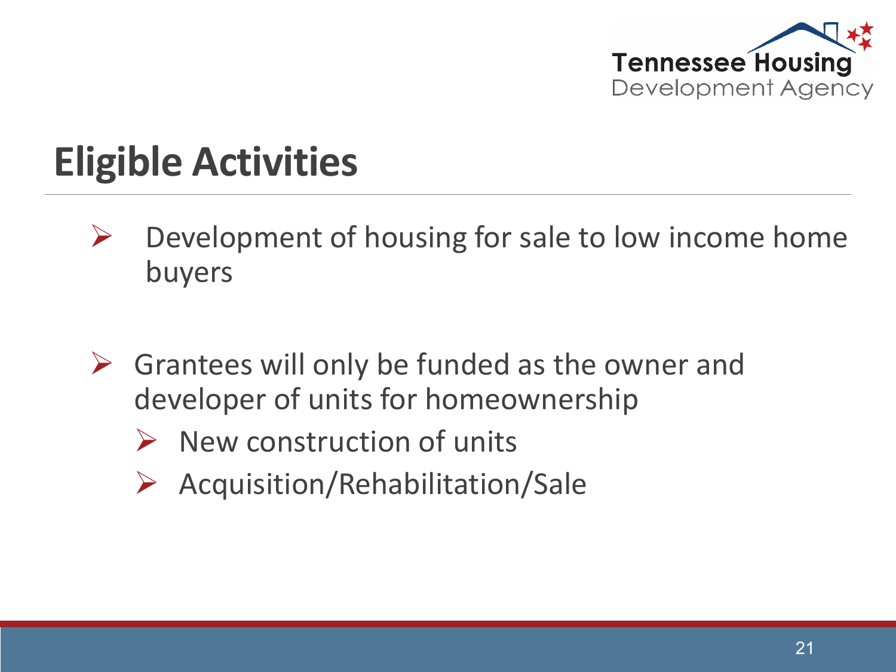# Eligible Activities

- Development of housing for sale to low income home buyers

- Grantees will only be funded as the owner and developer of units for homeownership
  - New construction of units
  - Acquisition/Rehabilitation/Sale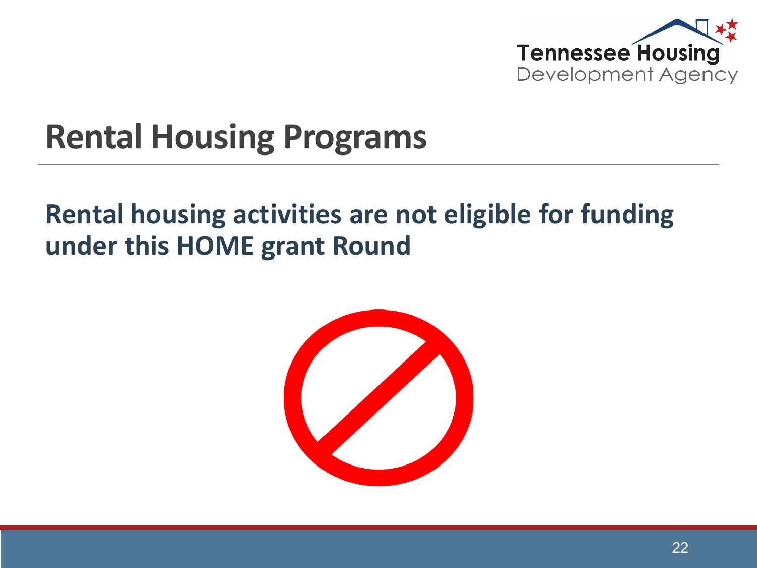# Rental Housing Programs

**Rental housing activities are not eligible for funding under this HOME grant Round**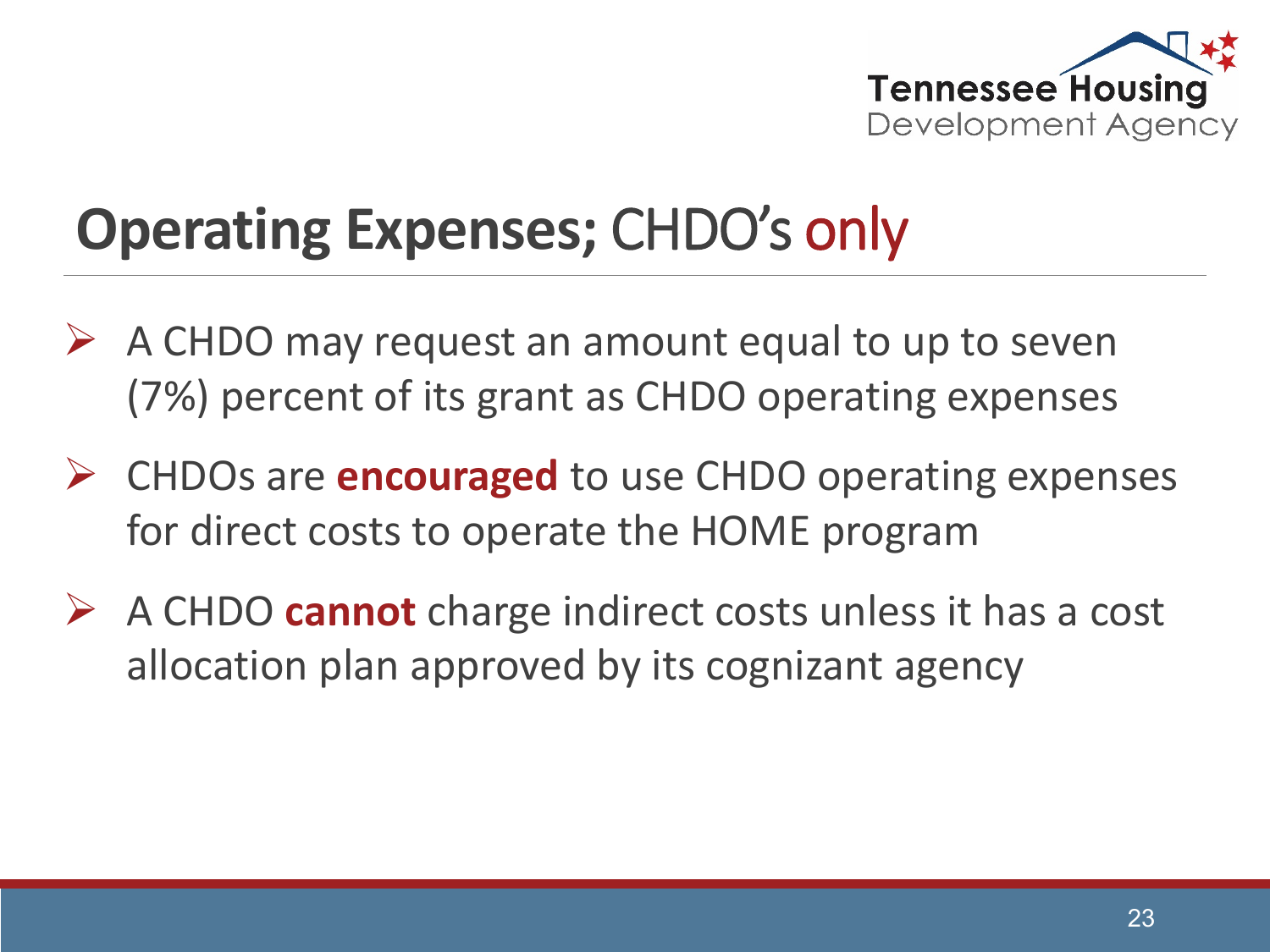# **Operating Expenses;** CHDO's only

- A CHDO may request an amount equal to up to seven (7%) percent of its grant as CHDO operating expenses
- CHDOs are **encouraged** to use CHDO operating expenses for direct costs to operate the HOME program
- A CHDO **cannot** charge indirect costs unless it has a cost allocation plan approved by its cognizant agency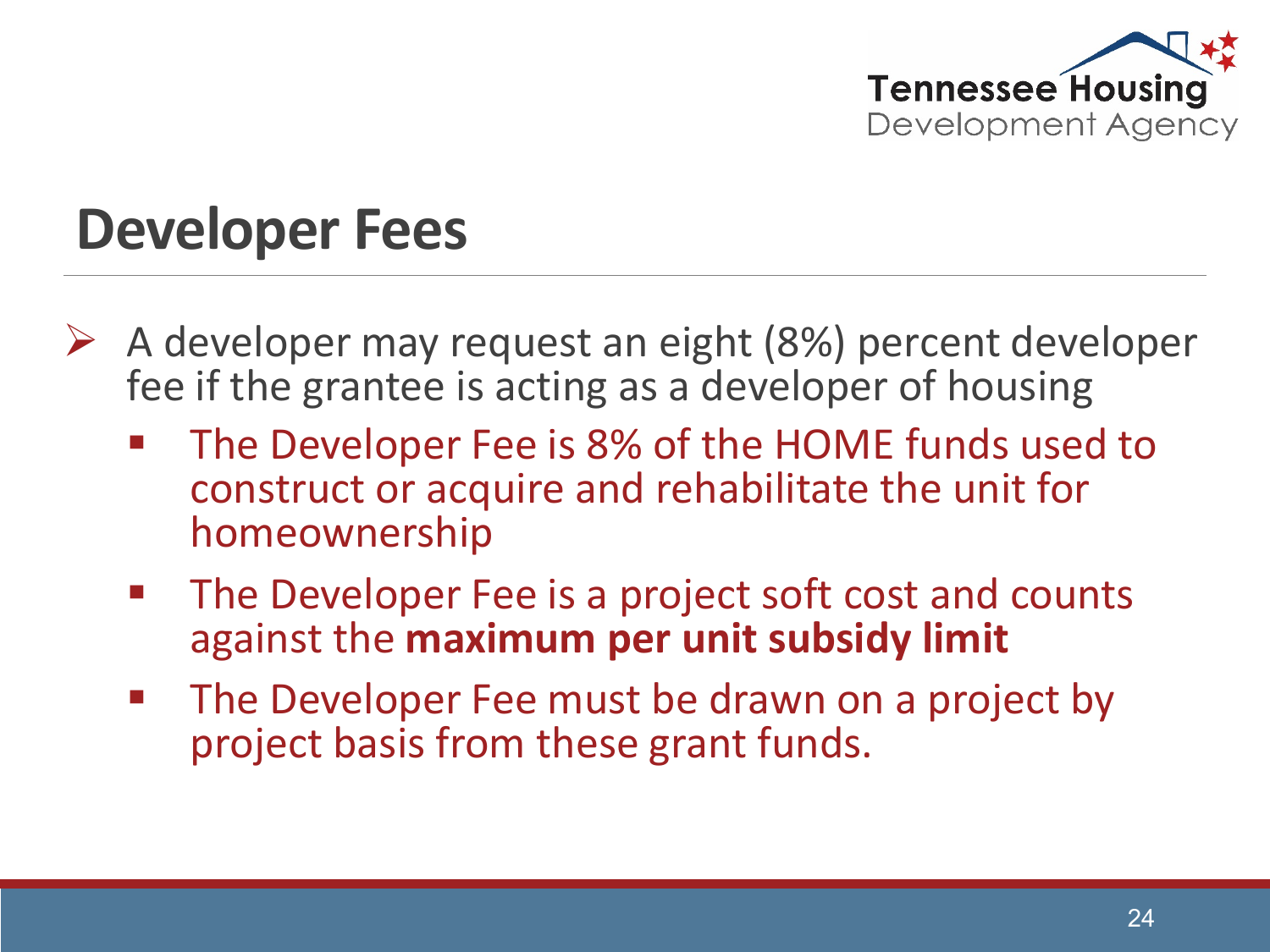# Developer Fees

- A developer may request an eight (8%) percent developer fee if the grantee is acting as a developer of housing
  - The Developer Fee is 8% of the HOME funds used to construct or acquire and rehabilitate the unit for homeownership
  - The Developer Fee is a project soft cost and counts against the **maximum per unit subsidy limit**
  - The Developer Fee must be drawn on a project by project basis from these grant funds.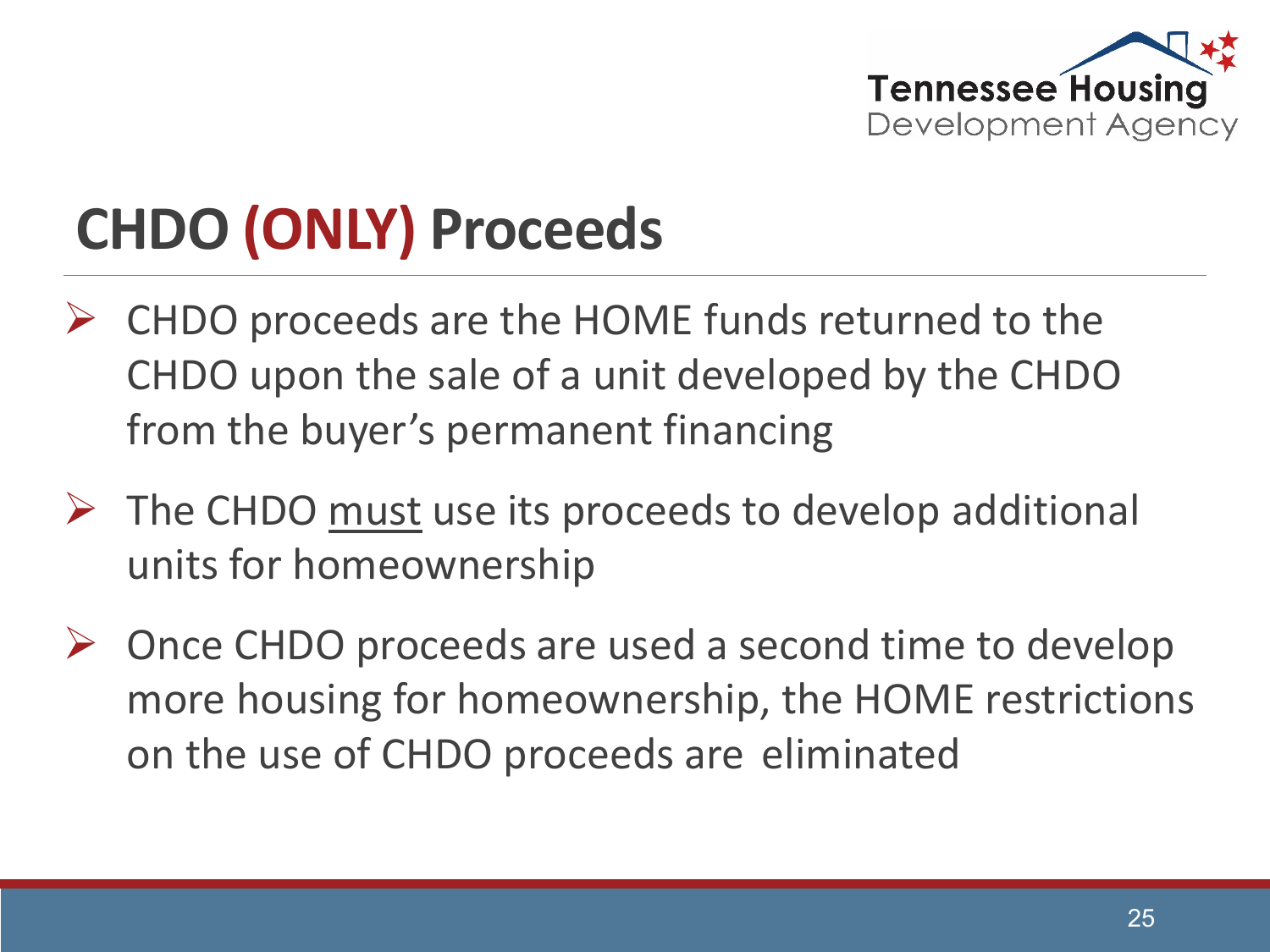# CHDO (ONLY) Proceeds

- CHDO proceeds are the HOME funds returned to the CHDO upon the sale of a unit developed by the CHDO from the buyer's permanent financing
- The CHDO <u>must</u> use its proceeds to develop additional units for homeownership
- Once CHDO proceeds are used a second time to develop more housing for homeownership, the HOME restrictions on the use of CHDO proceeds are eliminated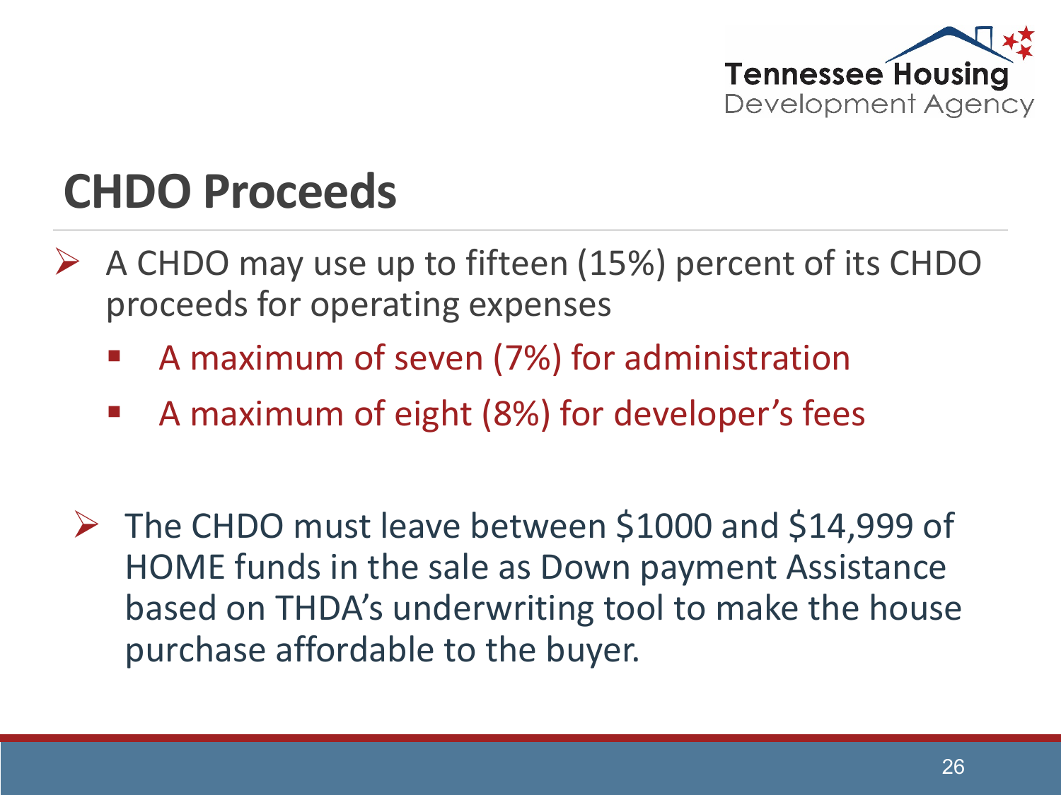# CHDO Proceeds

- A CHDO may use up to fifteen (15%) percent of its CHDO proceeds for operating expenses
  - A maximum of seven (7%) for administration
  - A maximum of eight (8%) for developer's fees

- The CHDO must leave between $1000 and $14,999 of HOME funds in the sale as Down payment Assistance based on THDA's underwriting tool to make the house purchase affordable to the buyer.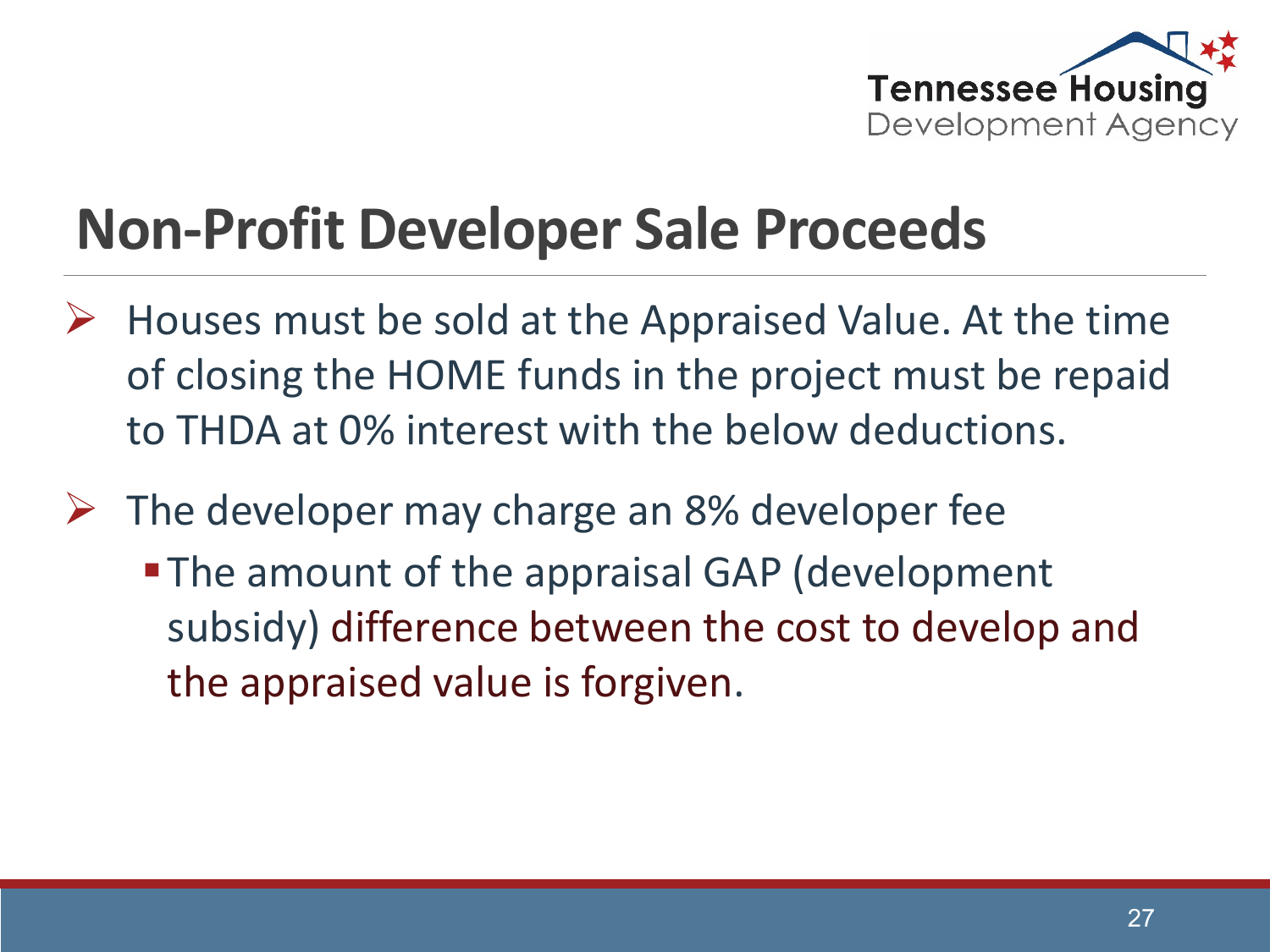# Non-Profit Developer Sale Proceeds

- Houses must be sold at the Appraised Value. At the time of closing the HOME funds in the project must be repaid to THDA at 0% interest with the below deductions.
- The developer may charge an 8% developer fee
  - The amount of the appraisal GAP (development subsidy) difference between the cost to develop and the appraised value is forgiven.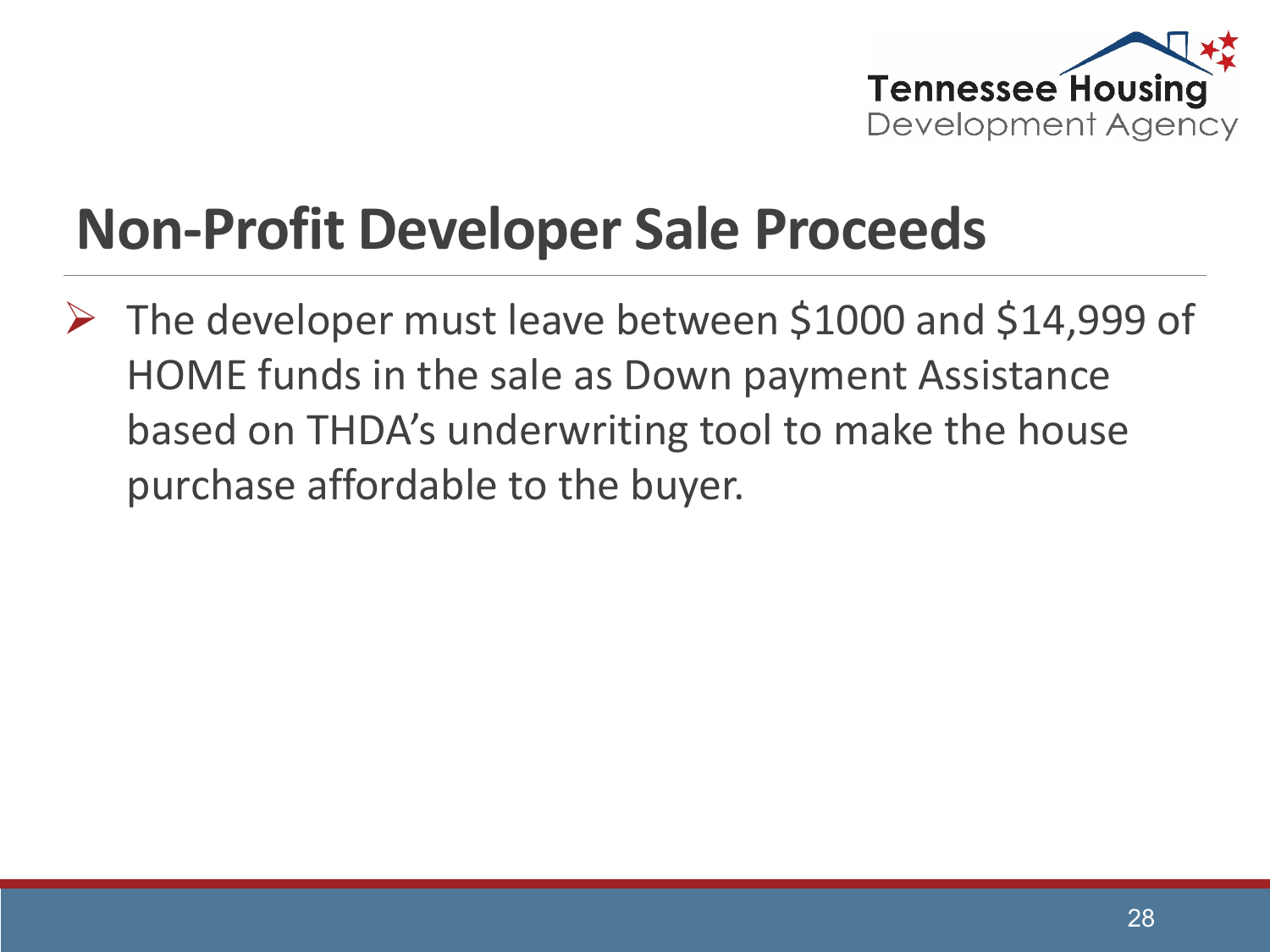# Non-Profit Developer Sale Proceeds

- The developer must leave between $1000 and $14,999 of HOME funds in the sale as Down payment Assistance based on THDA's underwriting tool to make the house purchase affordable to the buyer.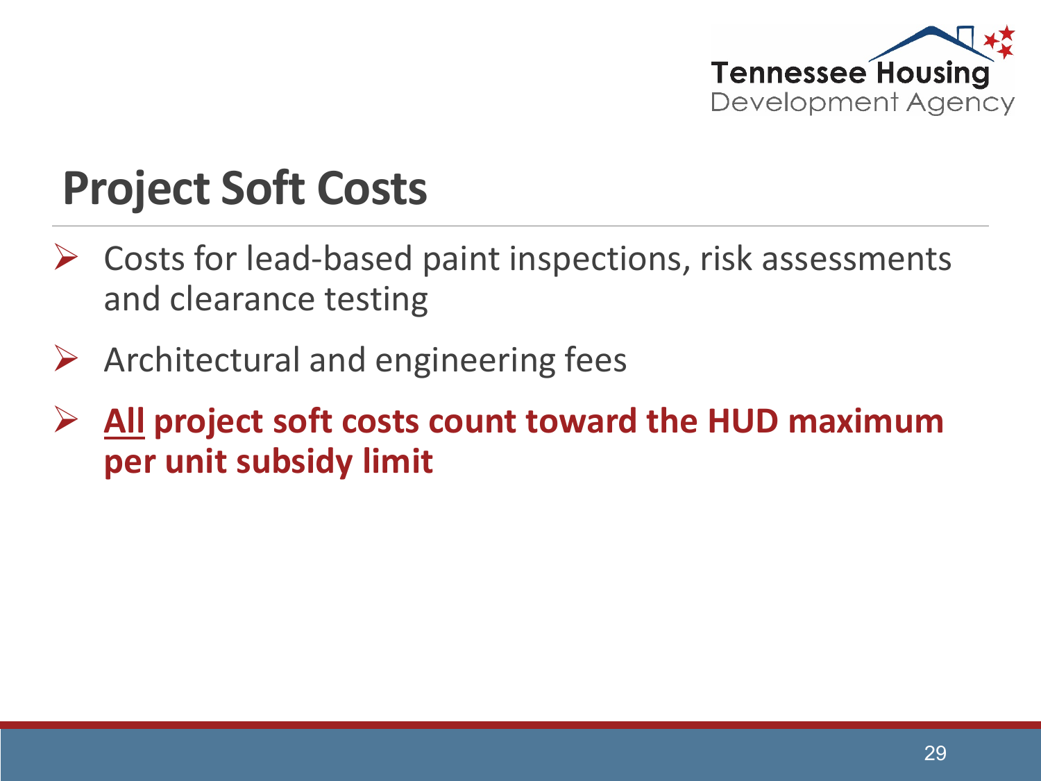# Project Soft Costs

- Costs for lead-based paint inspections, risk assessments and clearance testing
- Architectural and engineering fees
- **<u>All</u> project soft costs count toward the HUD maximum per unit subsidy limit**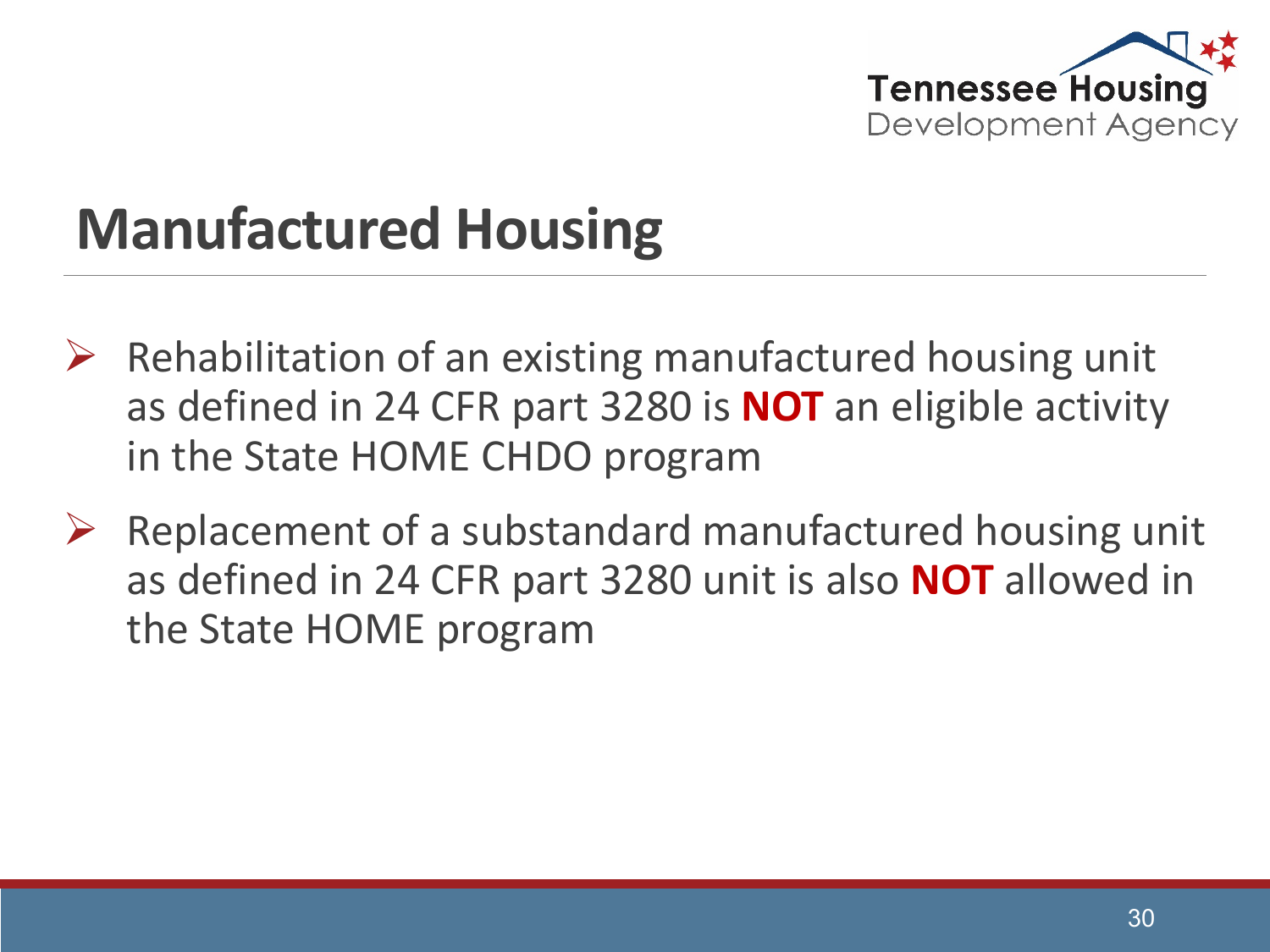# Manufactured Housing

- Rehabilitation of an existing manufactured housing unit as defined in 24 CFR part 3280 is **NOT** an eligible activity in the State HOME CHDO program
- Replacement of a substandard manufactured housing unit as defined in 24 CFR part 3280 unit is also **NOT** allowed in the State HOME program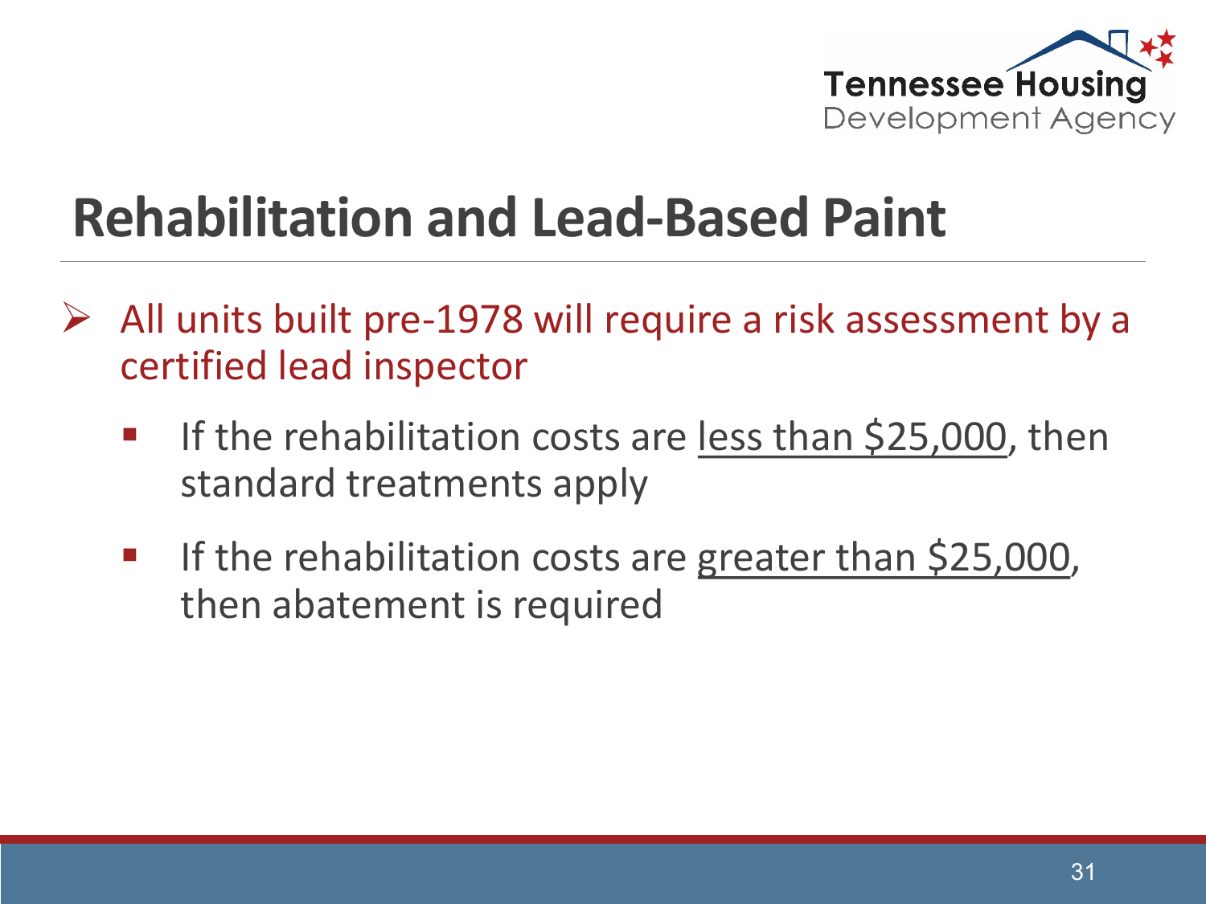# Rehabilitation and Lead-Based Paint

- All units built pre-1978 will require a risk assessment by a certified lead inspector
  - If the rehabilitation costs are <u>less than $25,000</u>, then standard treatments apply
  - If the rehabilitation costs are <u>greater than $25,000</u>, then abatement is required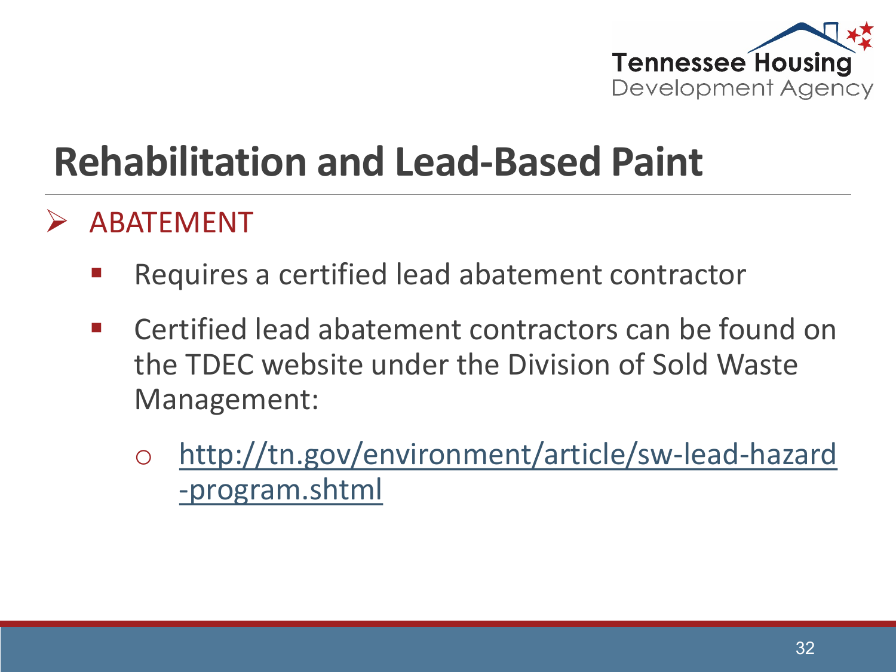# Rehabilitation and Lead-Based Paint

- ABATEMENT
  - Requires a certified lead abatement contractor
  - Certified lead abatement contractors can be found on the TDEC website under the Division of Sold Waste Management:
    - http://tn.gov/environment/article/sw-lead-hazard-program.shtml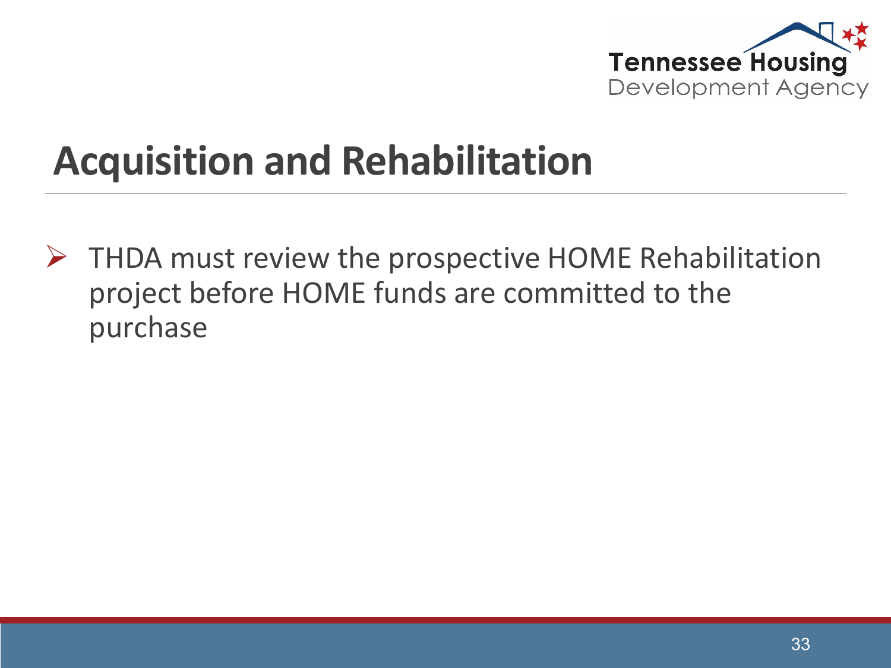# Acquisition and Rehabilitation

- THDA must review the prospective HOME Rehabilitation project before HOME funds are committed to the purchase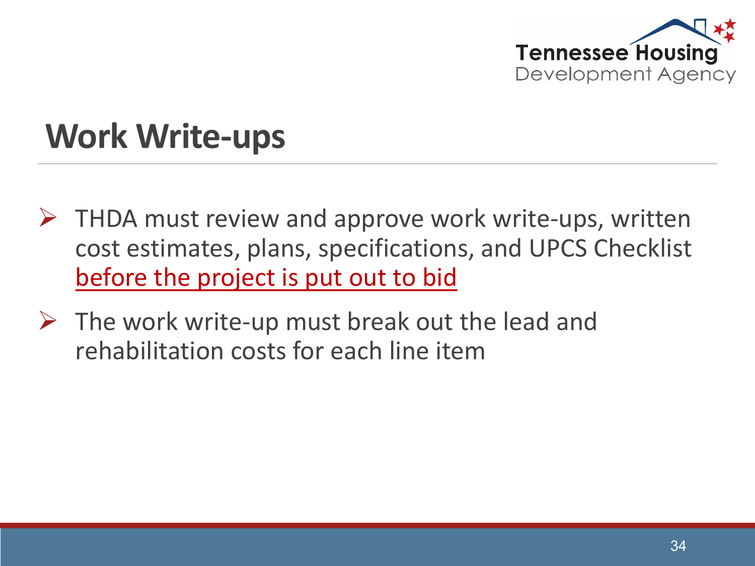# Work Write-ups

- THDA must review and approve work write-ups, written cost estimates, plans, specifications, and UPCS Checklist <u>before the project is put out to bid</u>
- The work write-up must break out the lead and rehabilitation costs for each line item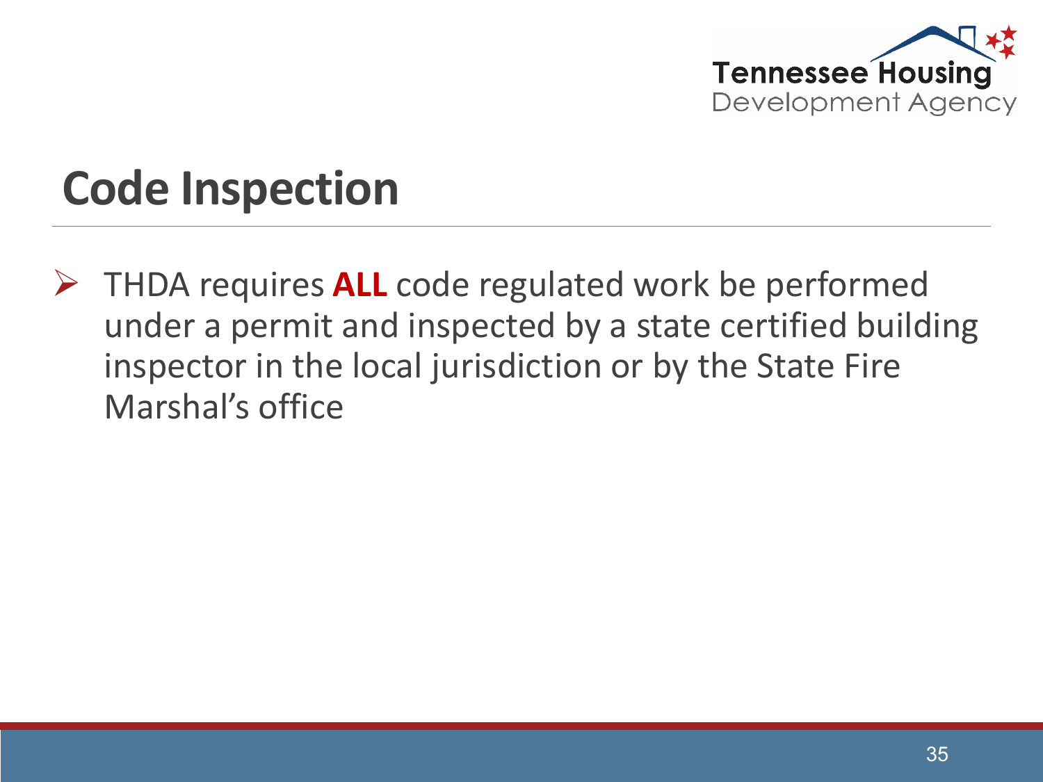# Code Inspection

- THDA requires **ALL** code regulated work be performed under a permit and inspected by a state certified building inspector in the local jurisdiction or by the State Fire Marshal's office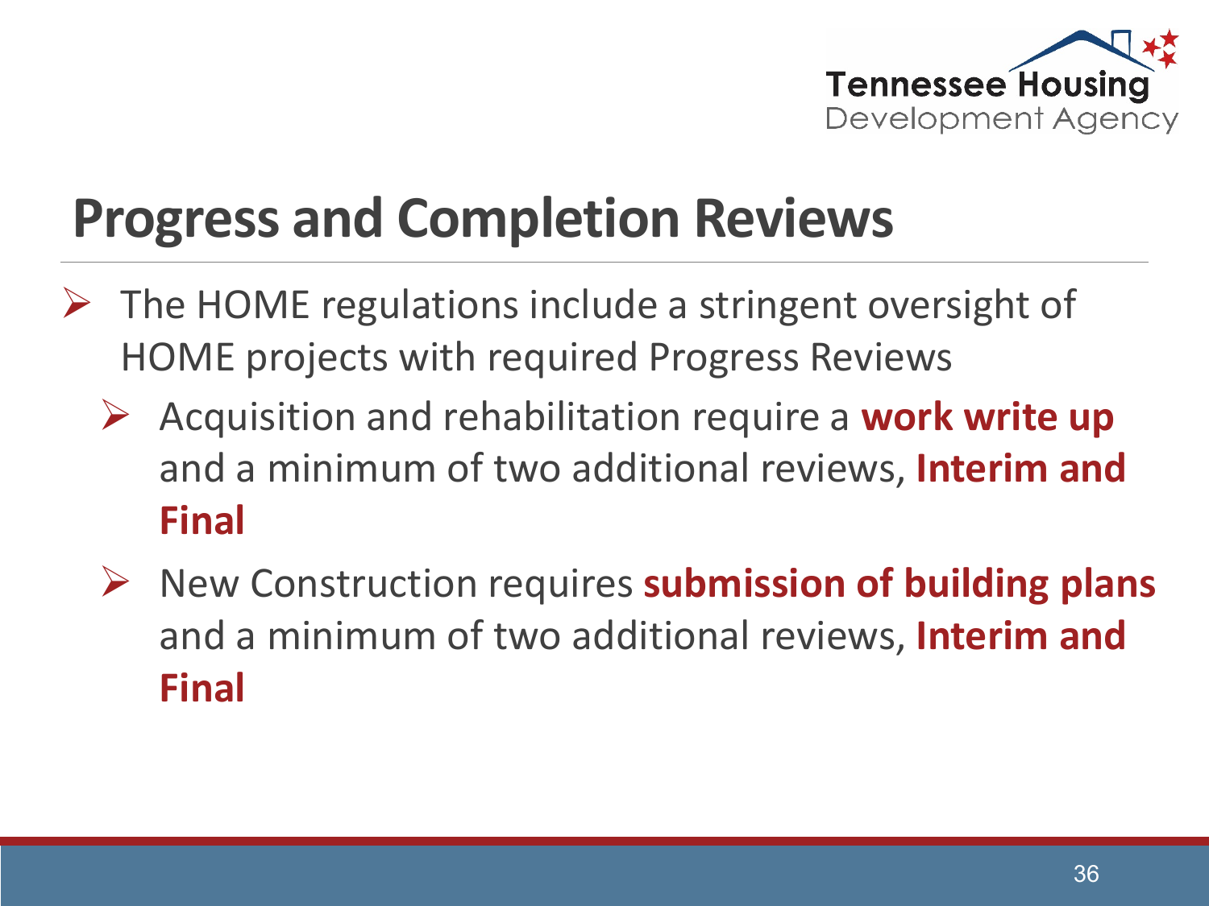# Progress and Completion Reviews

- The HOME regulations include a stringent oversight of HOME projects with required Progress Reviews
  - Acquisition and rehabilitation require a **work write up** and a minimum of two additional reviews, **Interim and Final**
  - New Construction requires **submission of building plans** and a minimum of two additional reviews, **Interim and Final**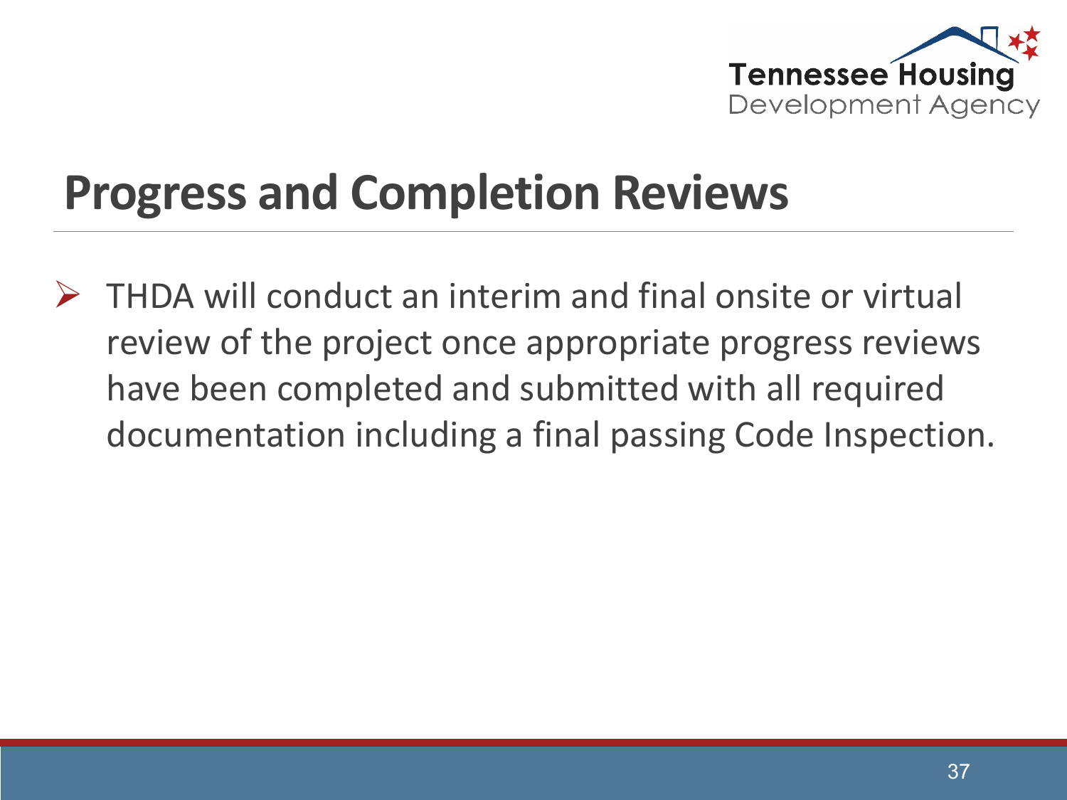# Progress and Completion Reviews

- THDA will conduct an interim and final onsite or virtual review of the project once appropriate progress reviews have been completed and submitted with all required documentation including a final passing Code Inspection.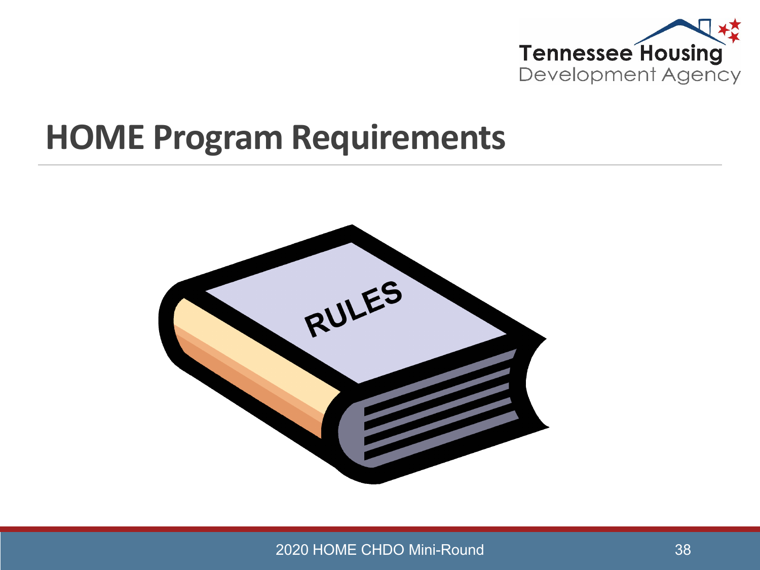# HOME Program Requirements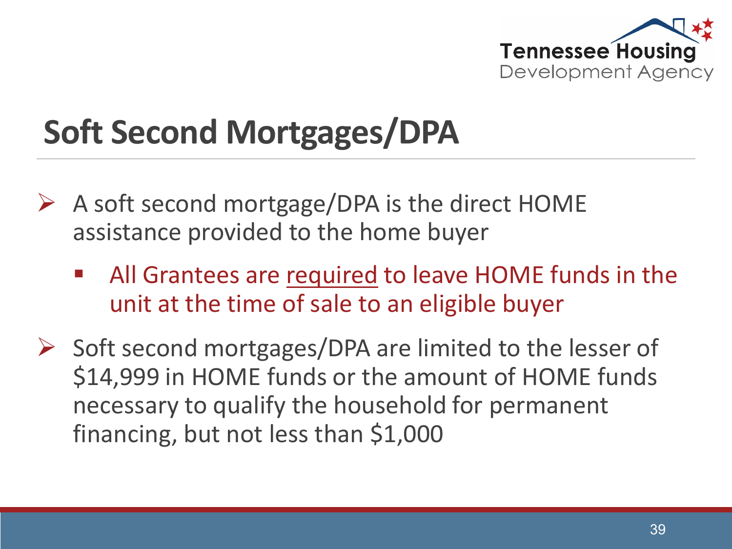# Soft Second Mortgages/DPA

- A soft second mortgage/DPA is the direct HOME assistance provided to the home buyer
  - All Grantees are <u>required</u> to leave HOME funds in the unit at the time of sale to an eligible buyer
- Soft second mortgages/DPA are limited to the lesser of $14,999 in HOME funds or the amount of HOME funds necessary to qualify the household for permanent financing, but not less than $1,000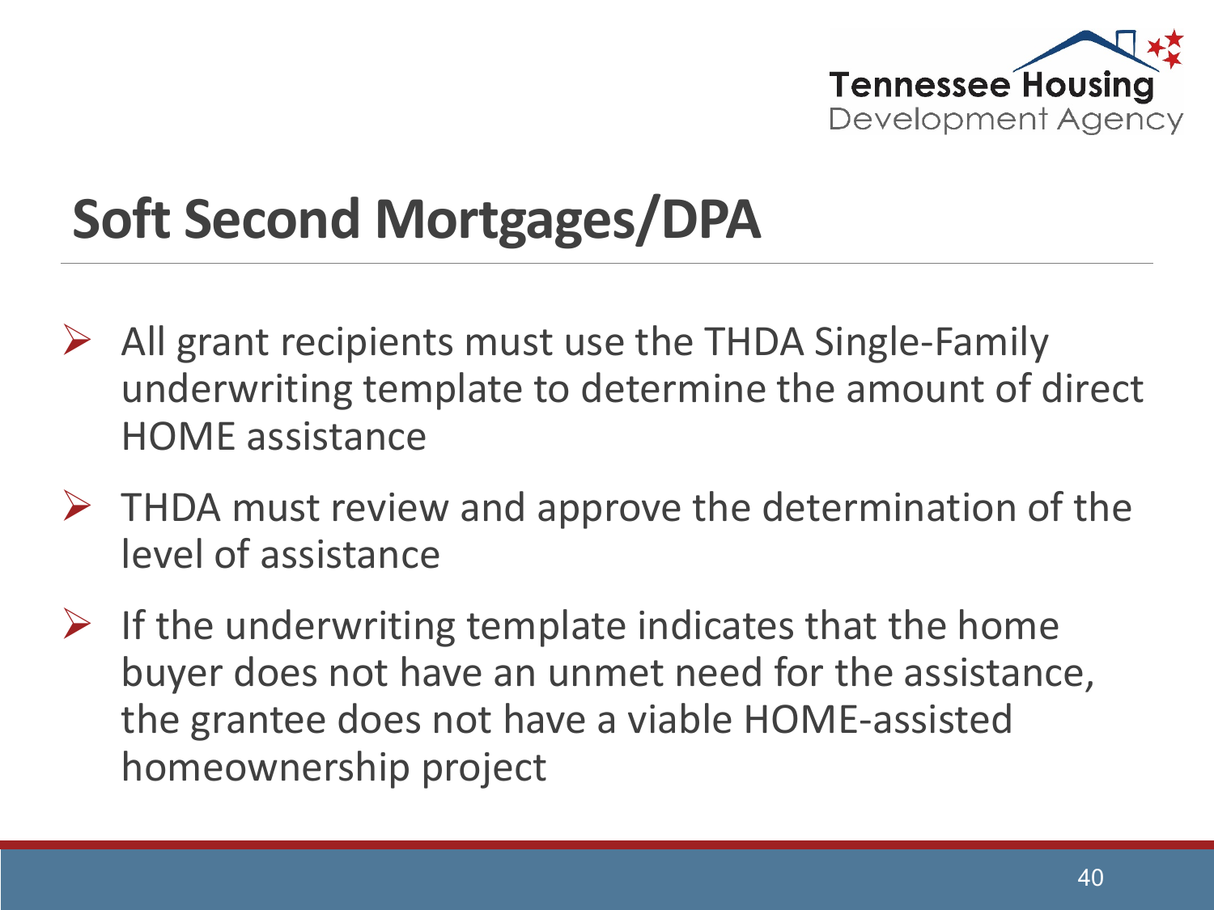# Soft Second Mortgages/DPA

- All grant recipients must use the THDA Single-Family underwriting template to determine the amount of direct HOME assistance
- THDA must review and approve the determination of the level of assistance
- If the underwriting template indicates that the home buyer does not have an unmet need for the assistance, the grantee does not have a viable HOME-assisted homeownership project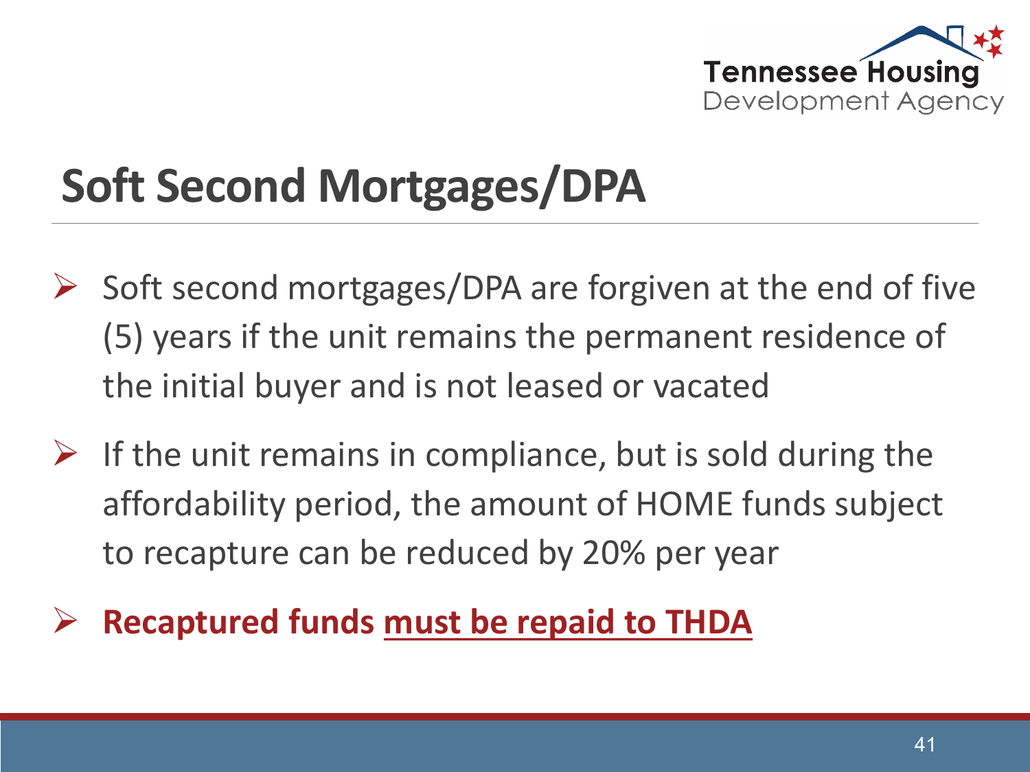# Soft Second Mortgages/DPA

- Soft second mortgages/DPA are forgiven at the end of five (5) years if the unit remains the permanent residence of the initial buyer and is not leased or vacated
- If the unit remains in compliance, but is sold during the affordability period, the amount of HOME funds subject to recapture can be reduced by 20% per year
- **Recaptured funds <u>must be repaid to THDA</u>**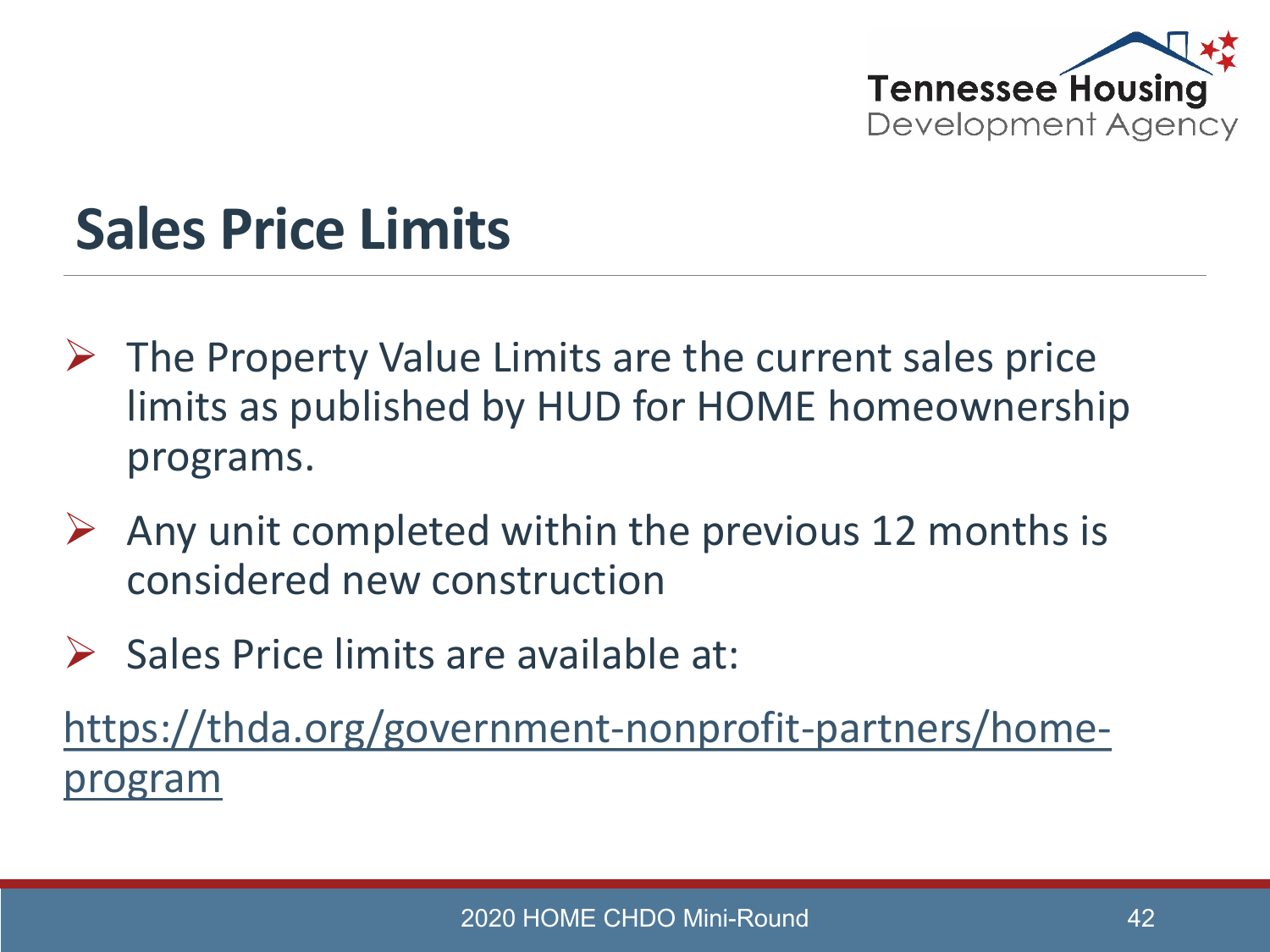# Sales Price Limits

- The Property Value Limits are the current sales price limits as published by HUD for HOME homeownership programs.
- Any unit completed within the previous 12 months is considered new construction
- Sales Price limits are available at:

https://thda.org/government-nonprofit-partners/home-program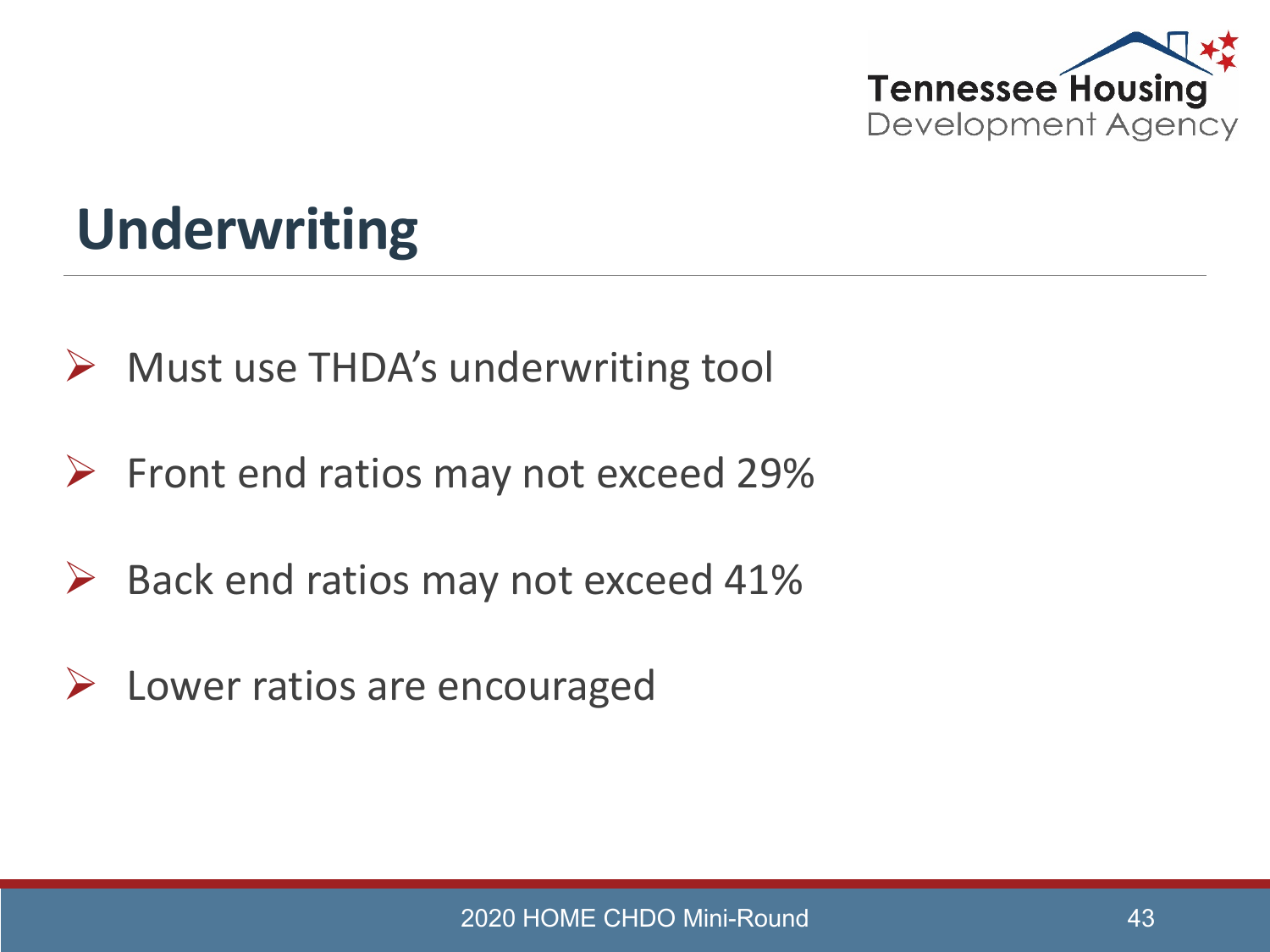# Underwriting

- Must use THDA's underwriting tool
- Front end ratios may not exceed 29%
- Back end ratios may not exceed 41%
- Lower ratios are encouraged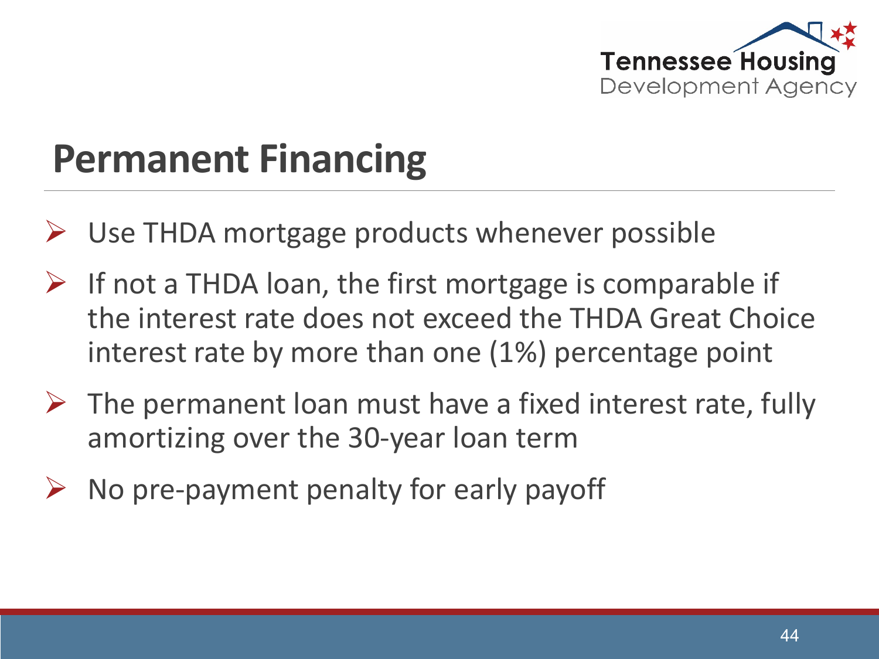# Permanent Financing

- Use THDA mortgage products whenever possible
- If not a THDA loan, the first mortgage is comparable if the interest rate does not exceed the THDA Great Choice interest rate by more than one (1%) percentage point
- The permanent loan must have a fixed interest rate, fully amortizing over the 30-year loan term
- No pre-payment penalty for early payoff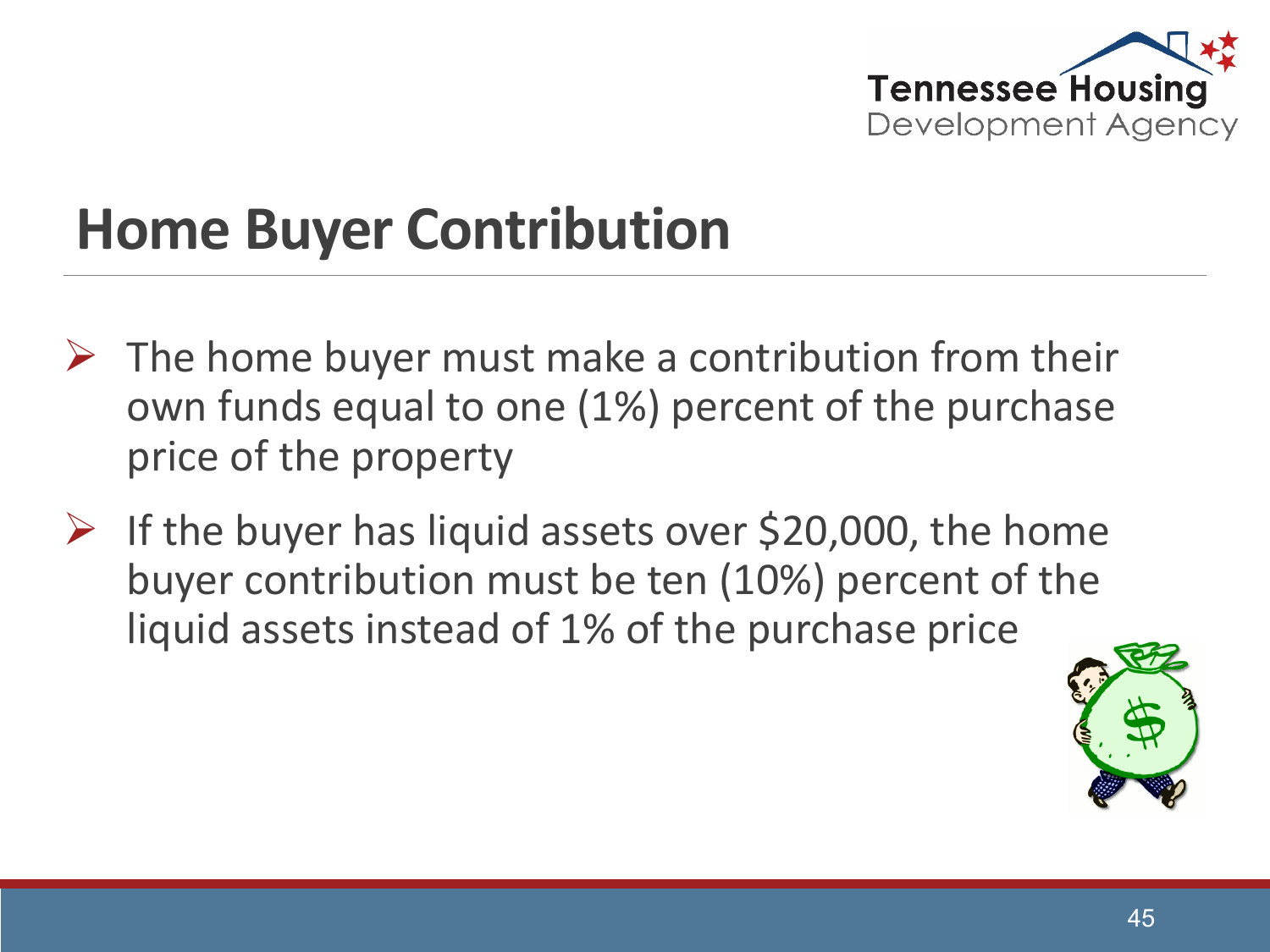# Home Buyer Contribution

- The home buyer must make a contribution from their own funds equal to one (1%) percent of the purchase price of the property
- If the buyer has liquid assets over $20,000, the home buyer contribution must be ten (10%) percent of the liquid assets instead of 1% of the purchase price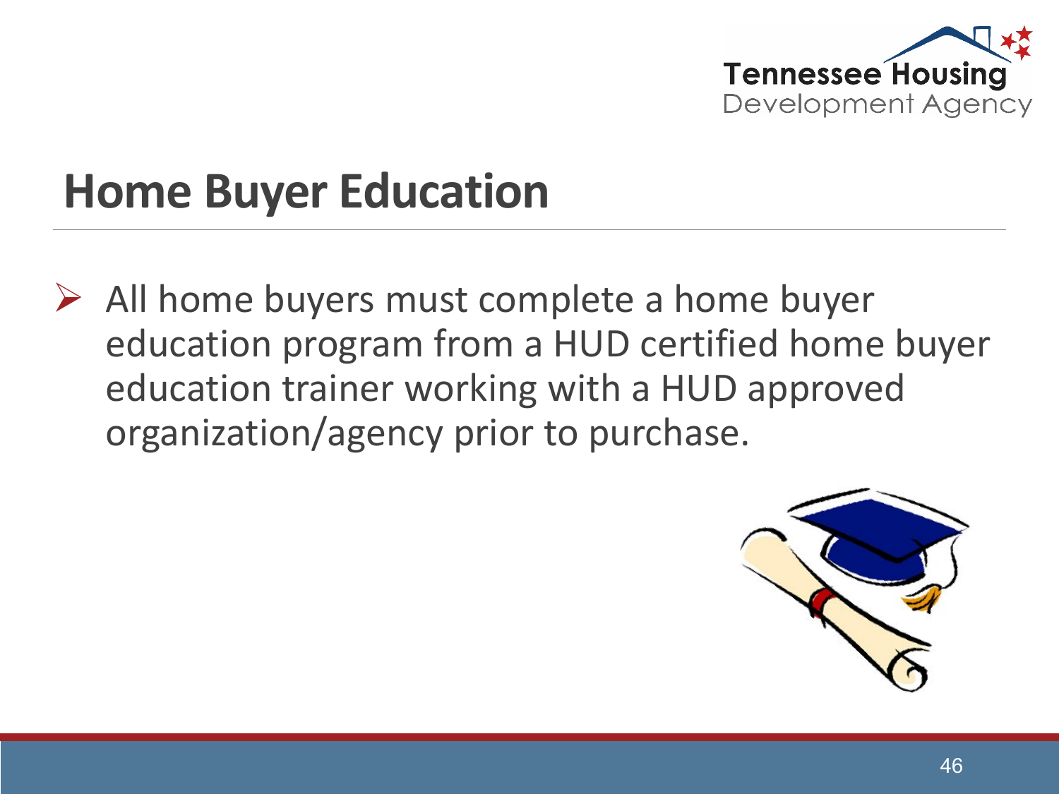## Home Buyer Education

- All home buyers must complete a home buyer education program from a HUD certified home buyer education trainer working with a HUD approved organization/agency prior to purchase.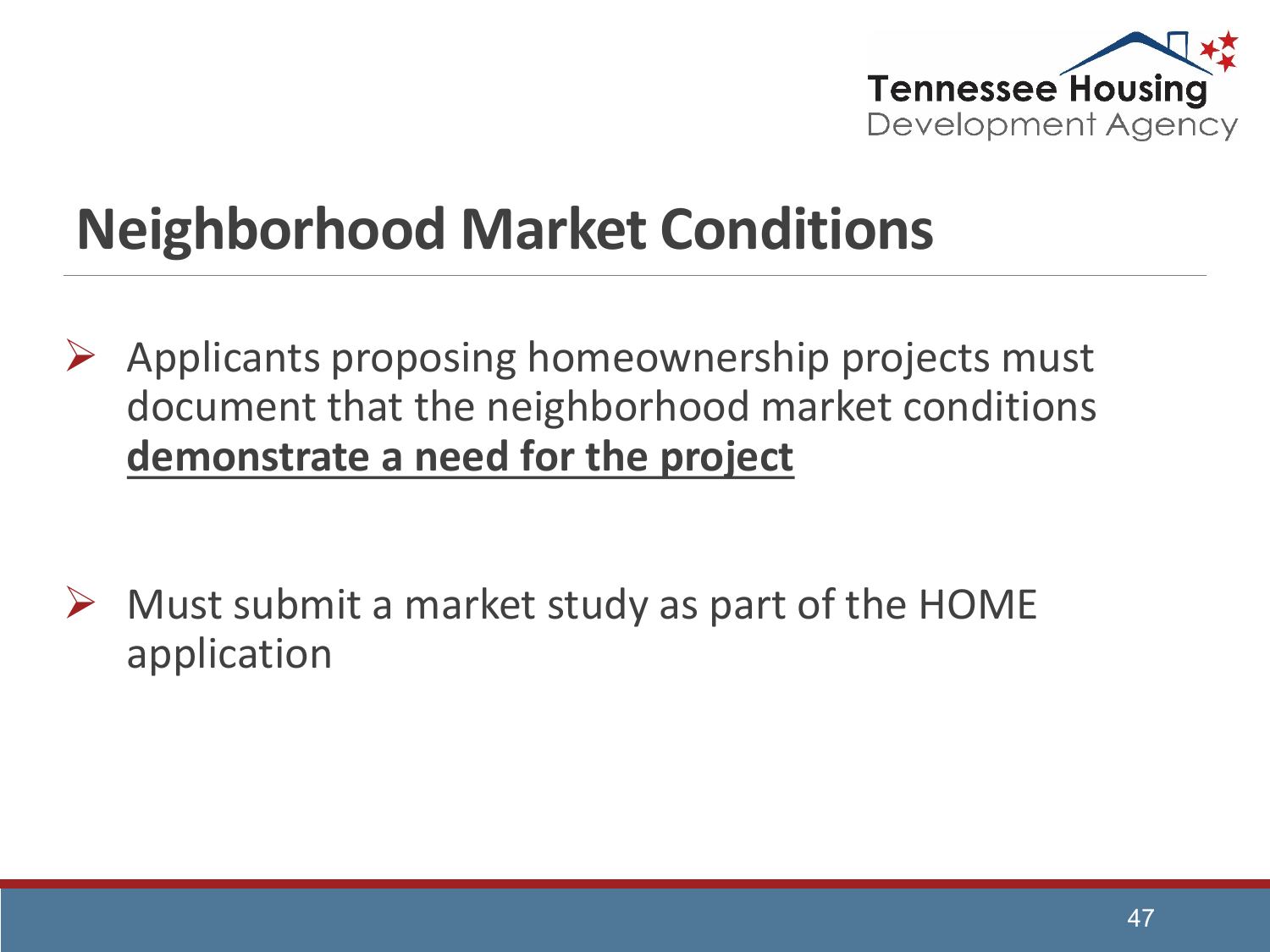# Neighborhood Market Conditions

- Applicants proposing homeownership projects must document that the neighborhood market conditions **demonstrate a need for the project**

- Must submit a market study as part of the HOME application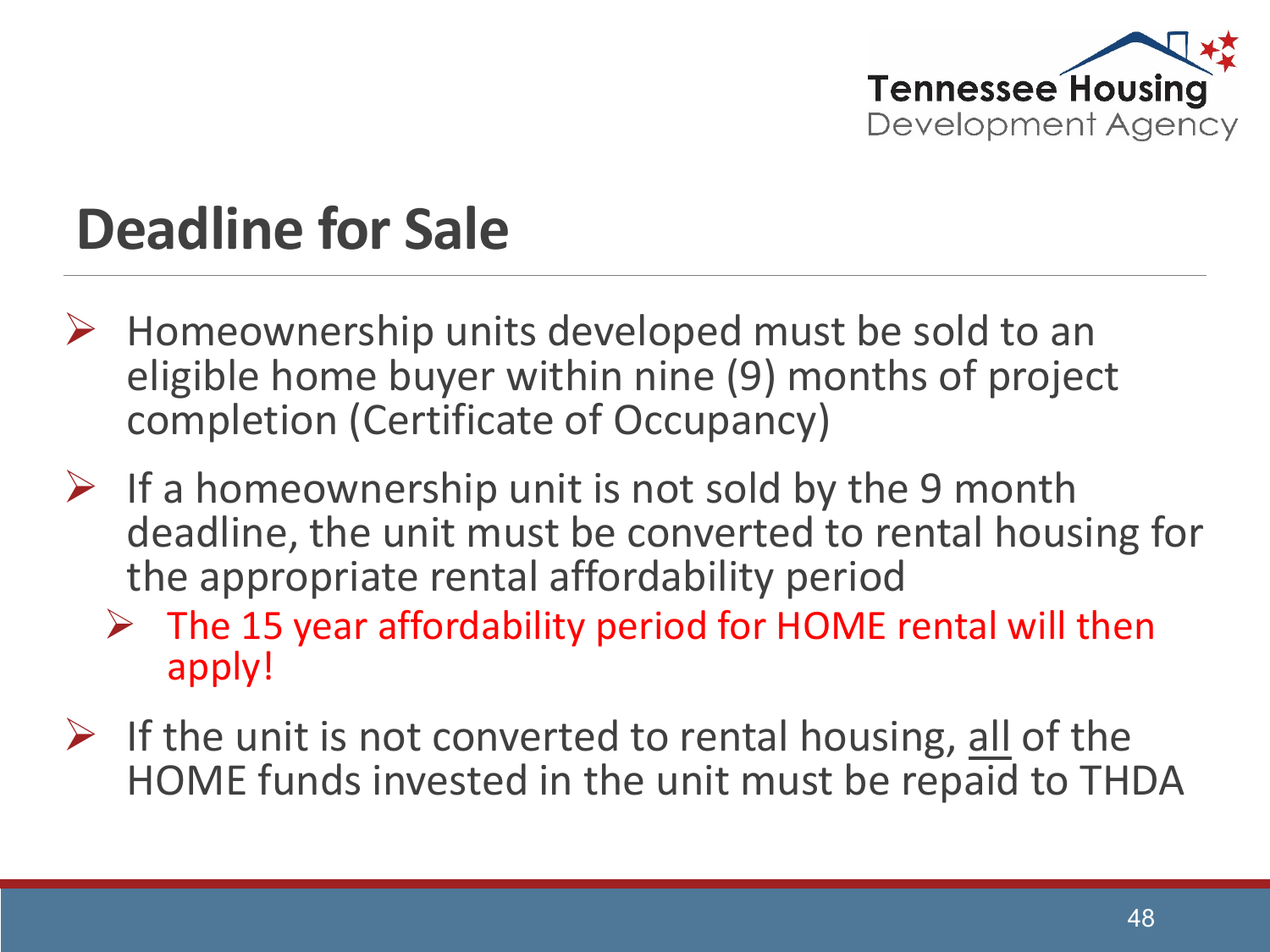# Deadline for Sale

- Homeownership units developed must be sold to an eligible home buyer within nine (9) months of project completion (Certificate of Occupancy)
- If a homeownership unit is not sold by the 9 month deadline, the unit must be converted to rental housing for the appropriate rental affordability period
  - The 15 year affordability period for HOME rental will then apply!
- If the unit is not converted to rental housing, <u>all</u> of the HOME funds invested in the unit must be repaid to THDA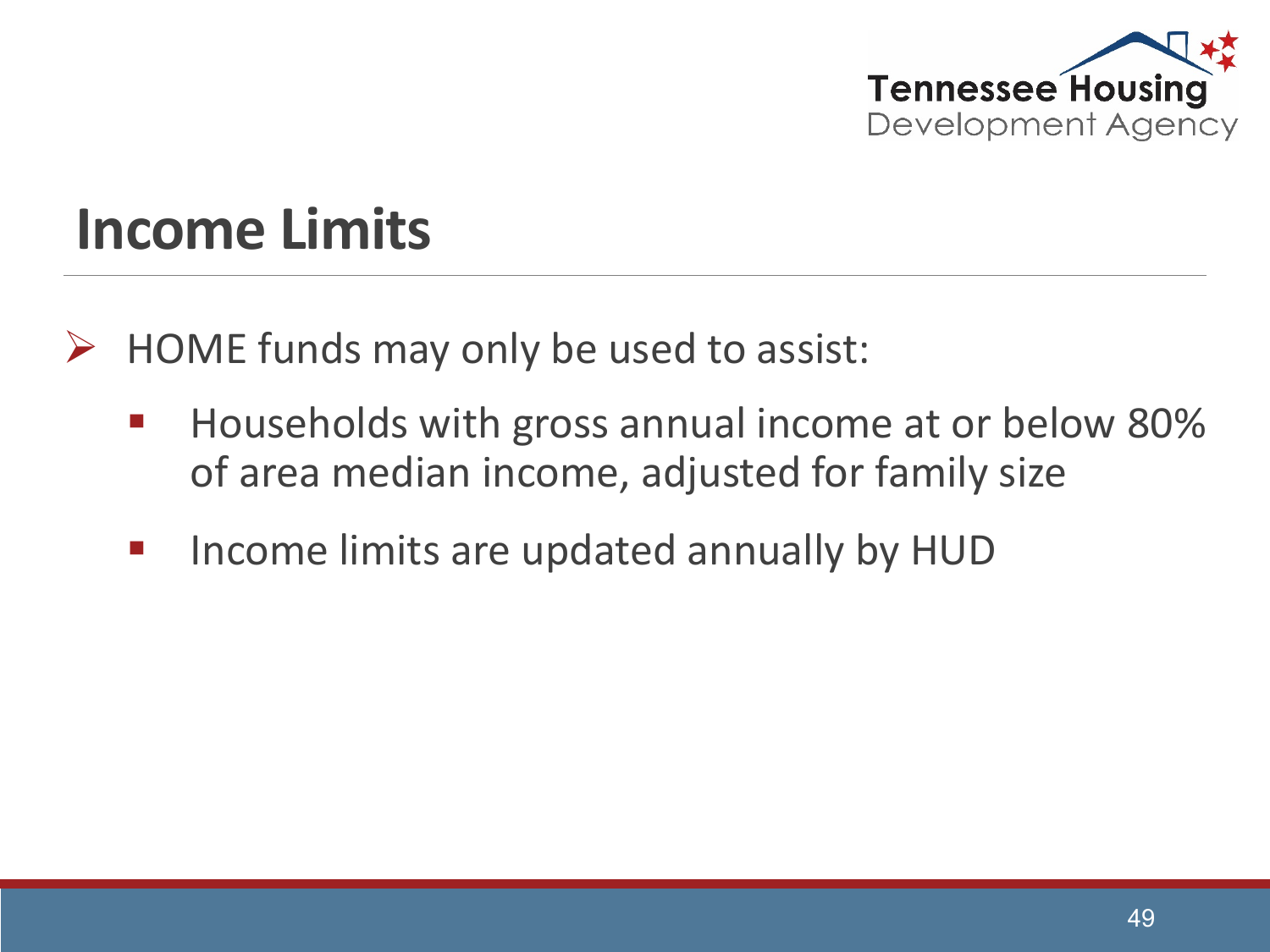# Income Limits

- HOME funds may only be used to assist:
  - Households with gross annual income at or below 80% of area median income, adjusted for family size
  - Income limits are updated annually by HUD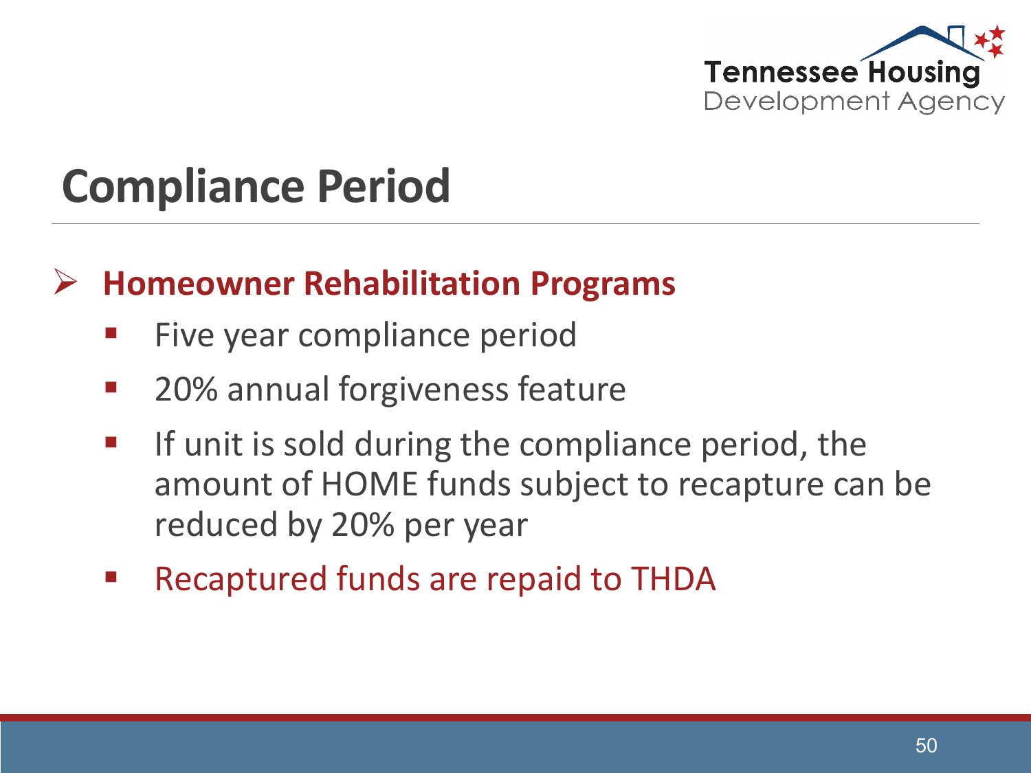# Compliance Period

- **Homeowner Rehabilitation Programs**
  - Five year compliance period
  - 20% annual forgiveness feature
  - If unit is sold during the compliance period, the amount of HOME funds subject to recapture can be reduced by 20% per year
  - Recaptured funds are repaid to THDA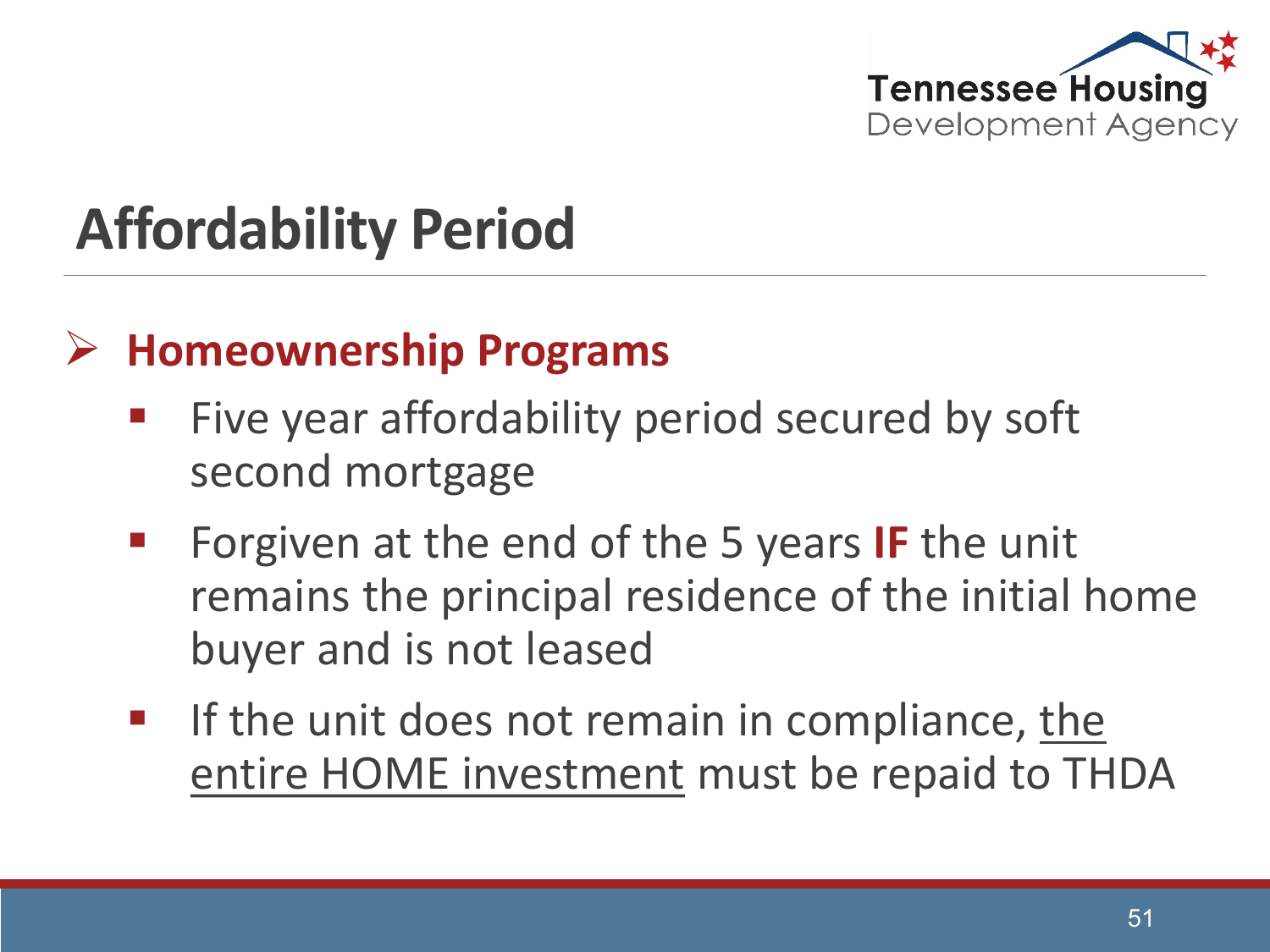# Affordability Period

- **Homeownership Programs**
  - Five year affordability period secured by soft second mortgage
  - Forgiven at the end of the 5 years **IF** the unit remains the principal residence of the initial home buyer and is not leased
  - If the unit does not remain in compliance, <u>the entire HOME investment</u> must be repaid to THDA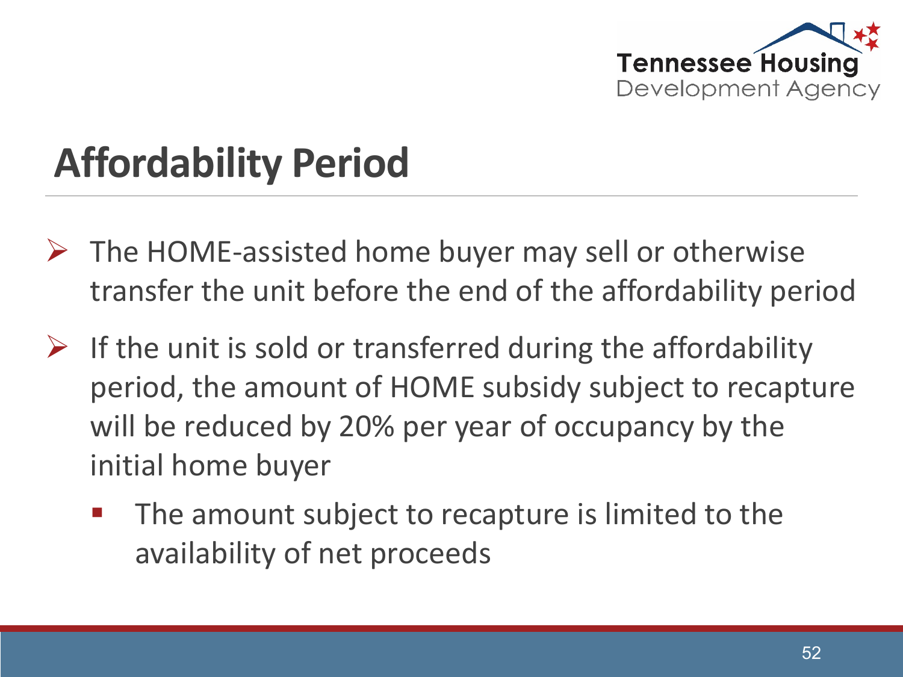# Affordability Period

- The HOME-assisted home buyer may sell or otherwise transfer the unit before the end of the affordability period
- If the unit is sold or transferred during the affordability period, the amount of HOME subsidy subject to recapture will be reduced by 20% per year of occupancy by the initial home buyer
  - The amount subject to recapture is limited to the availability of net proceeds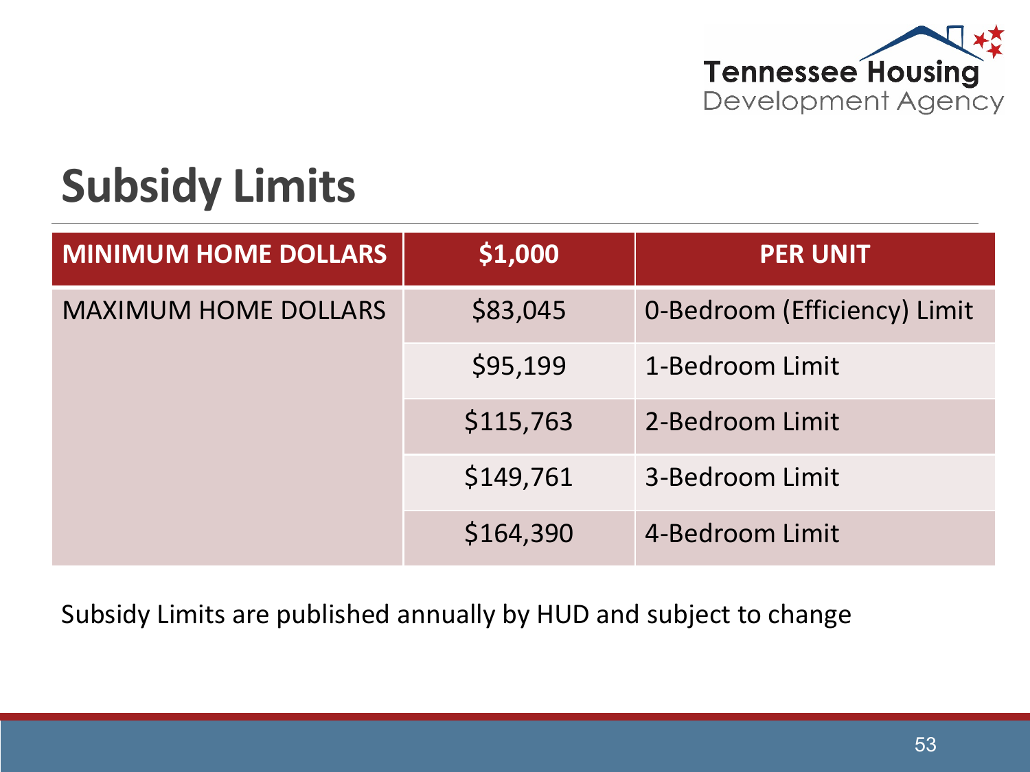## Subsidy Limits

| MINIMUM HOME DOLLARS | $1,000 | PER UNIT |
|---|---|---|
| MAXIMUM HOME DOLLARS | $83,045 | 0-Bedroom (Efficiency) Limit |
| | $95,199 | 1-Bedroom Limit |
| | $115,763 | 2-Bedroom Limit |
| | $149,761 | 3-Bedroom Limit |
| | $164,390 | 4-Bedroom Limit |

Subsidy Limits are published annually by HUD and subject to change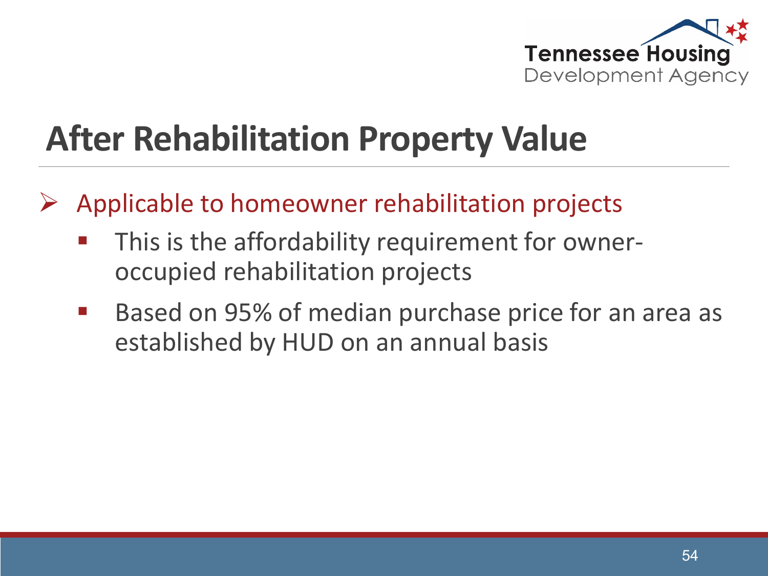# After Rehabilitation Property Value

- Applicable to homeowner rehabilitation projects
  - This is the affordability requirement for owner-occupied rehabilitation projects
  - Based on 95% of median purchase price for an area as established by HUD on an annual basis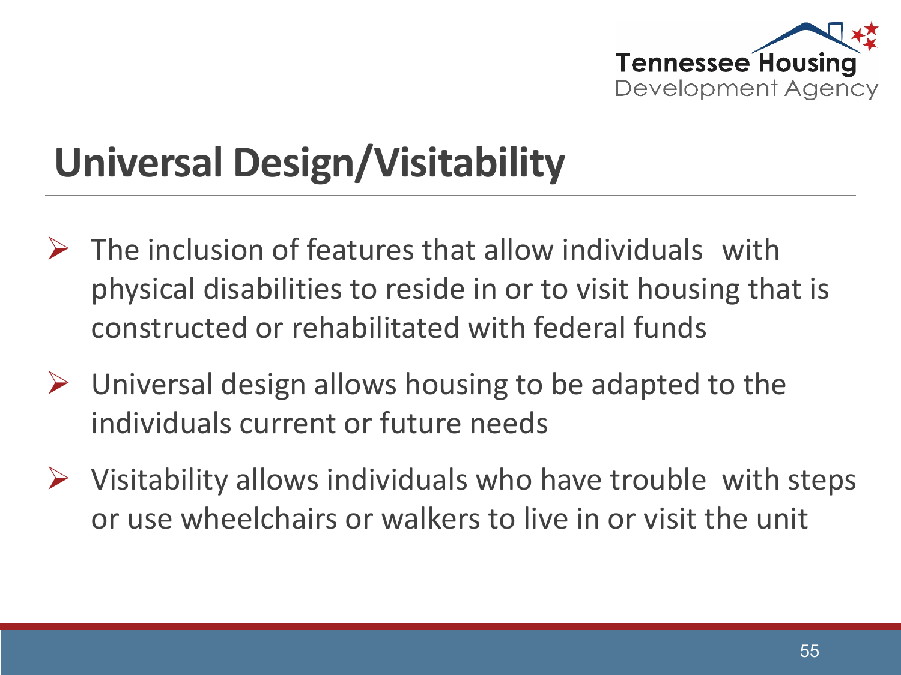# Universal Design/Visitability

- The inclusion of features that allow individuals with physical disabilities to reside in or to visit housing that is constructed or rehabilitated with federal funds
- Universal design allows housing to be adapted to the individuals current or future needs
- Visitability allows individuals who have trouble with steps or use wheelchairs or walkers to live in or visit the unit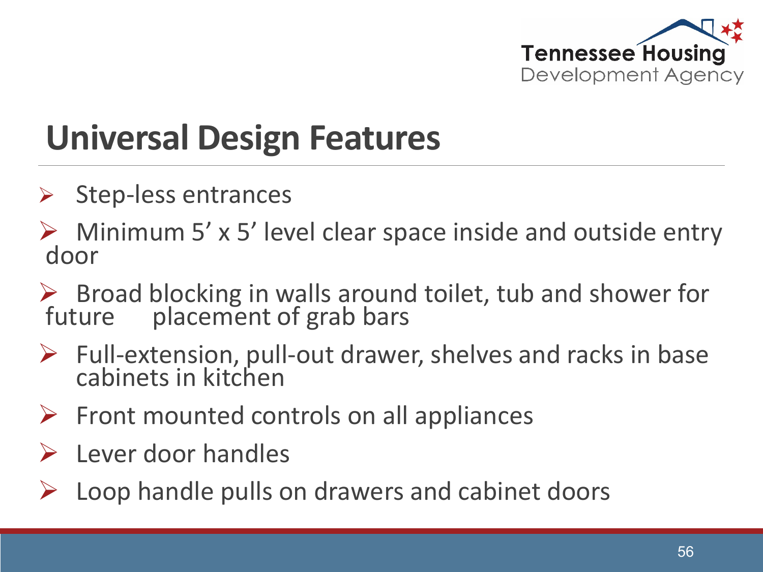# Universal Design Features

- Step-less entrances
- Minimum 5' x 5' level clear space inside and outside entry door
- Broad blocking in walls around toilet, tub and shower for future placement of grab bars
- Full-extension, pull-out drawer, shelves and racks in base cabinets in kitchen
- Front mounted controls on all appliances
- Lever door handles
- Loop handle pulls on drawers and cabinet doors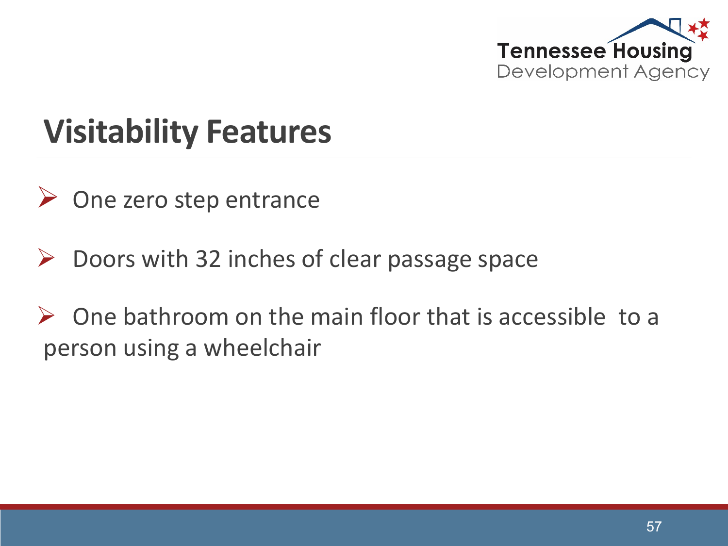# Visitability Features

- One zero step entrance
- Doors with 32 inches of clear passage space
- One bathroom on the main floor that is accessible to a person using a wheelchair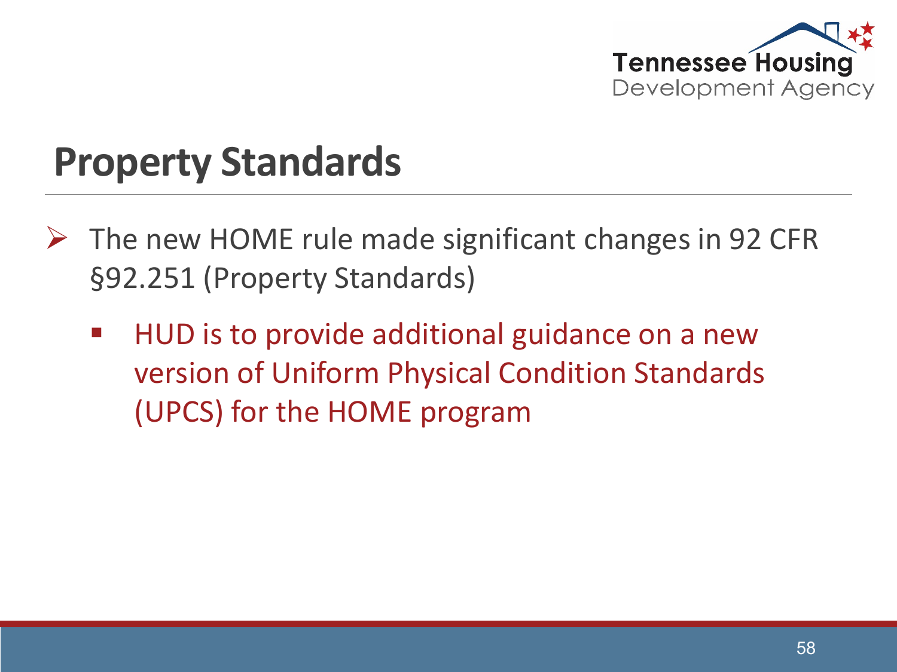# Property Standards

- The new HOME rule made significant changes in 92 CFR §92.251 (Property Standards)
  - HUD is to provide additional guidance on a new version of Uniform Physical Condition Standards (UPCS) for the HOME program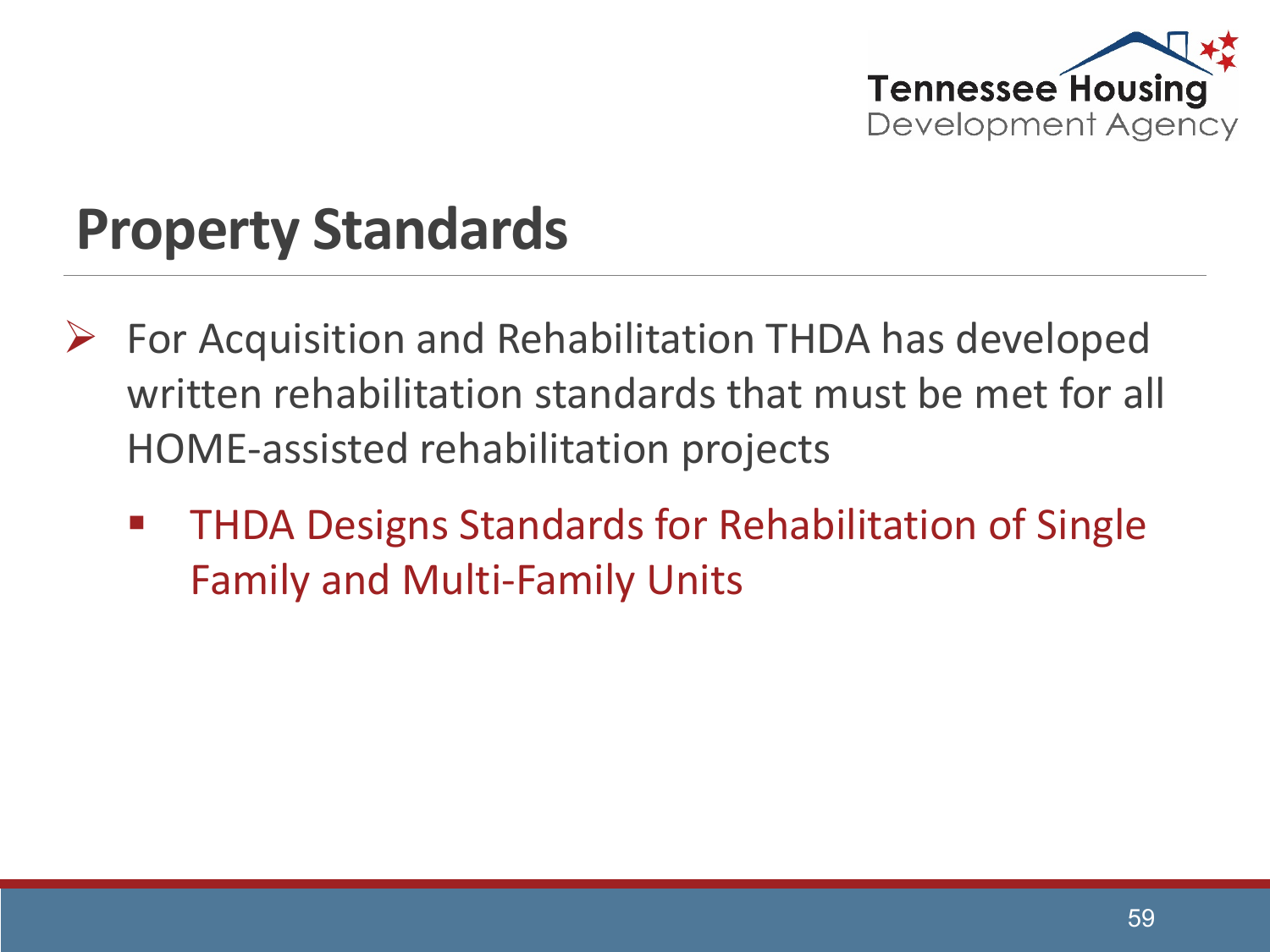# Property Standards

- For Acquisition and Rehabilitation THDA has developed written rehabilitation standards that must be met for all HOME-assisted rehabilitation projects
  - THDA Designs Standards for Rehabilitation of Single Family and Multi-Family Units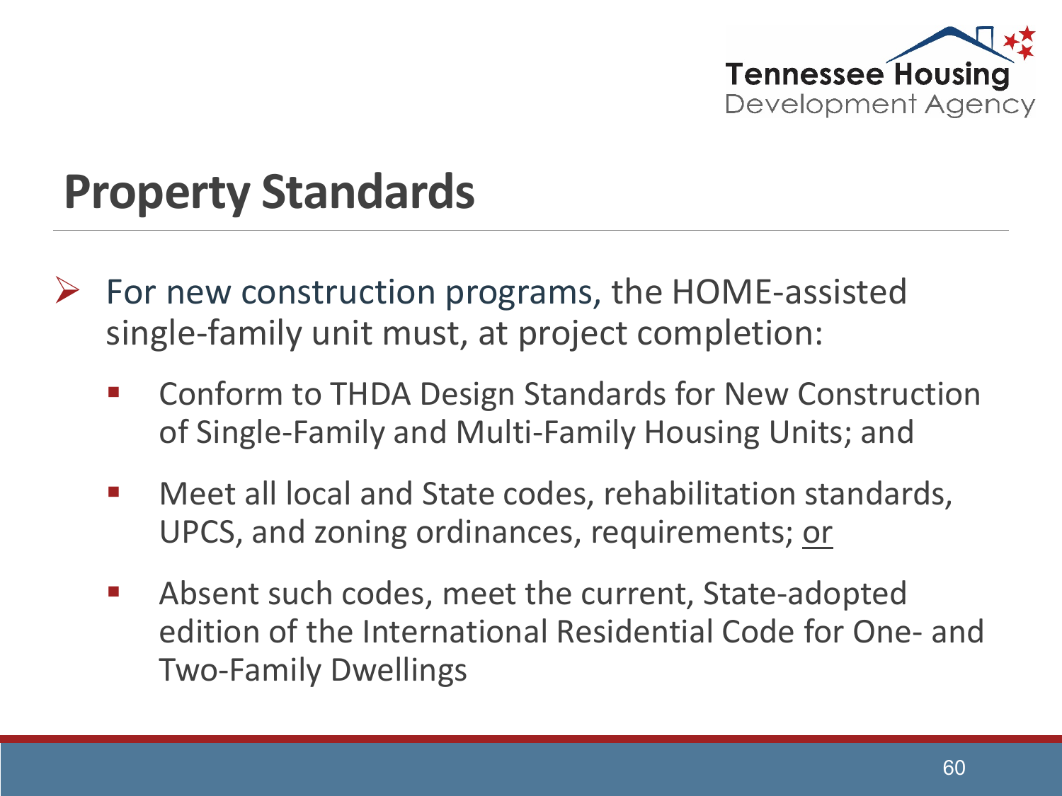# Property Standards

- For new construction programs, the HOME-assisted single-family unit must, at project completion:
  - Conform to THDA Design Standards for New Construction of Single-Family and Multi-Family Housing Units; and
  - Meet all local and State codes, rehabilitation standards, UPCS, and zoning ordinances, requirements; <u>or</u>
  - Absent such codes, meet the current, State-adopted edition of the International Residential Code for One- and Two-Family Dwellings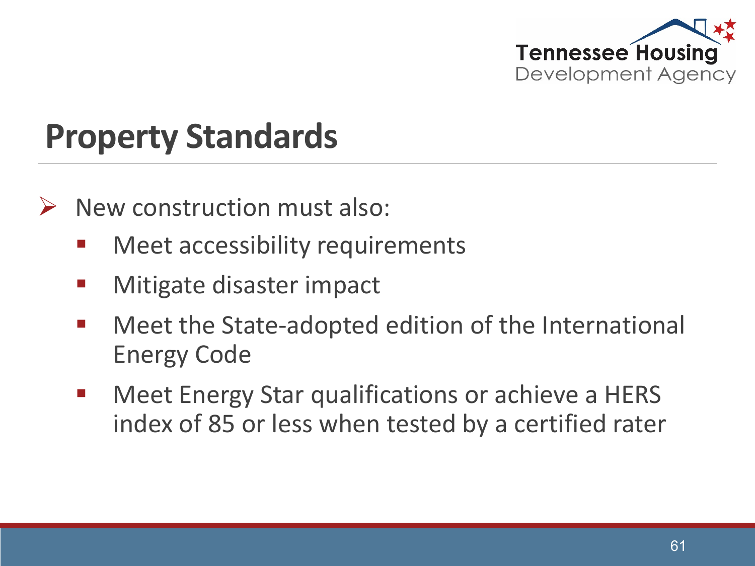# Property Standards

- New construction must also:
  - Meet accessibility requirements
  - Mitigate disaster impact
  - Meet the State-adopted edition of the International Energy Code
  - Meet Energy Star qualifications or achieve a HERS index of 85 or less when tested by a certified rater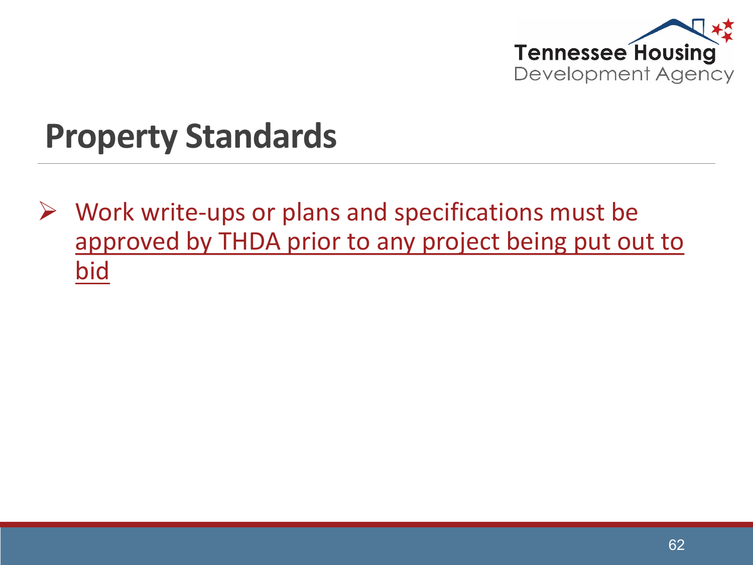# Property Standards

- Work write-ups or plans and specifications must be <u>approved by THDA prior to any project being put out to bid</u>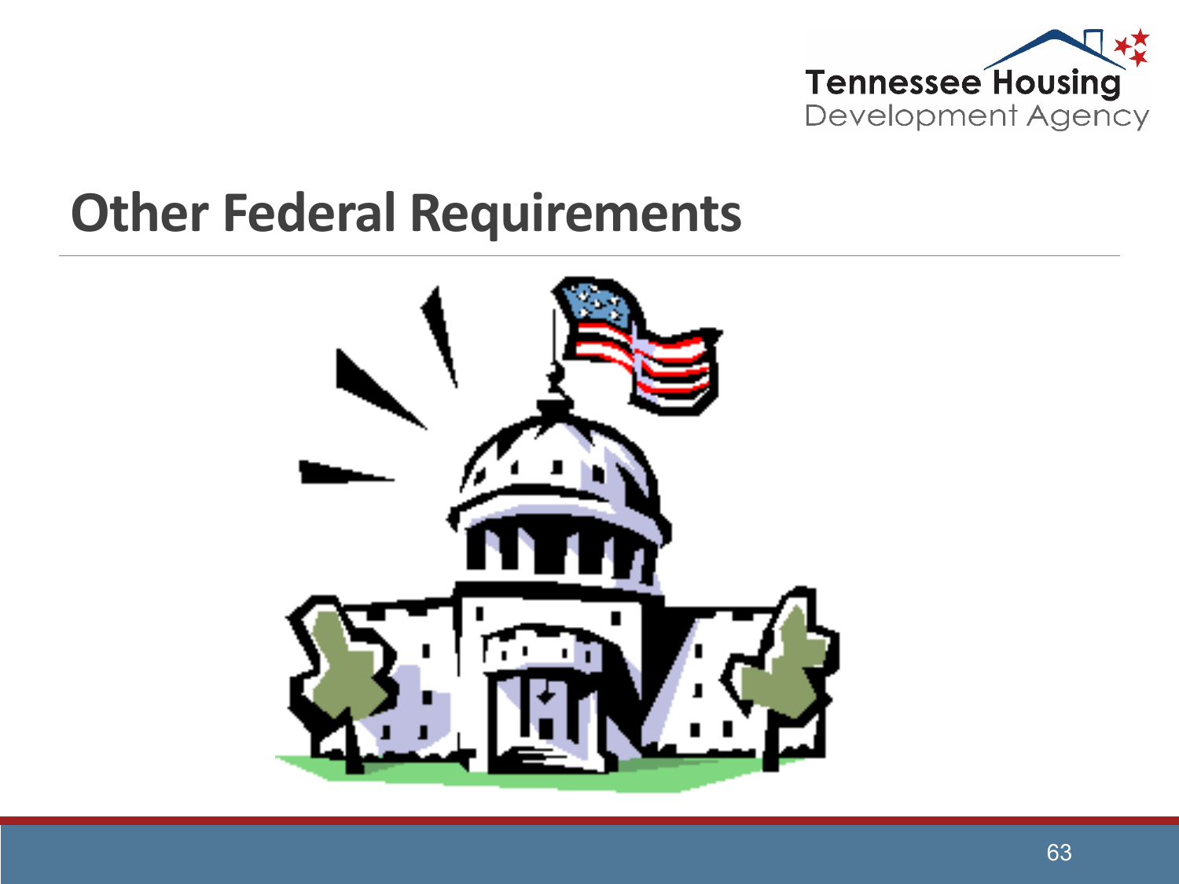# Other Federal Requirements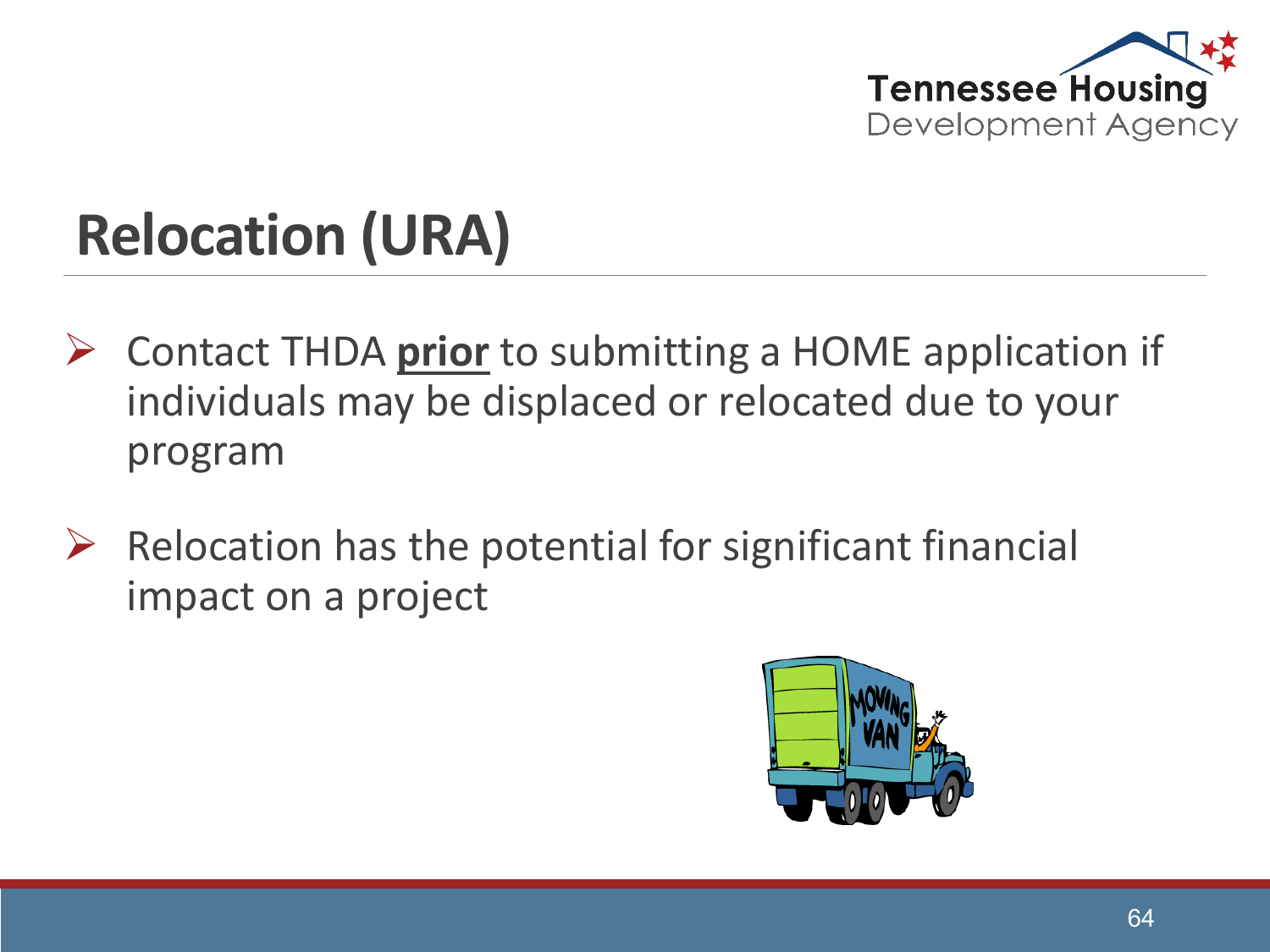# Relocation (URA)

- Contact THDA **prior** to submitting a HOME application if individuals may be displaced or relocated due to your program
- Relocation has the potential for significant financial impact on a project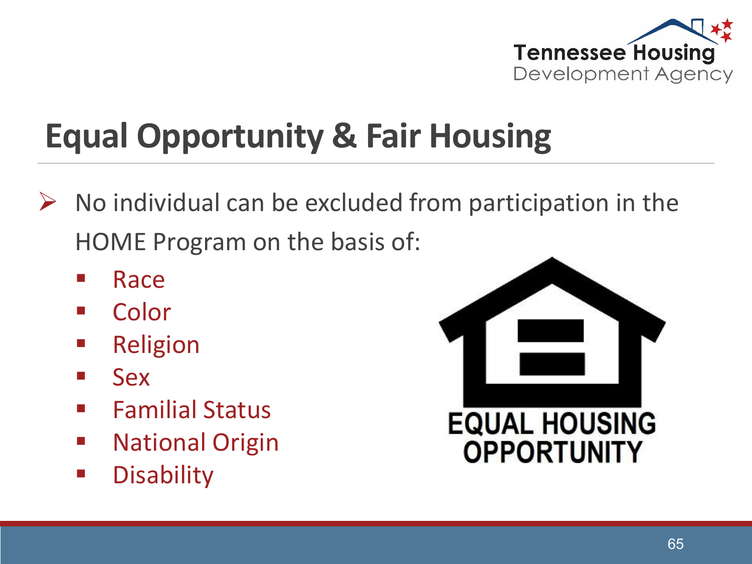# Equal Opportunity & Fair Housing

- No individual can be excluded from participation in the HOME Program on the basis of:
  - Race
  - Color
  - Religion
  - Sex
  - Familial Status
  - National Origin
  - Disability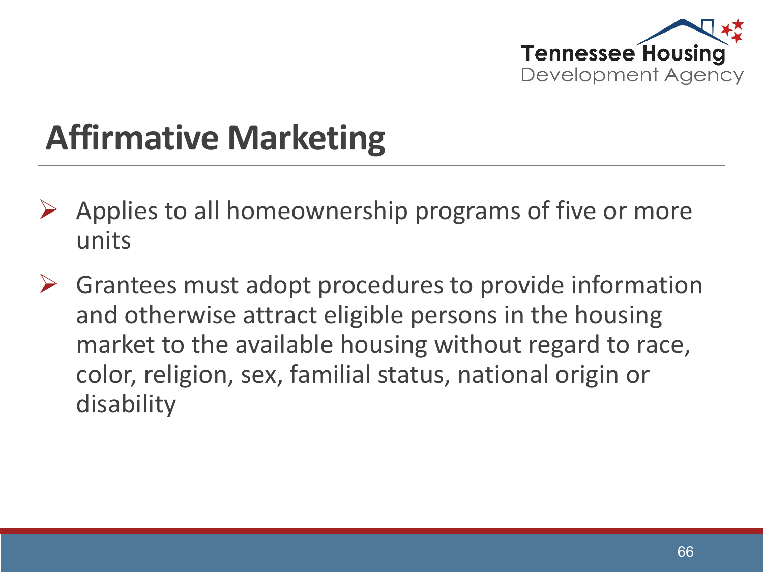# Affirmative Marketing

- Applies to all homeownership programs of five or more units
- Grantees must adopt procedures to provide information and otherwise attract eligible persons in the housing market to the available housing without regard to race, color, religion, sex, familial status, national origin or disability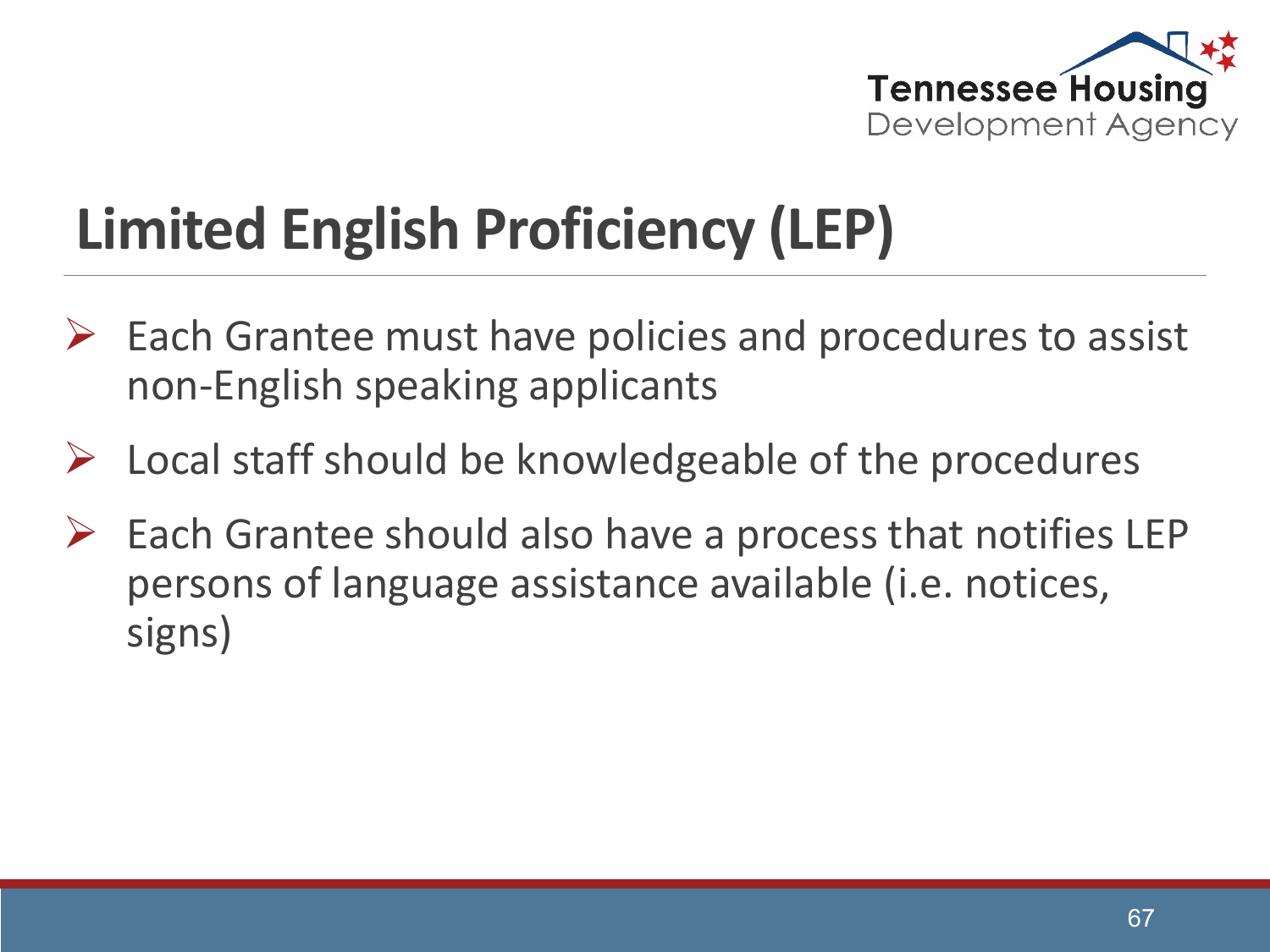# Limited English Proficiency (LEP)

- Each Grantee must have policies and procedures to assist non-English speaking applicants
- Local staff should be knowledgeable of the procedures
- Each Grantee should also have a process that notifies LEP persons of language assistance available (i.e. notices, signs)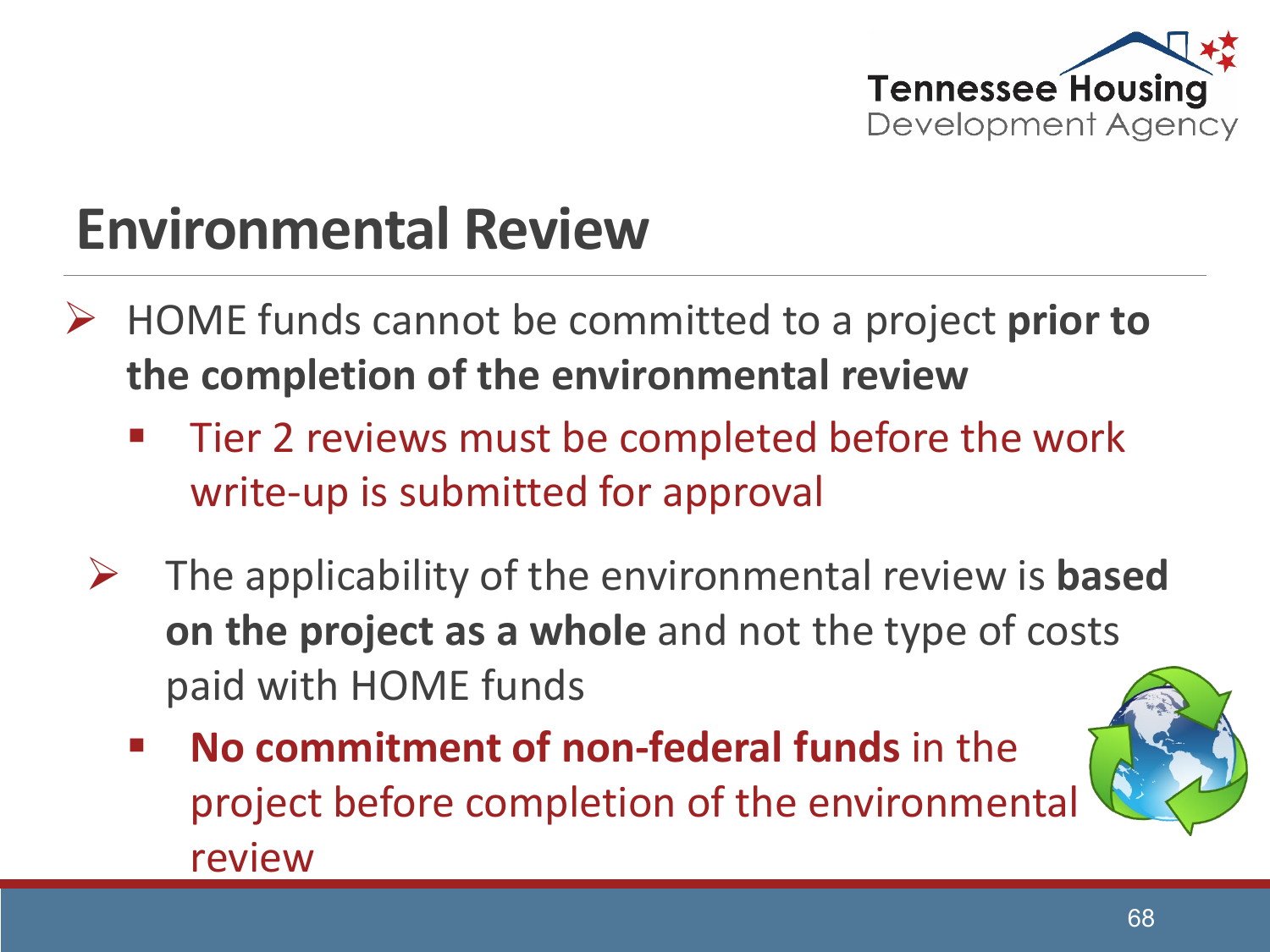# Environmental Review

- HOME funds cannot be committed to a project **prior to the completion of the environmental review**
  - Tier 2 reviews must be completed before the work write-up is submitted for approval
- The applicability of the environmental review is **based on the project as a whole** and not the type of costs paid with HOME funds
  - **No commitment of non-federal funds** in the project before completion of the environmental review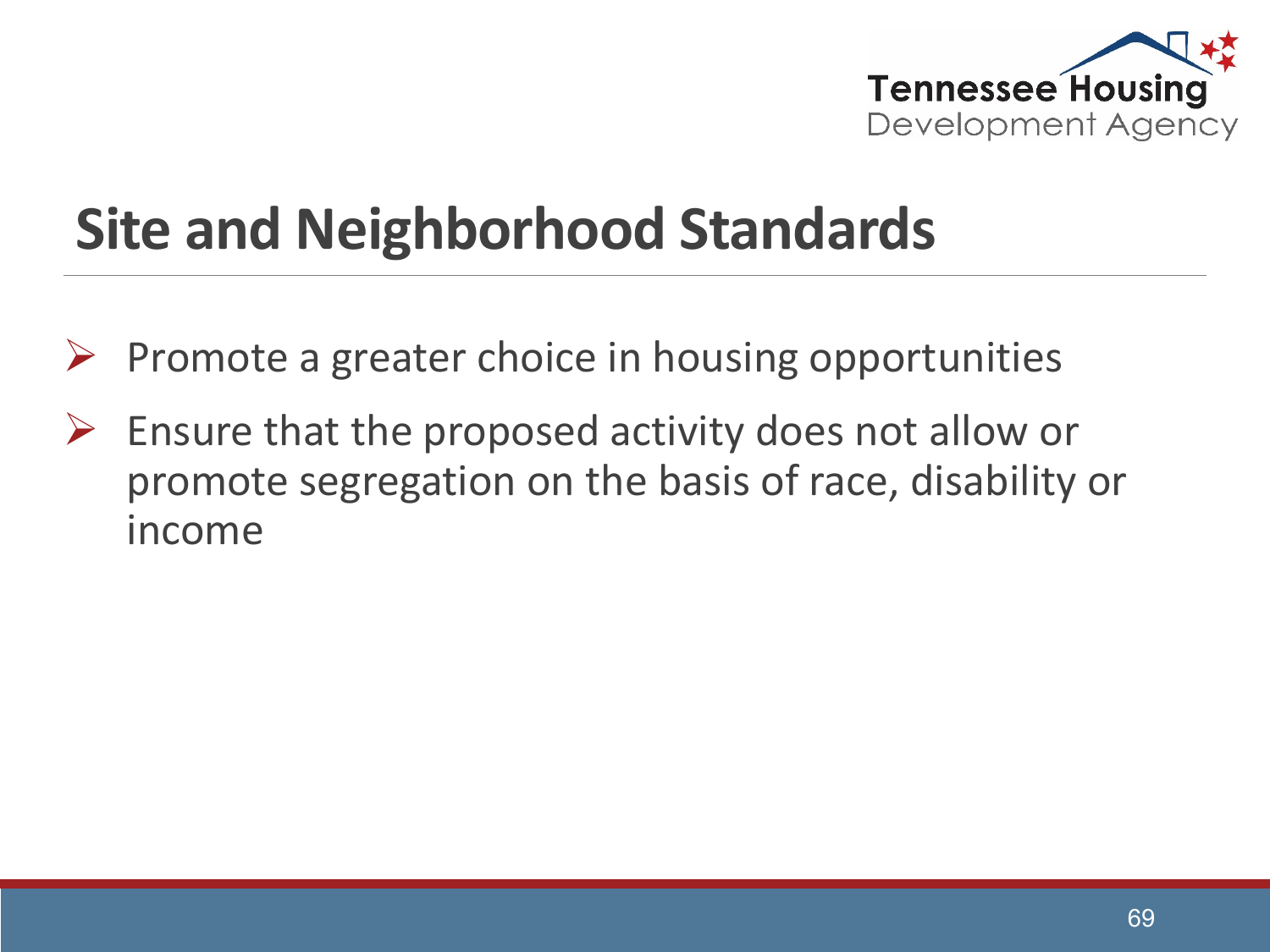# Site and Neighborhood Standards

- Promote a greater choice in housing opportunities
- Ensure that the proposed activity does not allow or promote segregation on the basis of race, disability or income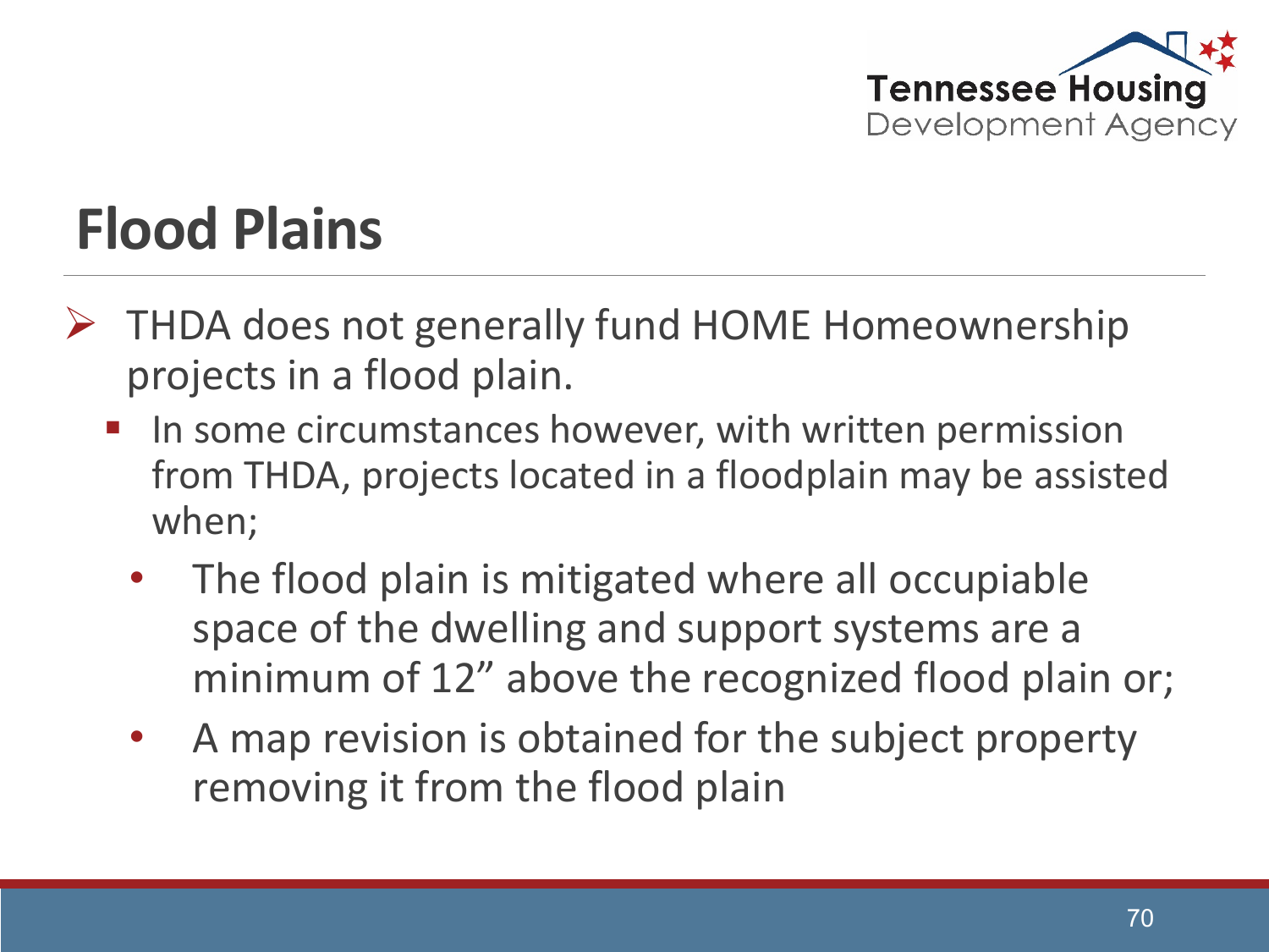# Flood Plains

- THDA does not generally fund HOME Homeownership projects in a flood plain.
  - In some circumstances however, with written permission from THDA, projects located in a floodplain may be assisted when;
    - The flood plain is mitigated where all occupiable space of the dwelling and support systems are a minimum of 12” above the recognized flood plain or;
    - A map revision is obtained for the subject property removing it from the flood plain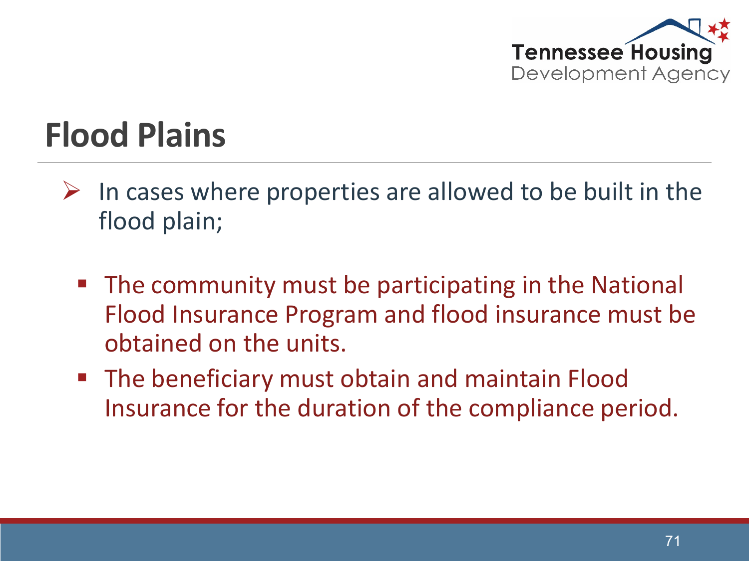# Flood Plains

- In cases where properties are allowed to be built in the flood plain;
  - The community must be participating in the National Flood Insurance Program and flood insurance must be obtained on the units.
  - The beneficiary must obtain and maintain Flood Insurance for the duration of the compliance period.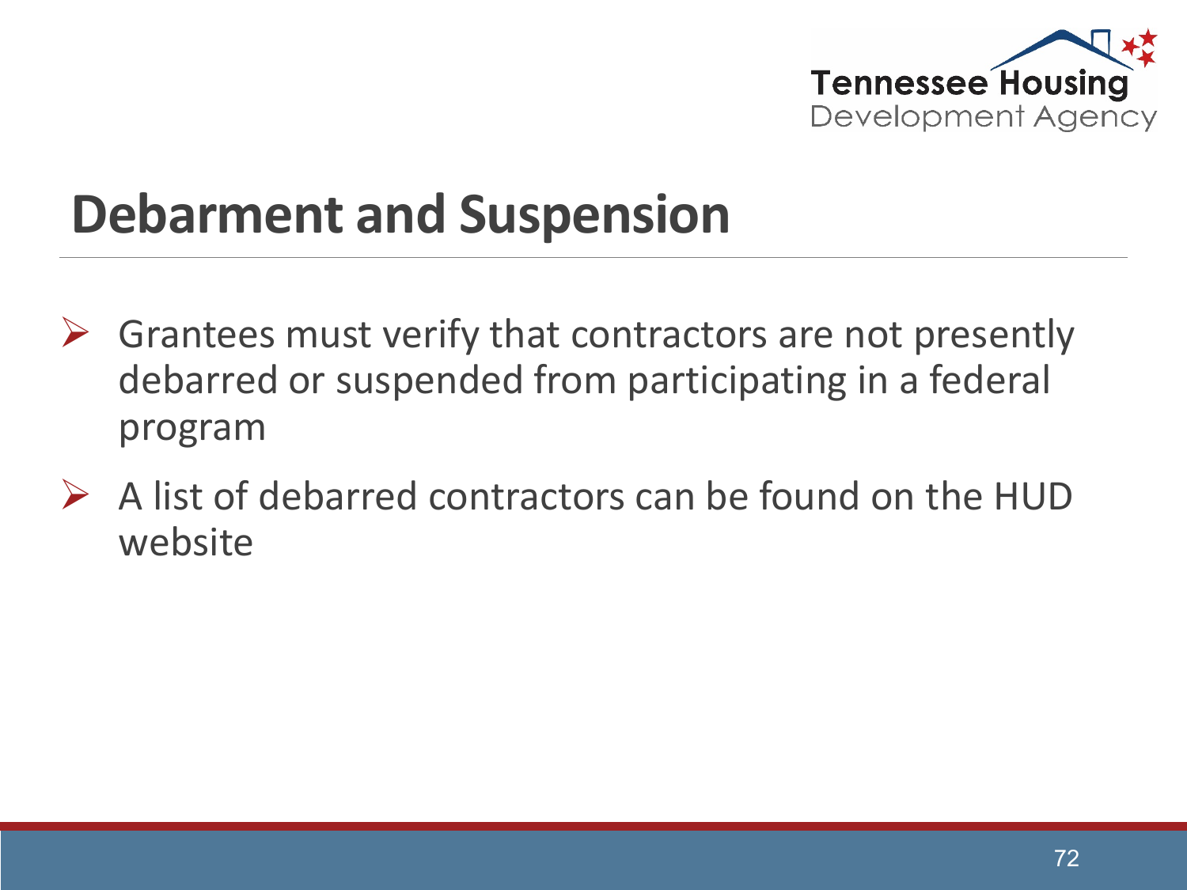# Debarment and Suspension

- Grantees must verify that contractors are not presently debarred or suspended from participating in a federal program
- A list of debarred contractors can be found on the HUD website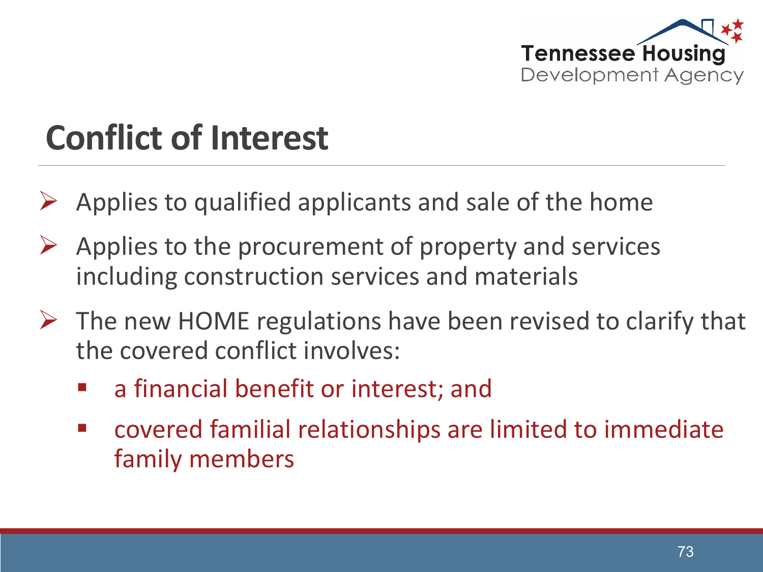# Conflict of Interest

- Applies to qualified applicants and sale of the home
- Applies to the procurement of property and services including construction services and materials
- The new HOME regulations have been revised to clarify that the covered conflict involves:
  - a financial benefit or interest; and
  - covered familial relationships are limited to immediate family members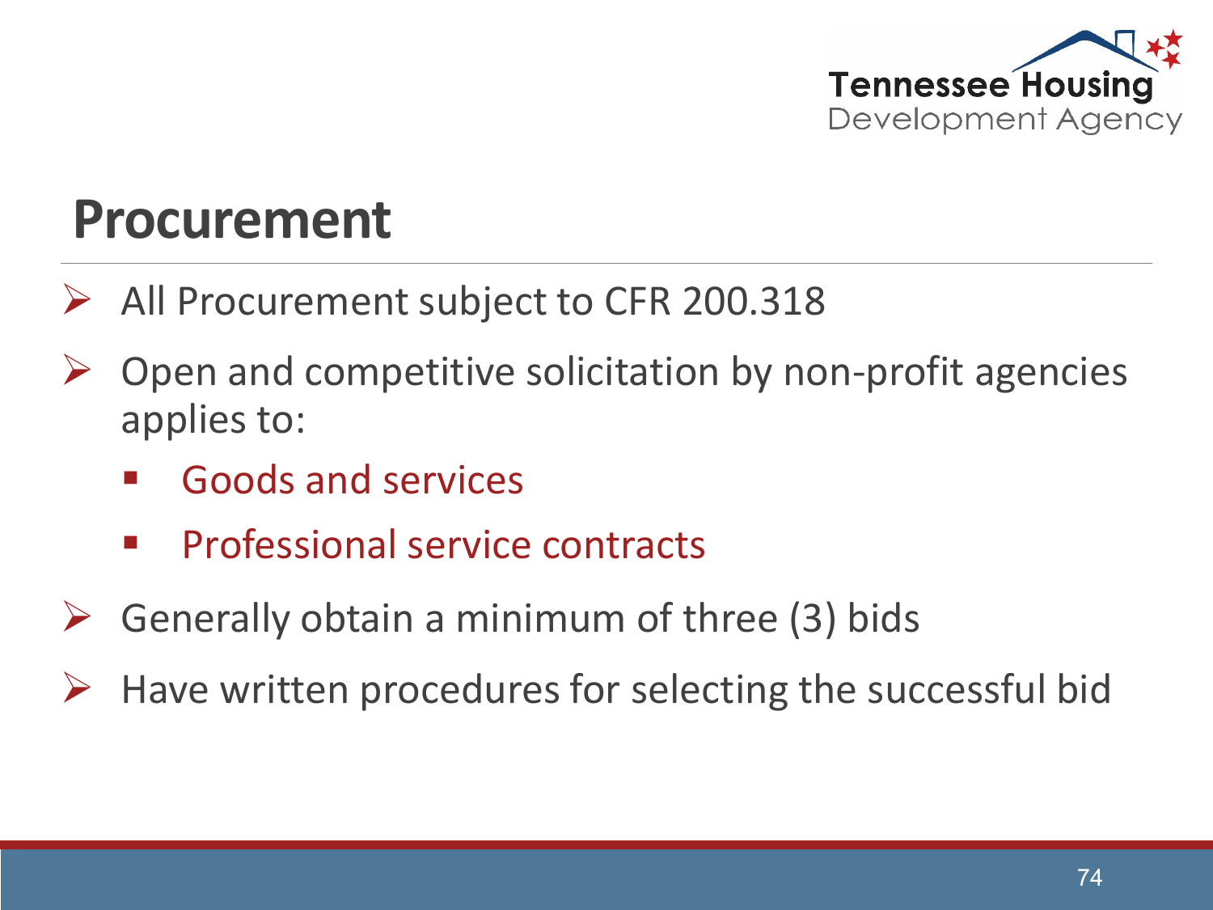# Procurement

- All Procurement subject to CFR 200.318
- Open and competitive solicitation by non-profit agencies applies to:
  - Goods and services
  - Professional service contracts
- Generally obtain a minimum of three (3) bids
- Have written procedures for selecting the successful bid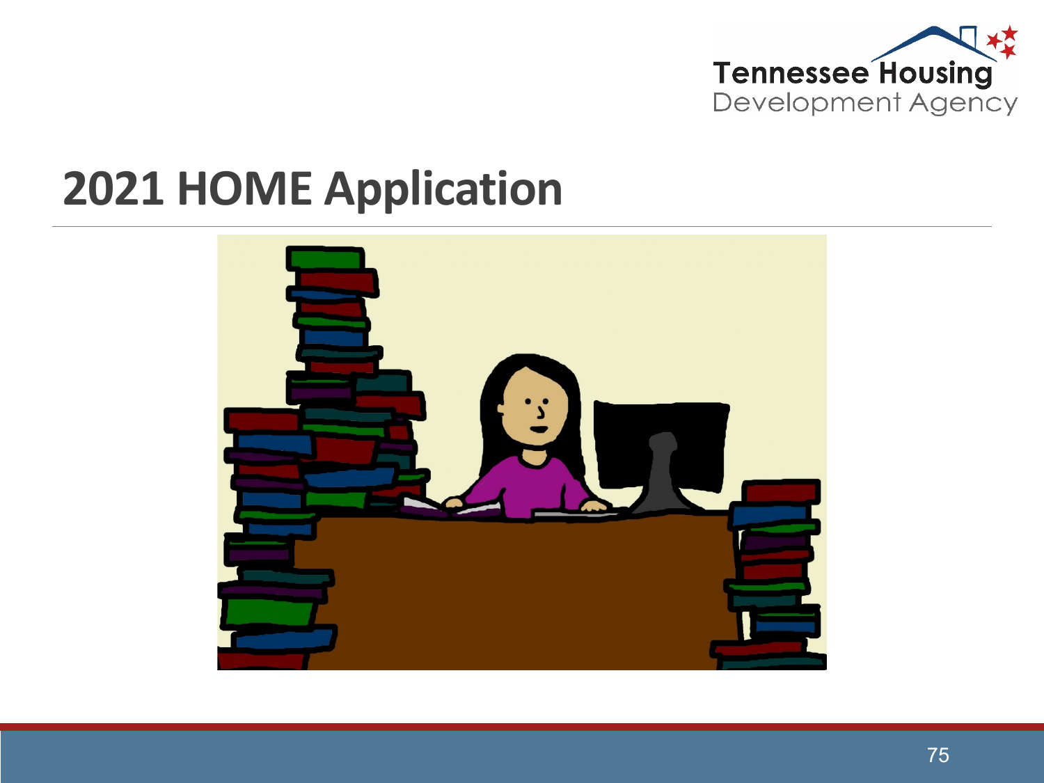# 2021 HOME Application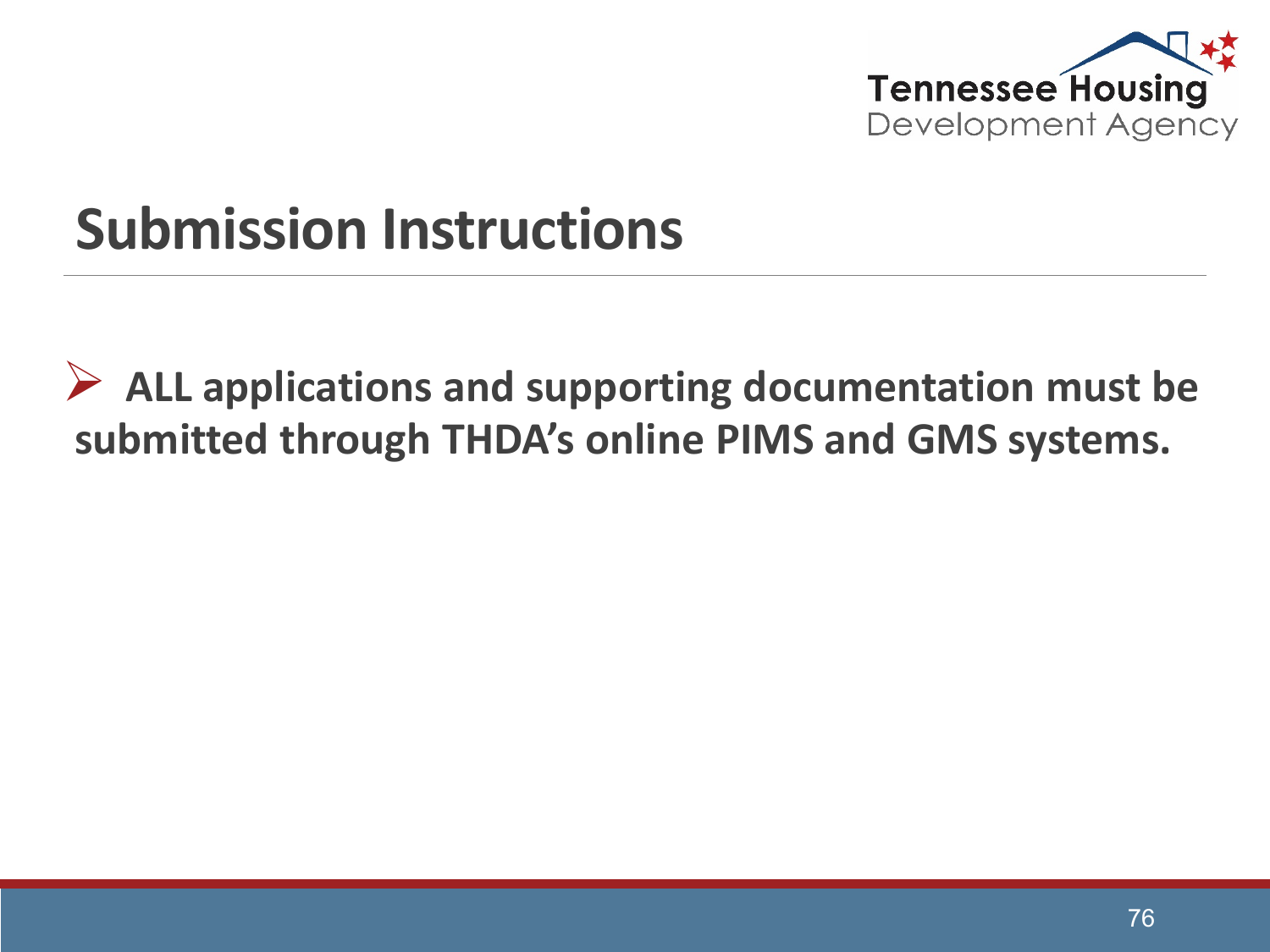# Submission Instructions

- **ALL applications and supporting documentation must be submitted through THDA's online PIMS and GMS systems.**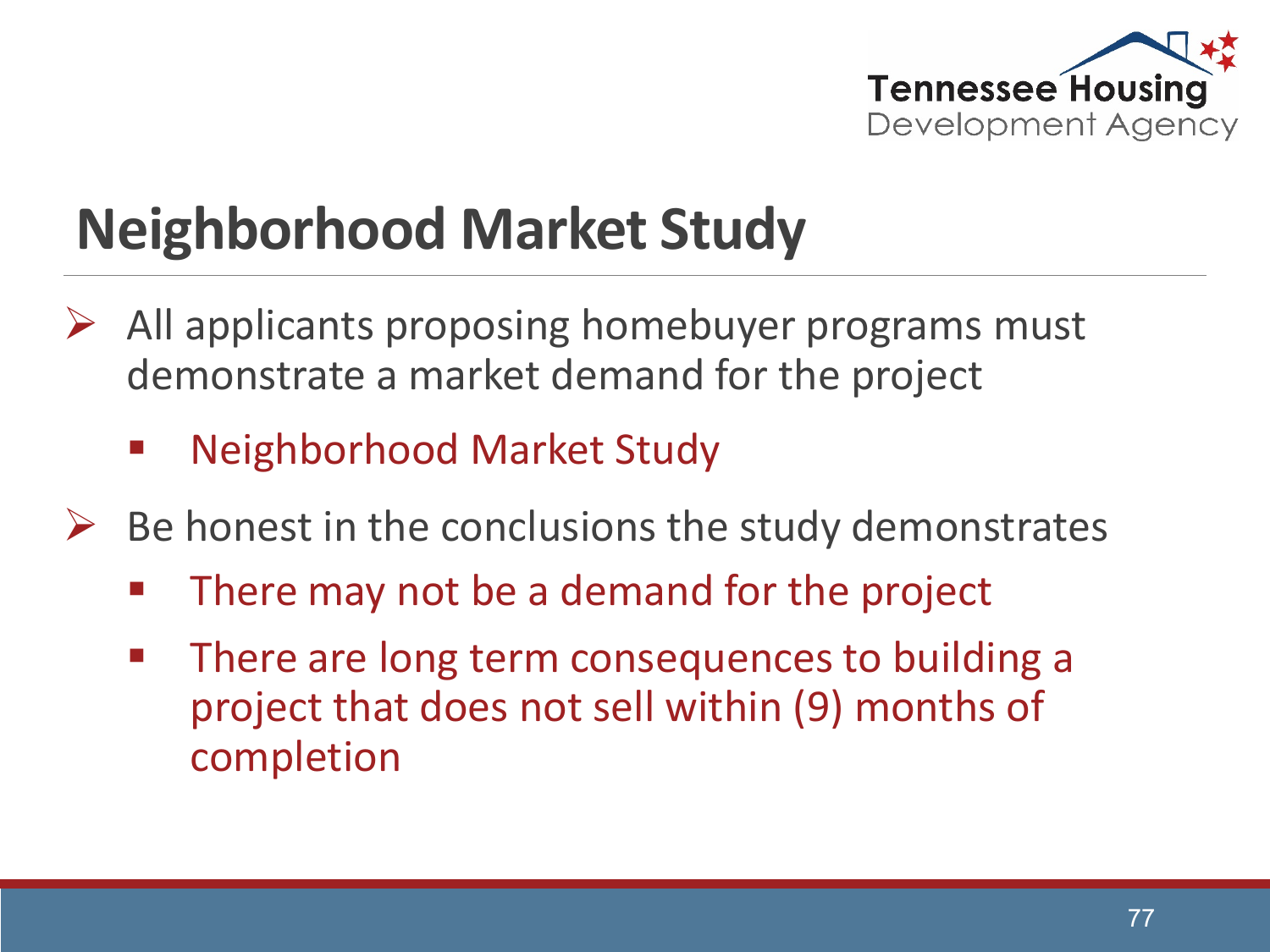Tennessee Housing Development Agency

# Neighborhood Market Study

- All applicants proposing homebuyer programs must demonstrate a market demand for the project
  - Neighborhood Market Study
- Be honest in the conclusions the study demonstrates
  - There may not be a demand for the project
  - There are long term consequences to building a project that does not sell within (9) months of completion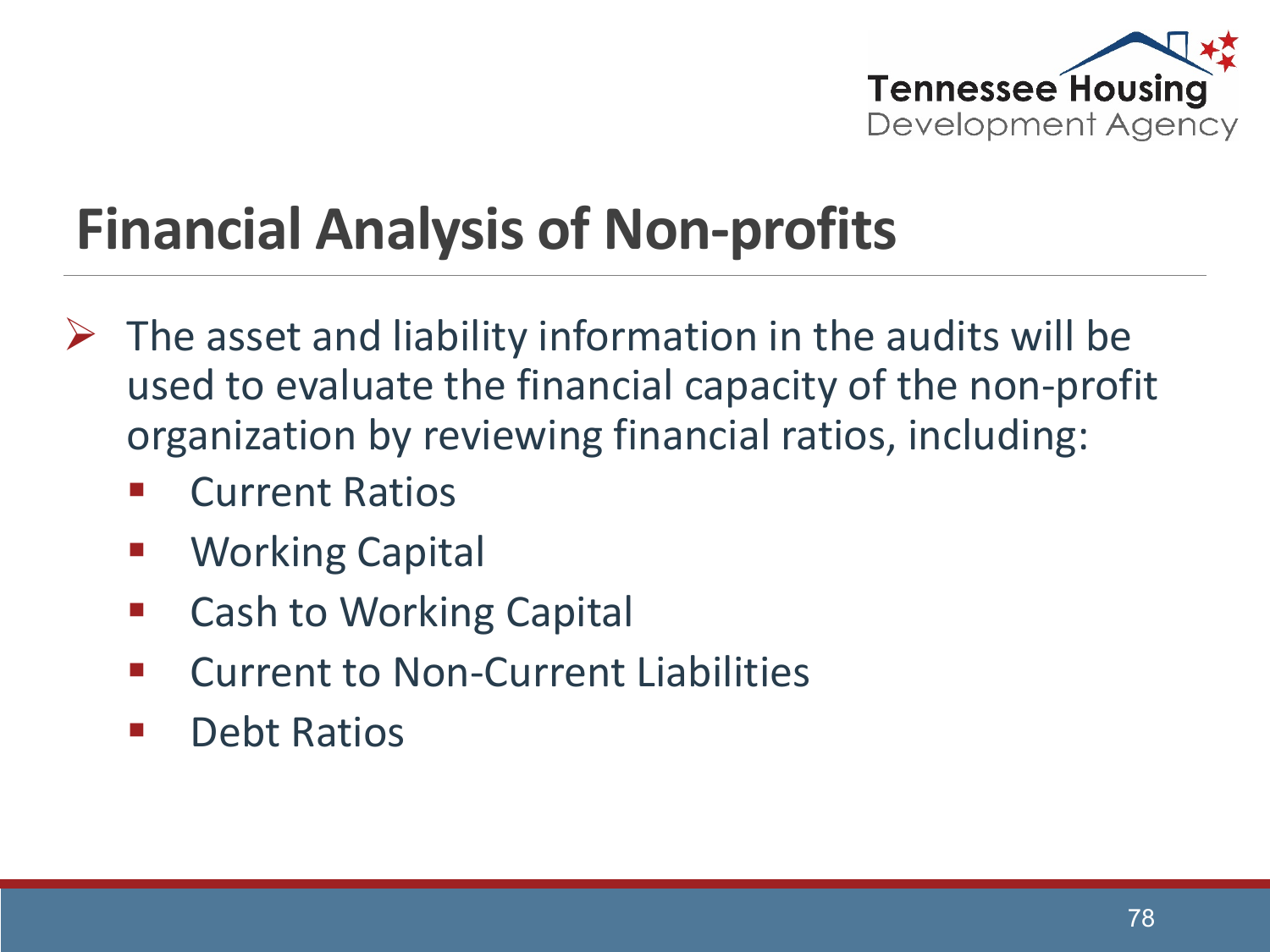# Financial Analysis of Non-profits

- The asset and liability information in the audits will be used to evaluate the financial capacity of the non-profit organization by reviewing financial ratios, including:
  - Current Ratios
  - Working Capital
  - Cash to Working Capital
  - Current to Non-Current Liabilities
  - Debt Ratios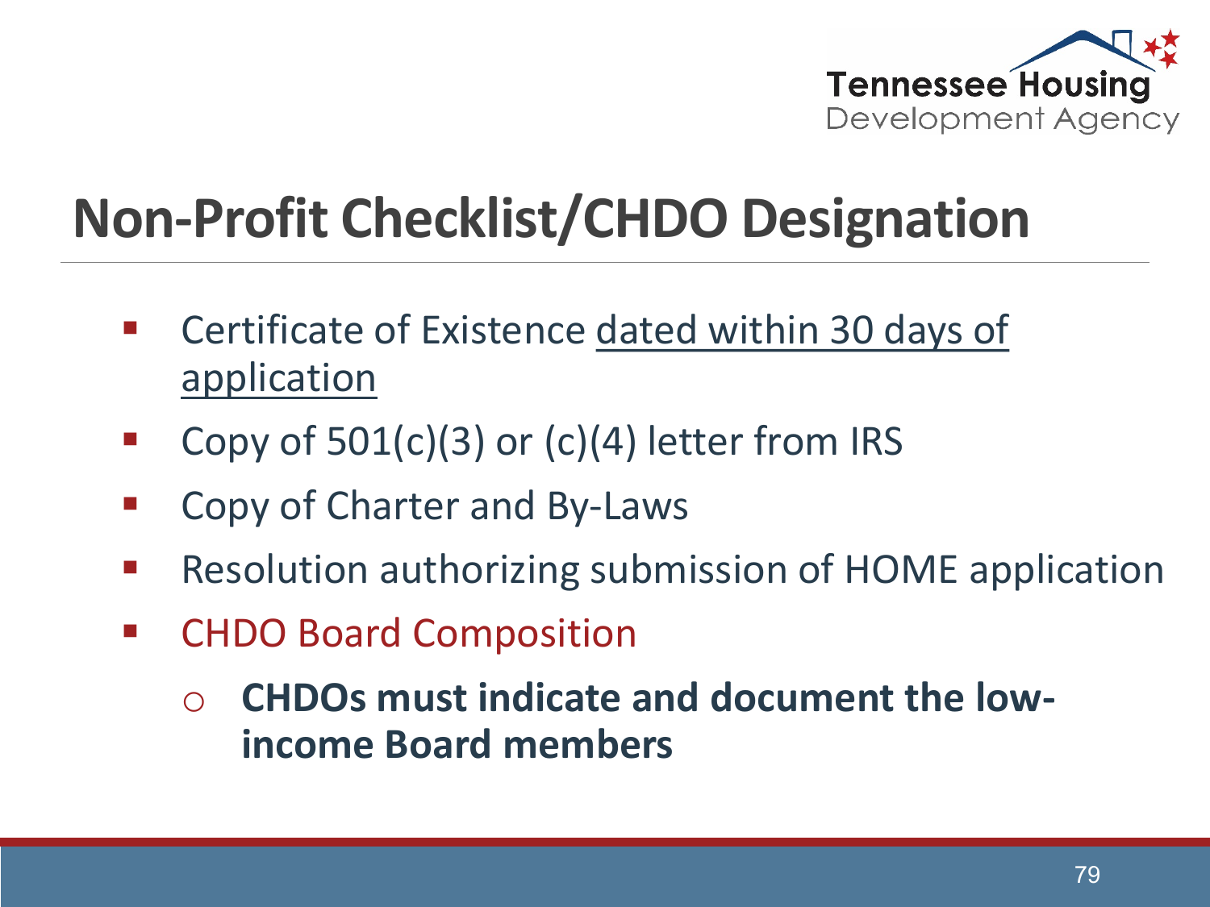# Non-Profit Checklist/CHDO Designation

- Certificate of Existence dated within 30 days of application
- Copy of 501(c)(3) or (c)(4) letter from IRS
- Copy of Charter and By-Laws
- Resolution authorizing submission of HOME application
- CHDO Board Composition
  - **CHDOs must indicate and document the low-income Board members**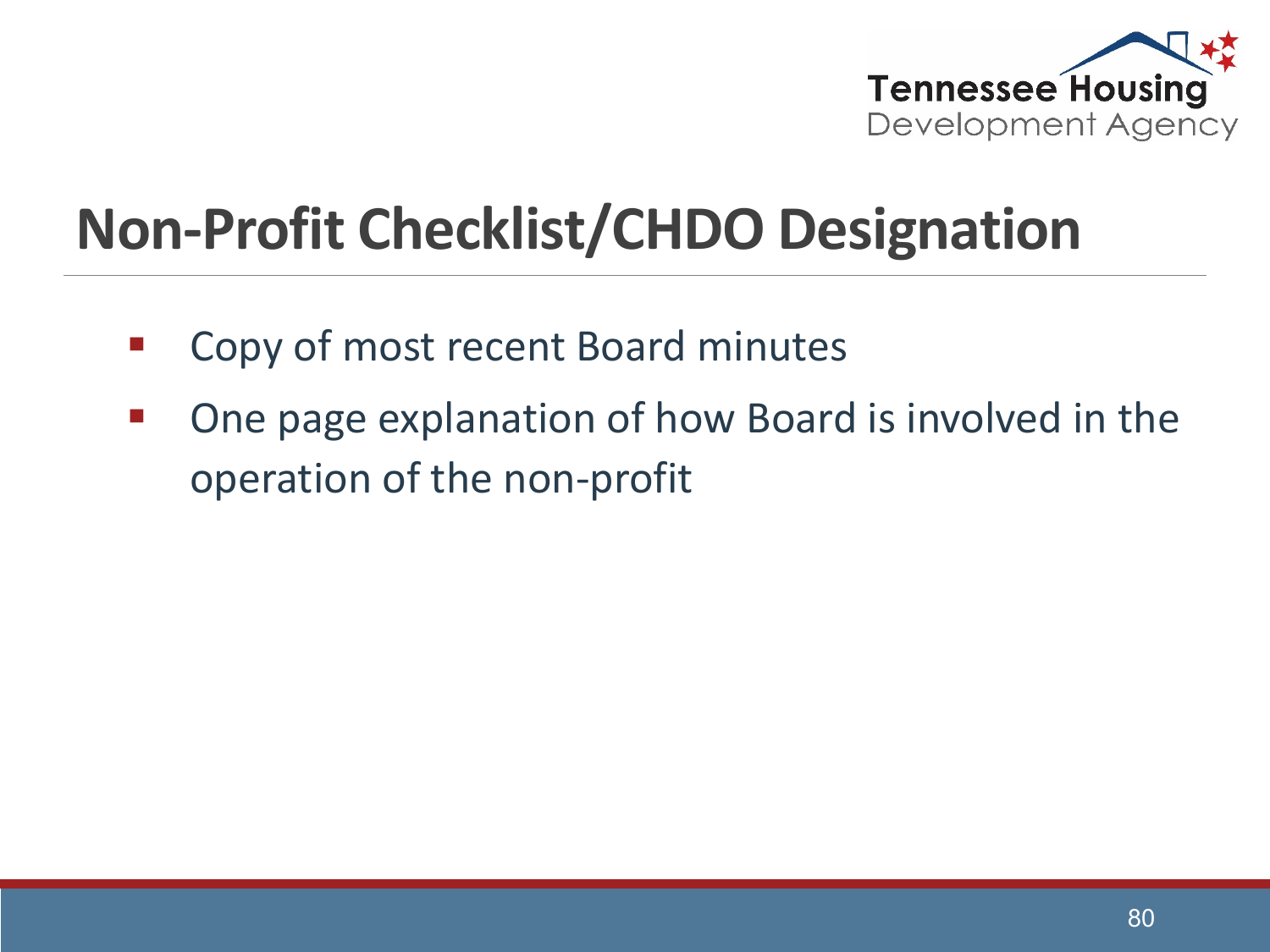# Non-Profit Checklist/CHDO Designation

- Copy of most recent Board minutes
- One page explanation of how Board is involved in the operation of the non-profit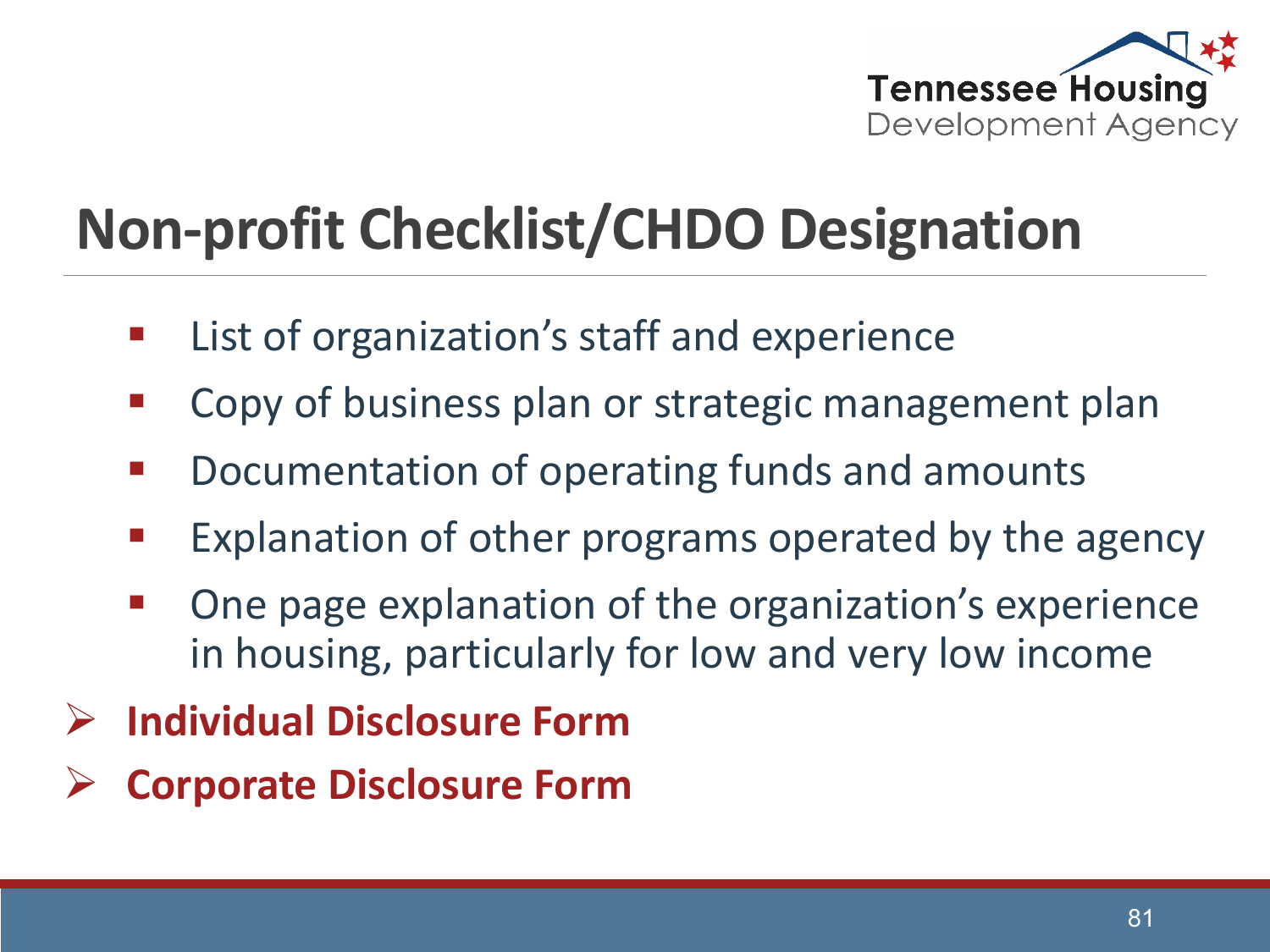# Non-profit Checklist/CHDO Designation

- List of organization's staff and experience
- Copy of business plan or strategic management plan
- Documentation of operating funds and amounts
- Explanation of other programs operated by the agency
- One page explanation of the organization's experience in housing, particularly for low and very low income

- **Individual Disclosure Form**
- **Corporate Disclosure Form**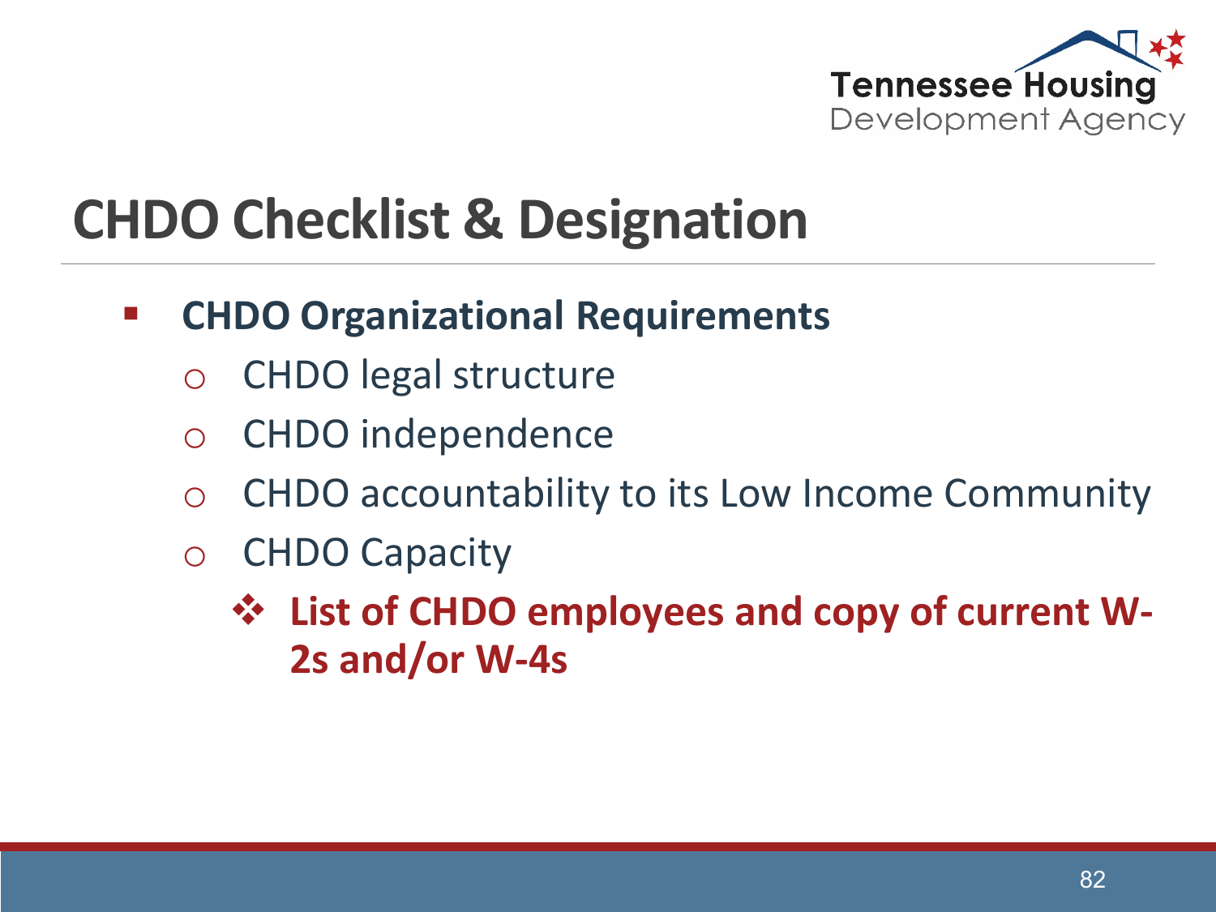# CHDO Checklist & Designation

- **CHDO Organizational Requirements**
  - CHDO legal structure
  - CHDO independence
  - CHDO accountability to its Low Income Community
  - CHDO Capacity
    - **List of CHDO employees and copy of current W-2s and/or W-4s**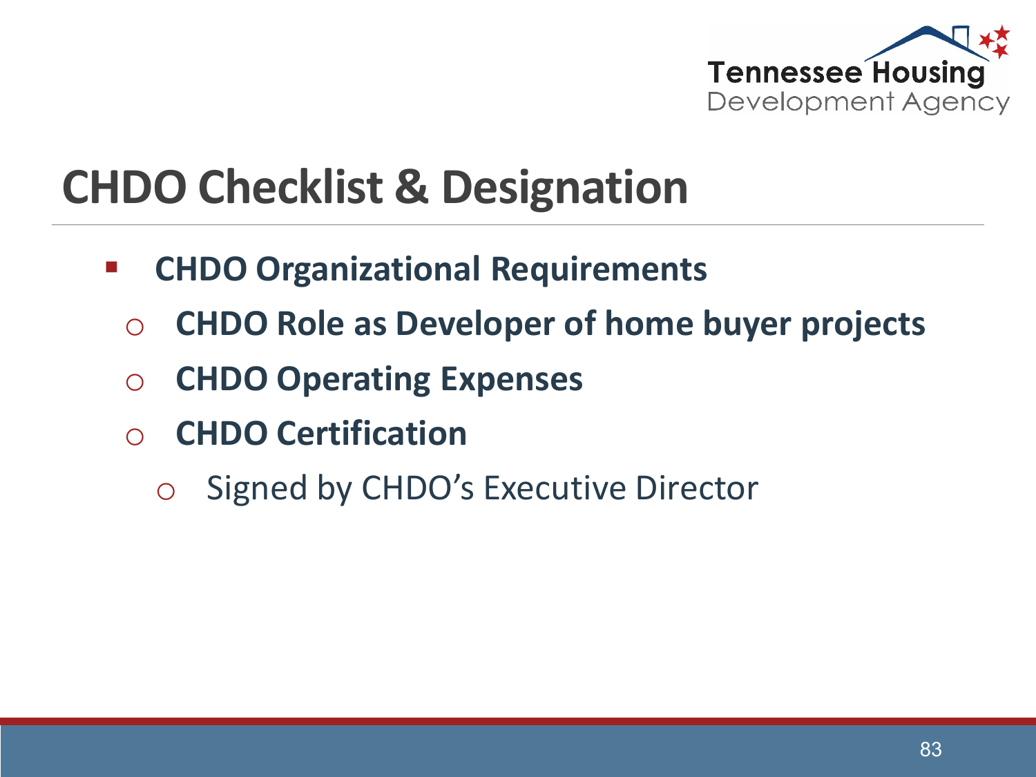# CHDO Checklist & Designation

- **CHDO Organizational Requirements**
  - **CHDO Role as Developer of home buyer projects**
  - **CHDO Operating Expenses**
  - **CHDO Certification**
    - Signed by CHDO's Executive Director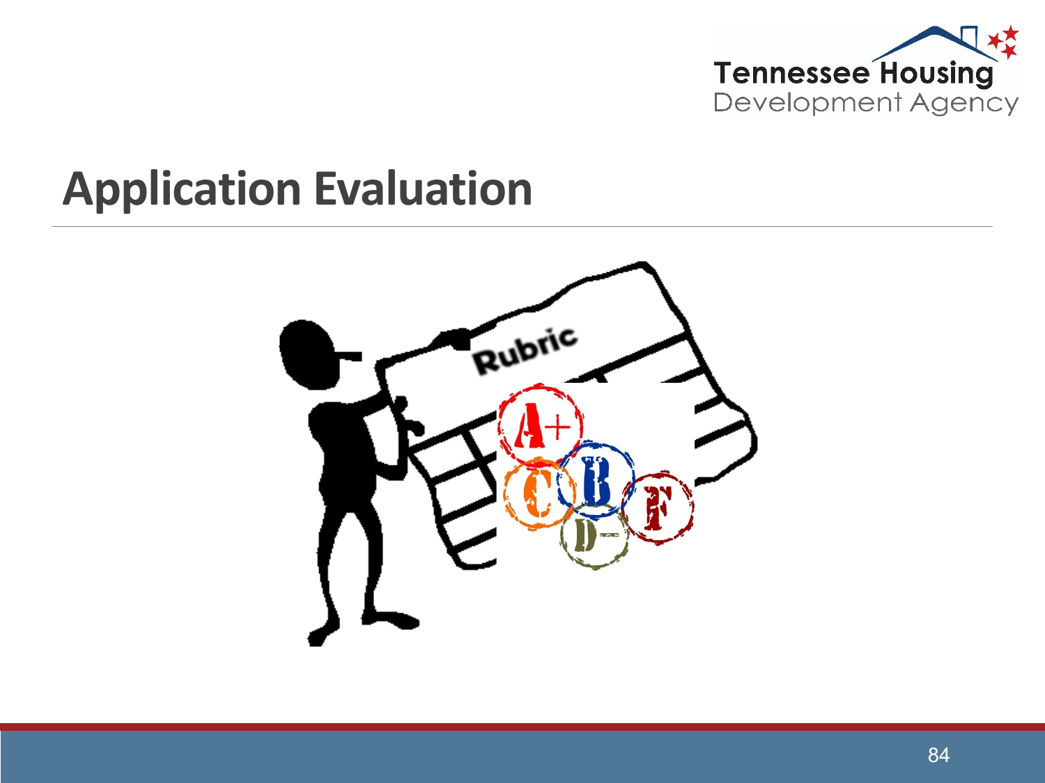# Application Evaluation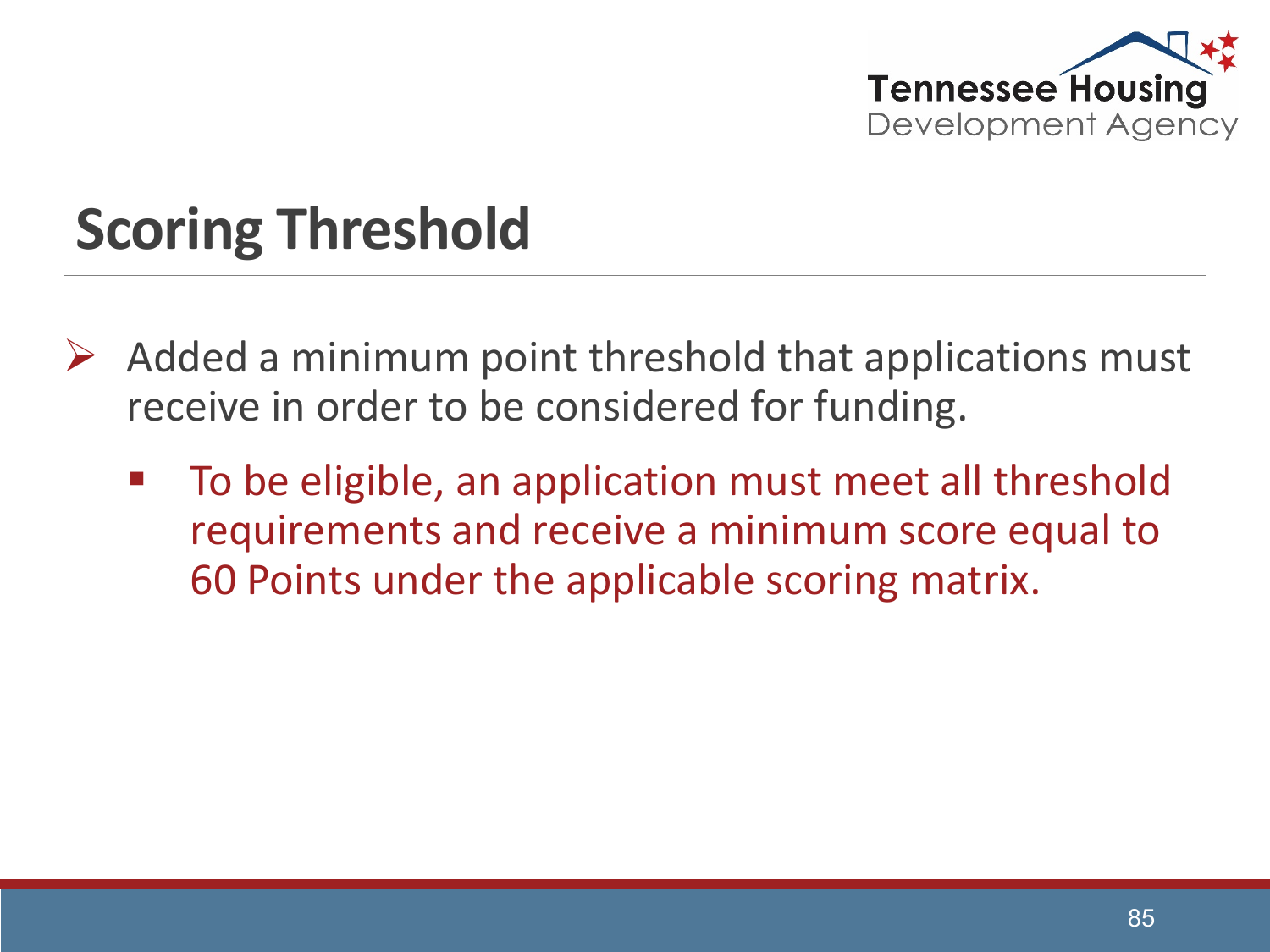# Scoring Threshold

- Added a minimum point threshold that applications must receive in order to be considered for funding.
  - To be eligible, an application must meet all threshold requirements and receive a minimum score equal to 60 Points under the applicable scoring matrix.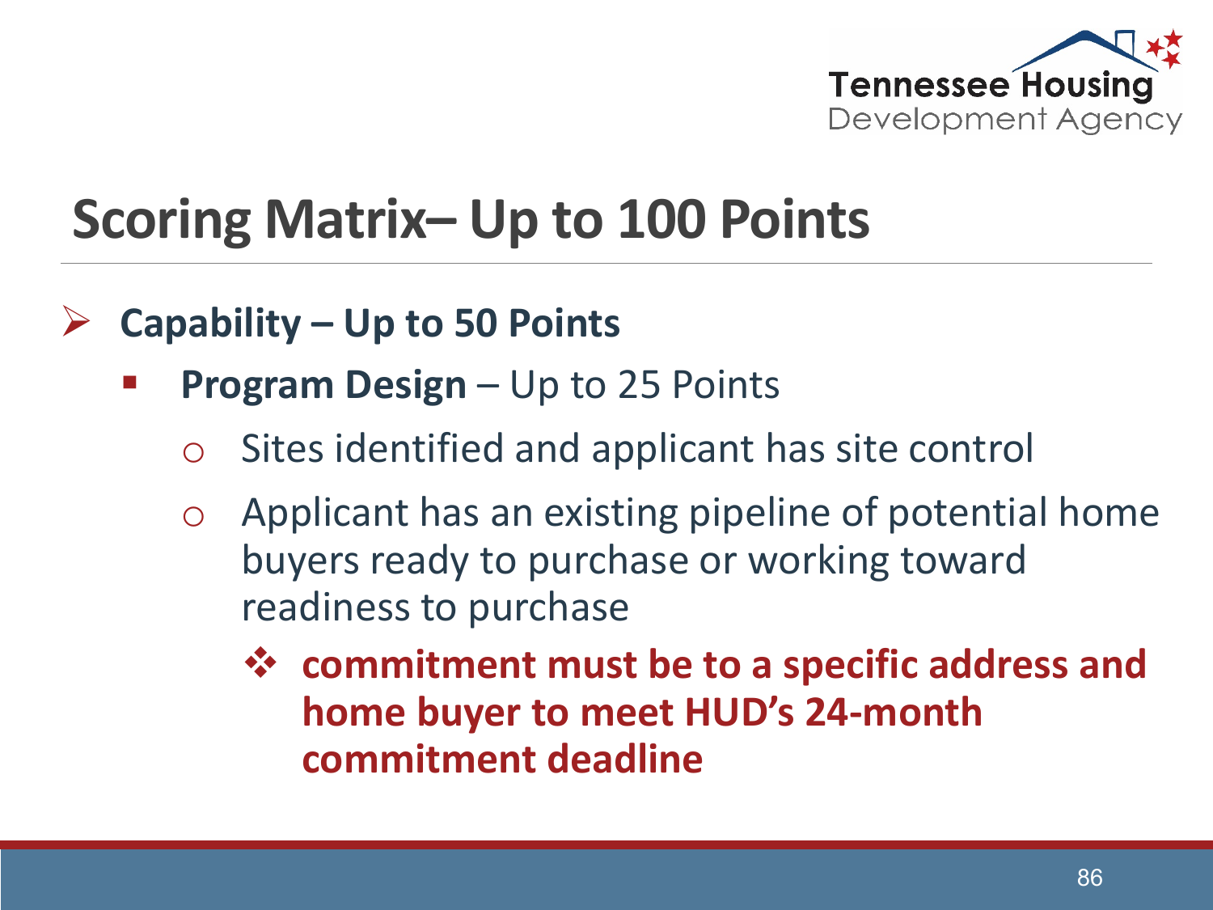# Scoring Matrix– Up to 100 Points

- **Capability – Up to 50 Points**
  - **Program Design** – Up to 25 Points
    - Sites identified and applicant has site control
    - Applicant has an existing pipeline of potential home buyers ready to purchase or working toward readiness to purchase
      - **commitment must be to a specific address and home buyer to meet HUD's 24-month commitment deadline**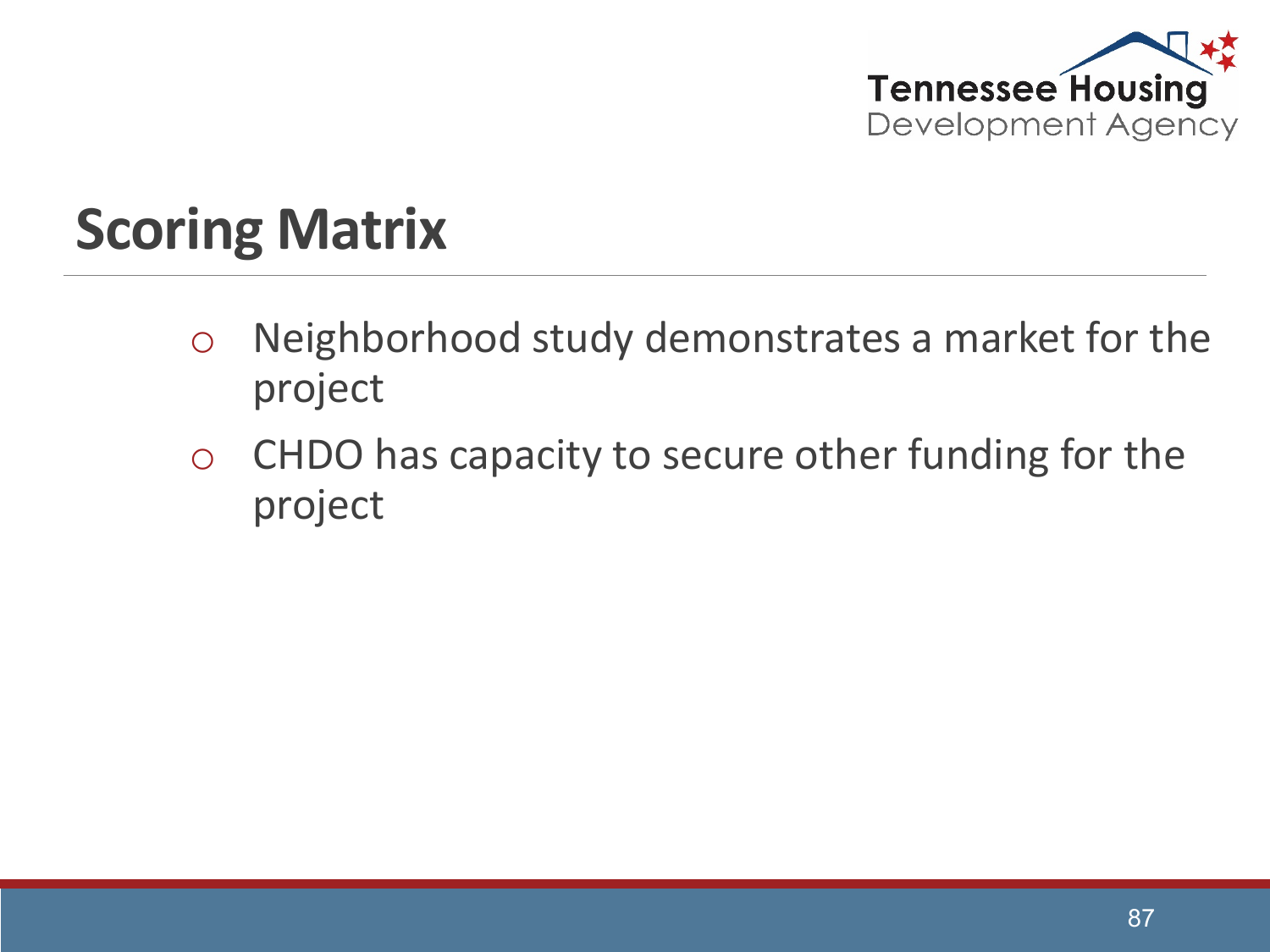# Scoring Matrix

- Neighborhood study demonstrates a market for the project
- CHDO has capacity to secure other funding for the project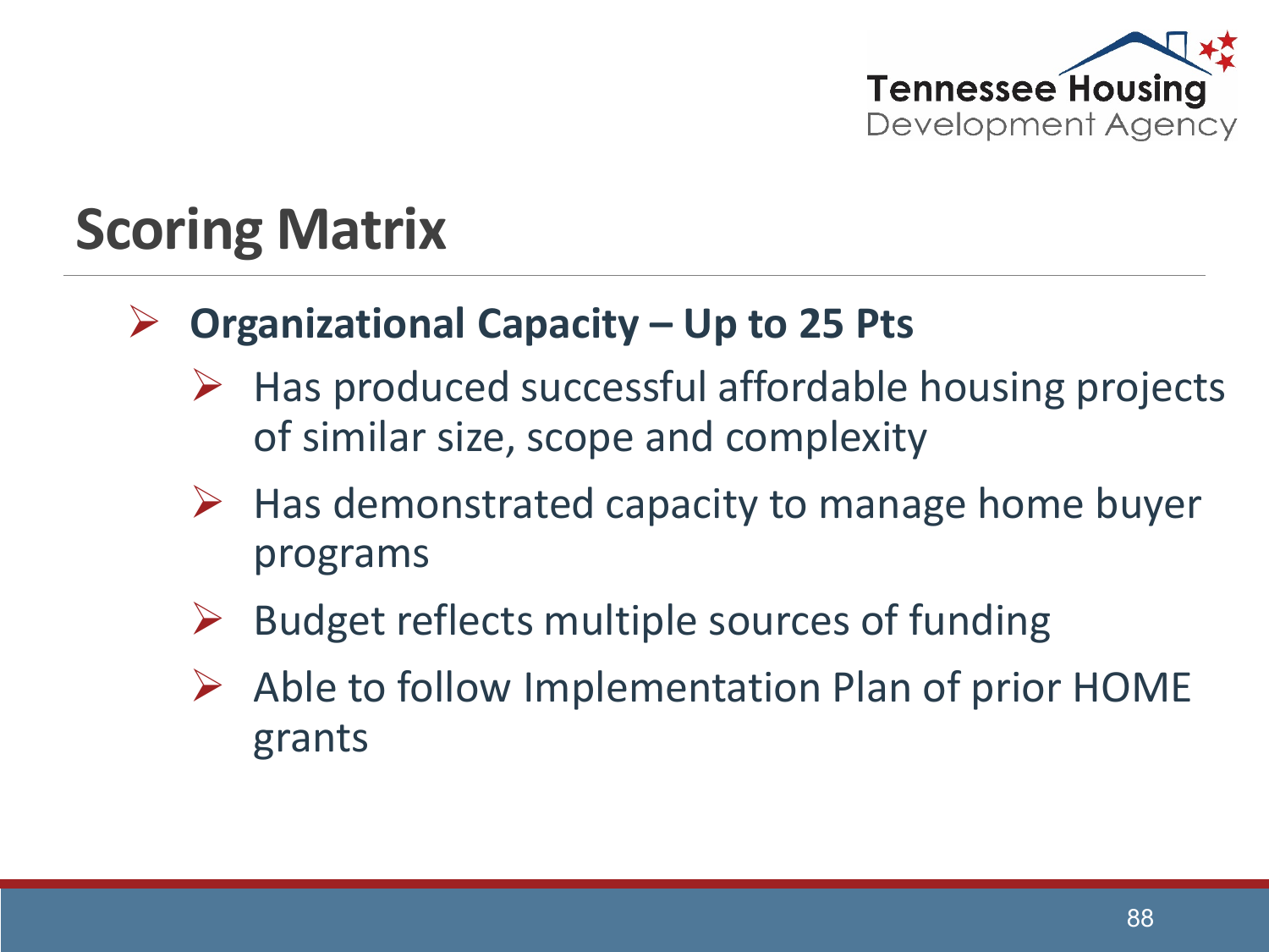# Scoring Matrix

- **Organizational Capacity – Up to 25 Pts**
  - Has produced successful affordable housing projects of similar size, scope and complexity
  - Has demonstrated capacity to manage home buyer programs
  - Budget reflects multiple sources of funding
  - Able to follow Implementation Plan of prior HOME grants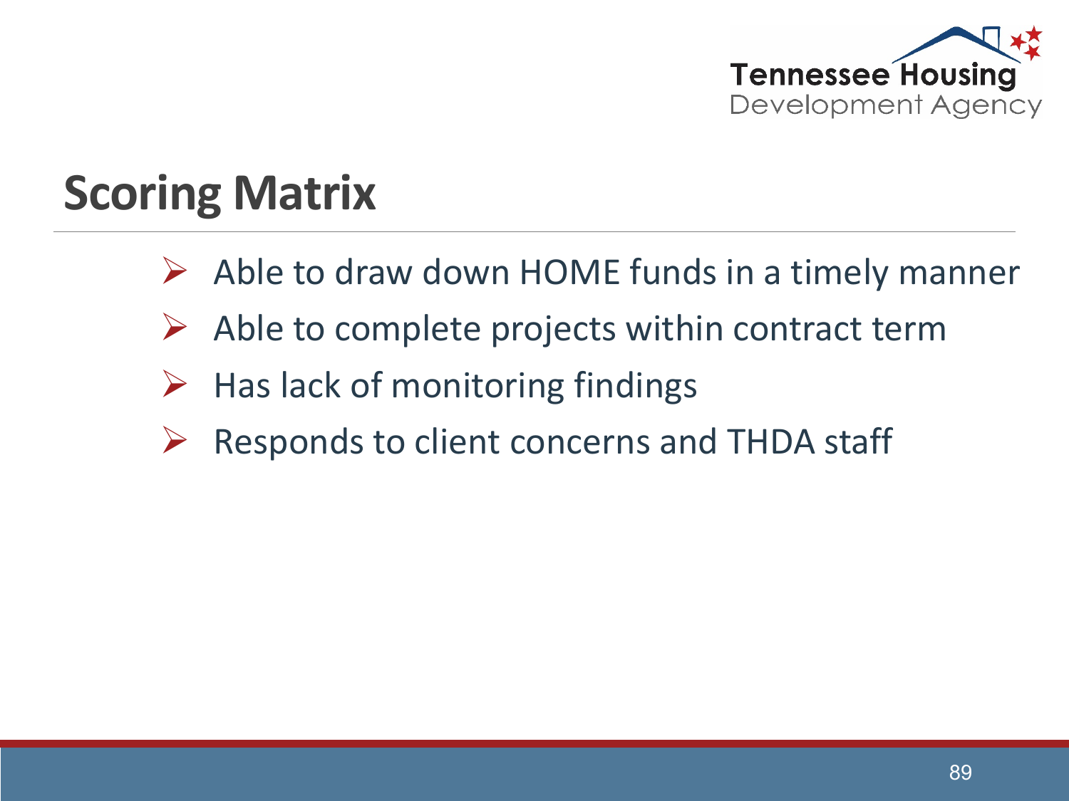# Scoring Matrix

- Able to draw down HOME funds in a timely manner
- Able to complete projects within contract term
- Has lack of monitoring findings
- Responds to client concerns and THDA staff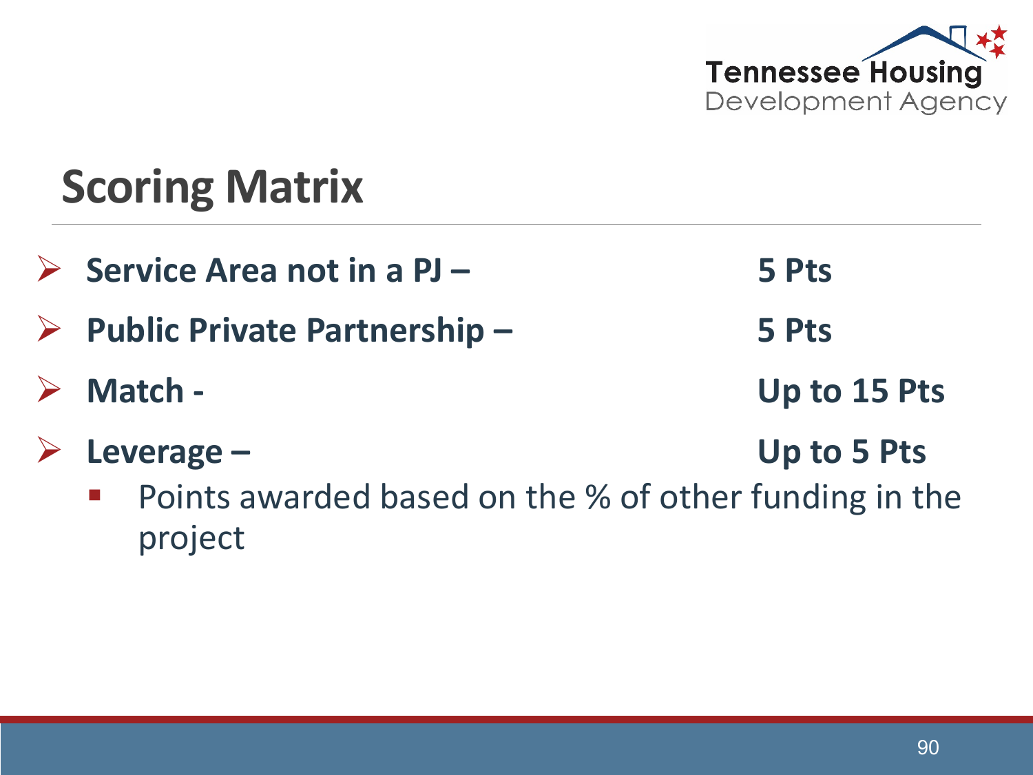# Scoring Matrix

- **Service Area not in a PJ – 5 Pts**
- **Public Private Partnership – 5 Pts**
- **Match - Up to 15 Pts**
- **Leverage – Up to 5 Pts**
  - Points awarded based on the % of other funding in the project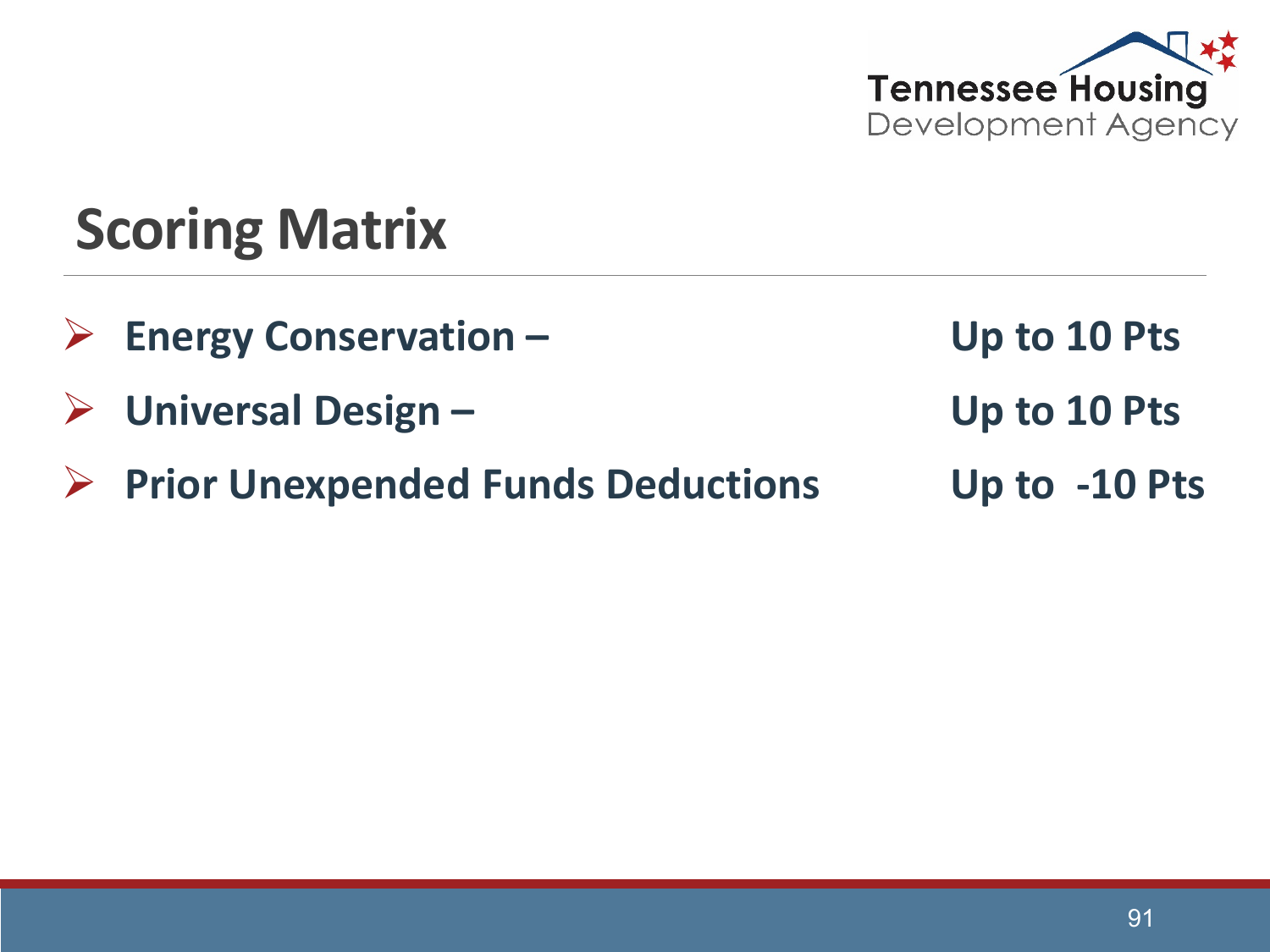# Scoring Matrix

- **Energy Conservation –** **Up to 10 Pts**
- **Universal Design –** **Up to 10 Pts**
- **Prior Unexpended Funds Deductions** **Up to -10 Pts**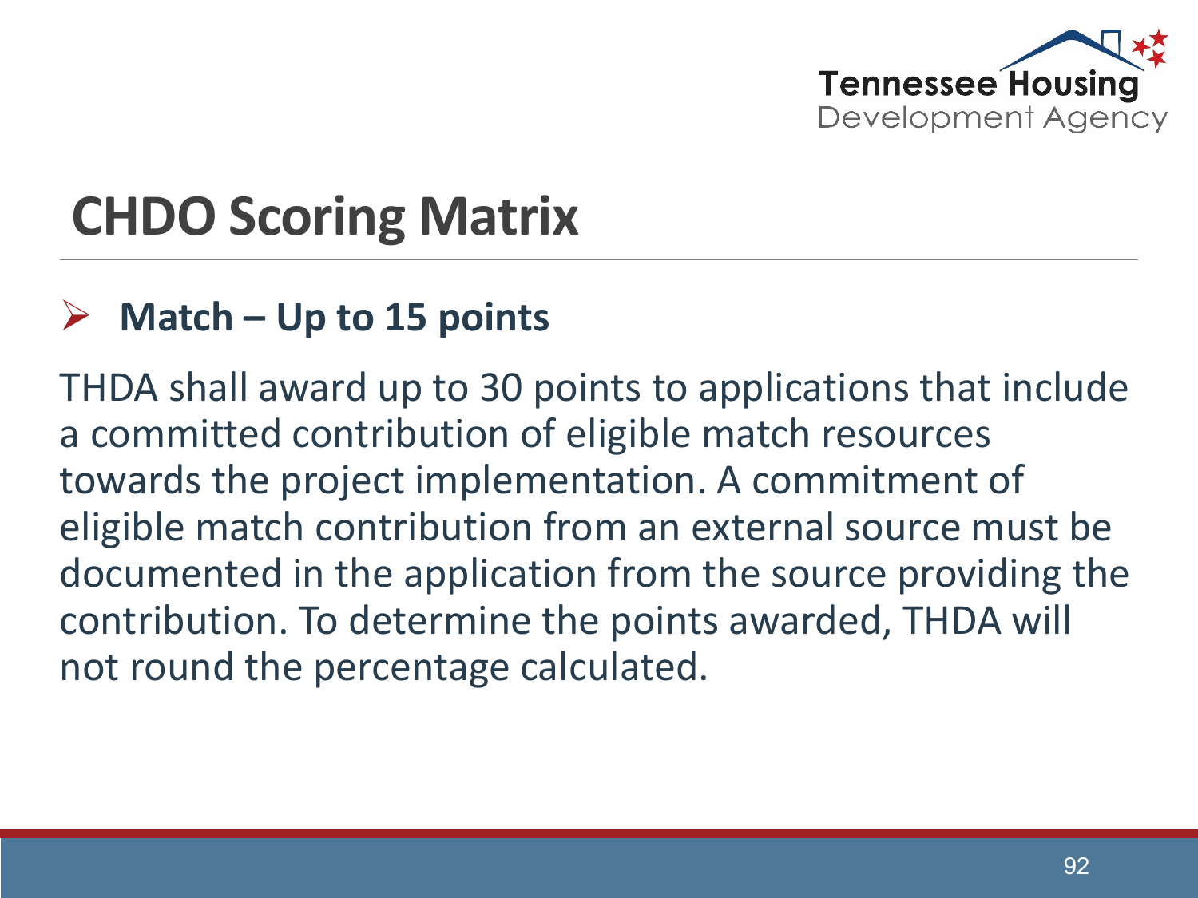# CHDO Scoring Matrix

- **Match – Up to 15 points**

THDA shall award up to 30 points to applications that include a committed contribution of eligible match resources towards the project implementation. A commitment of eligible match contribution from an external source must be documented in the application from the source providing the contribution. To determine the points awarded, THDA will not round the percentage calculated.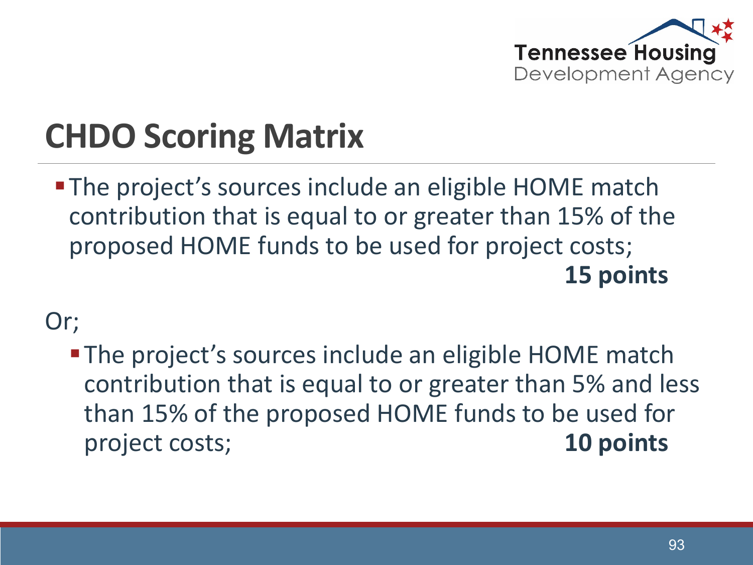# CHDO Scoring Matrix

- The project's sources include an eligible HOME match contribution that is equal to or greater than 15% of the proposed HOME funds to be used for project costs; **15 points**

Or;

- The project's sources include an eligible HOME match contribution that is equal to or greater than 5% and less than 15% of the proposed HOME funds to be used for project costs; **10 points**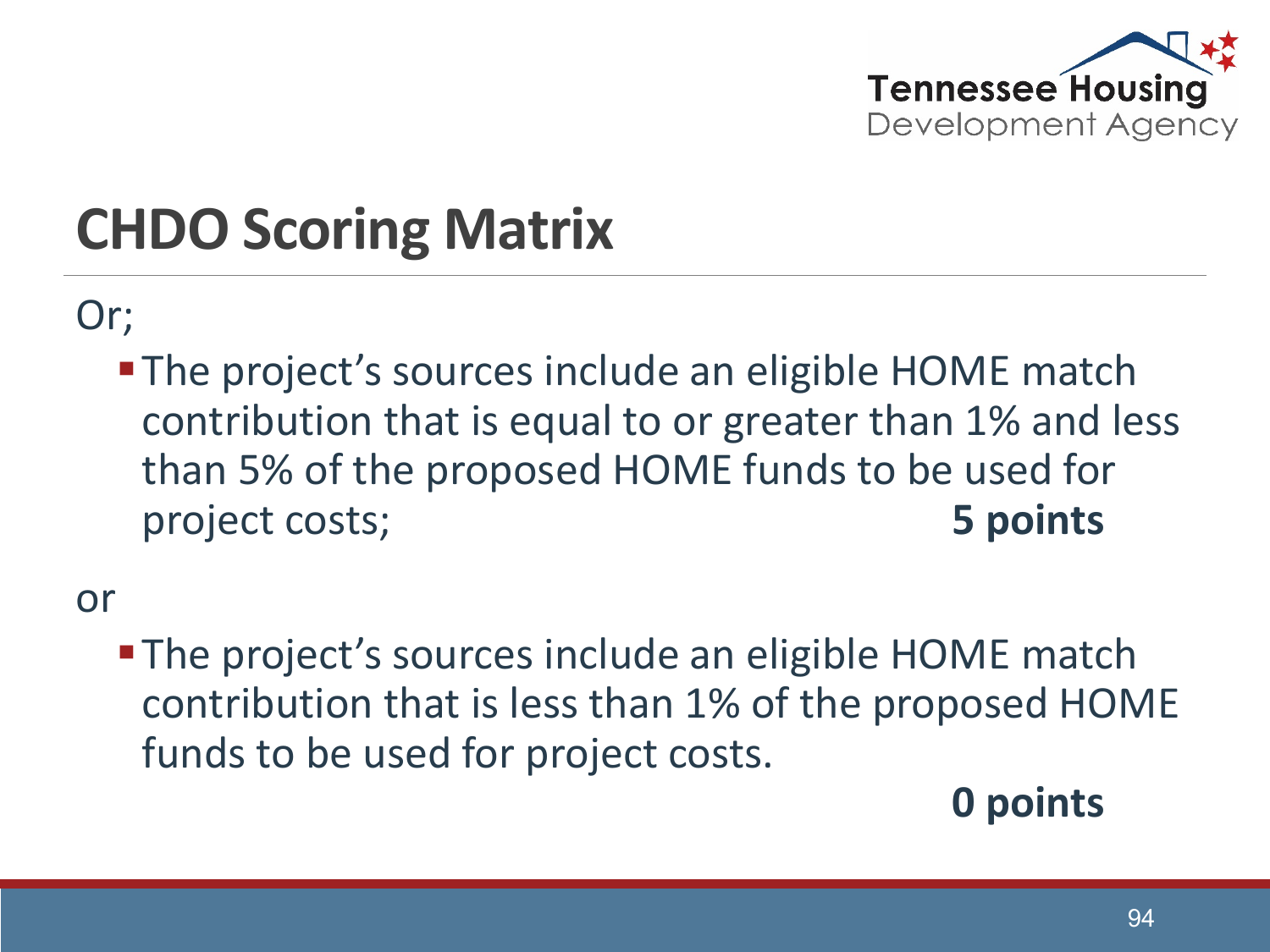# CHDO Scoring Matrix

Or;

- The project's sources include an eligible HOME match contribution that is equal to or greater than 1% and less than 5% of the proposed HOME funds to be used for project costs; **5 points**

or

- The project's sources include an eligible HOME match contribution that is less than 1% of the proposed HOME funds to be used for project costs. **0 points**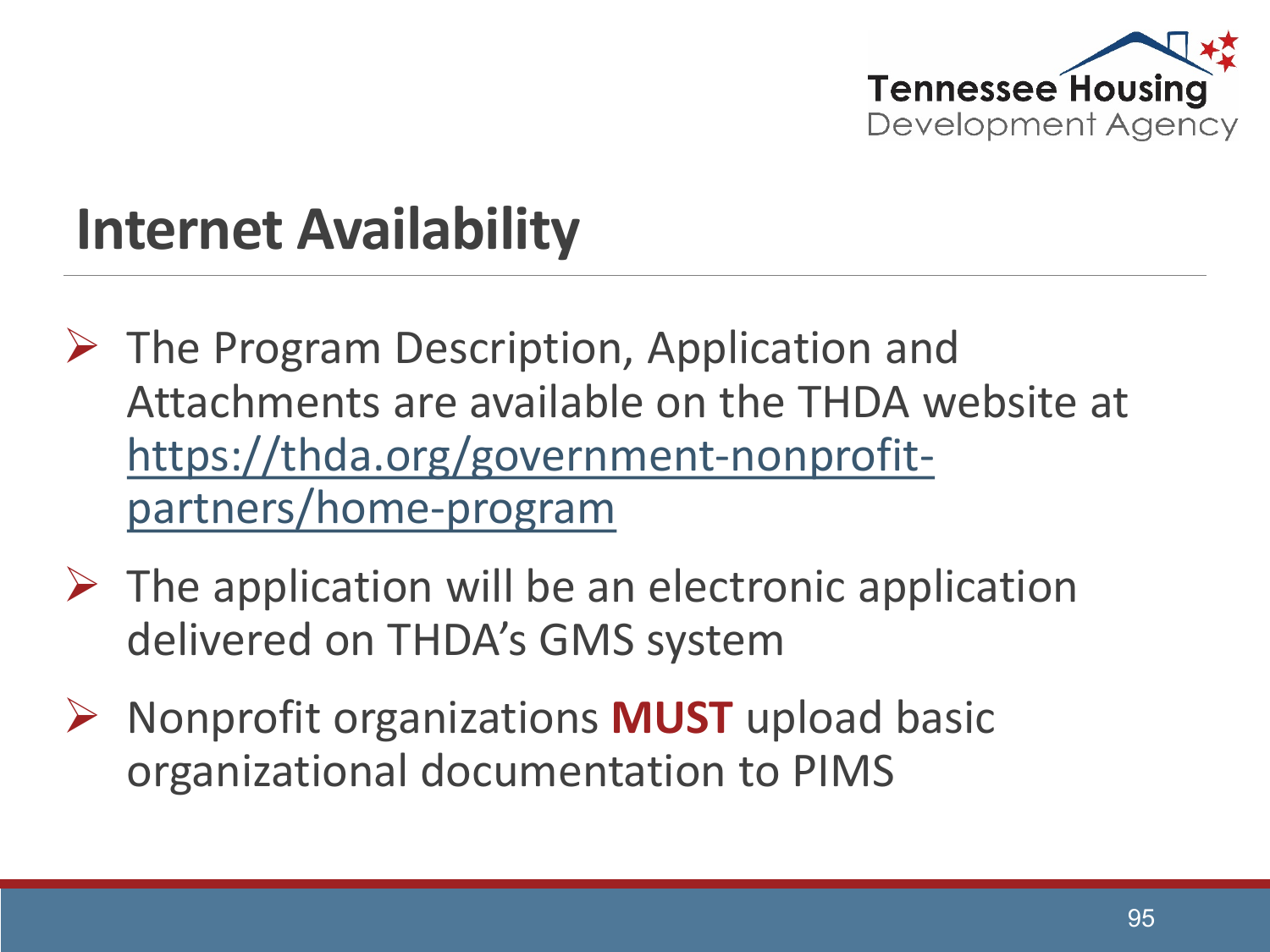# Internet Availability

- The Program Description, Application and Attachments are available on the THDA website at [https://thda.org/government-nonprofit-partners/home-program](https://thda.org/government-nonprofit-partners/home-program)
- The application will be an electronic application delivered on THDA's GMS system
- Nonprofit organizations **MUST** upload basic organizational documentation to PIMS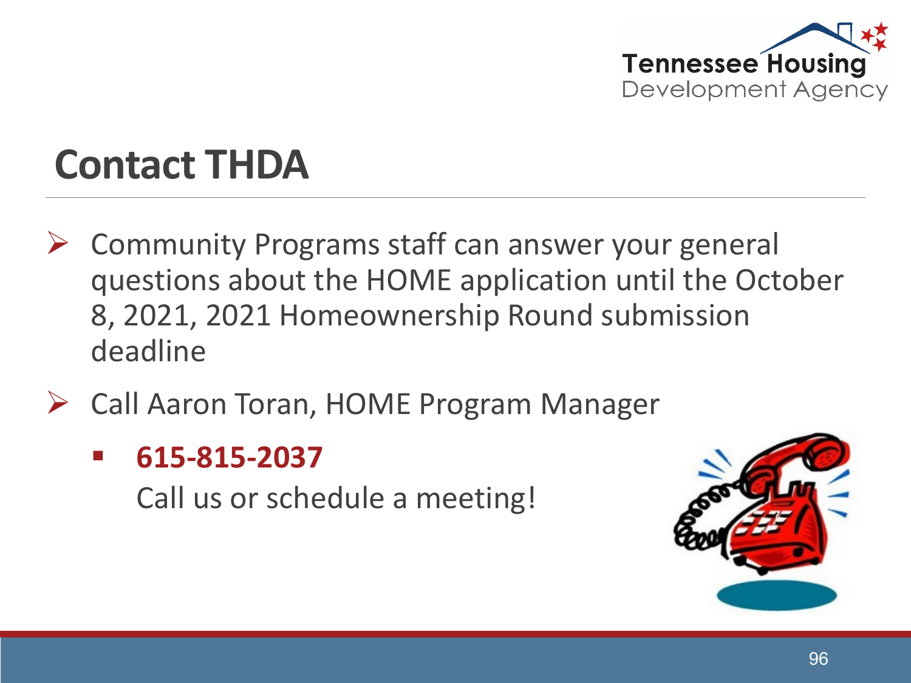# Contact THDA

- Community Programs staff can answer your general questions about the HOME application until the October 8, 2021, 2021 Homeownership Round submission deadline
- Call Aaron Toran, HOME Program Manager
  - **615-815-2037**

    Call us or schedule a meeting!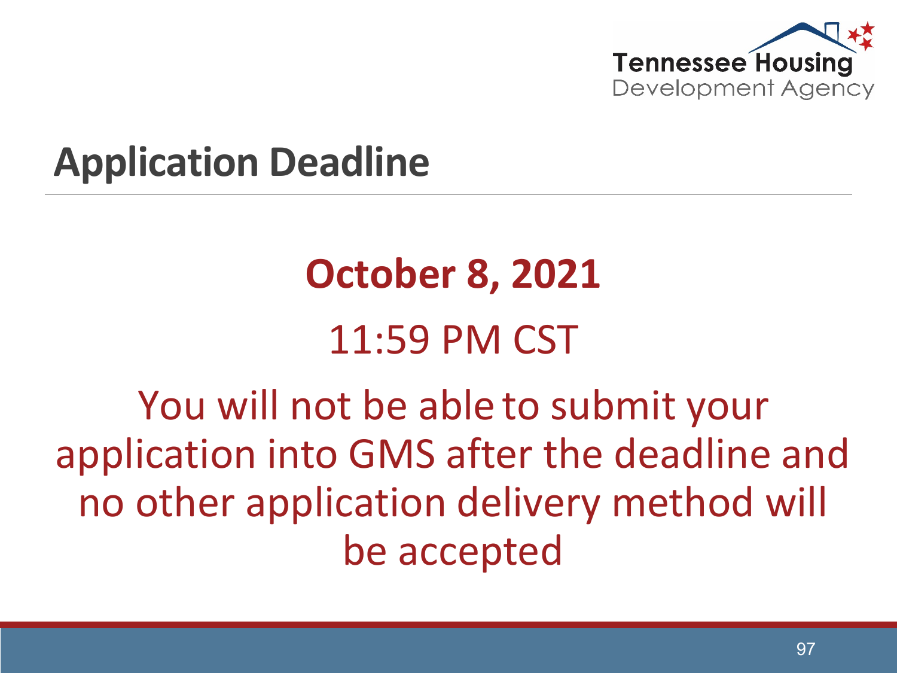# Application Deadline

**October 8, 2021**

11:59 PM CST

You will not be able to submit your application into GMS after the deadline and no other application delivery method will be accepted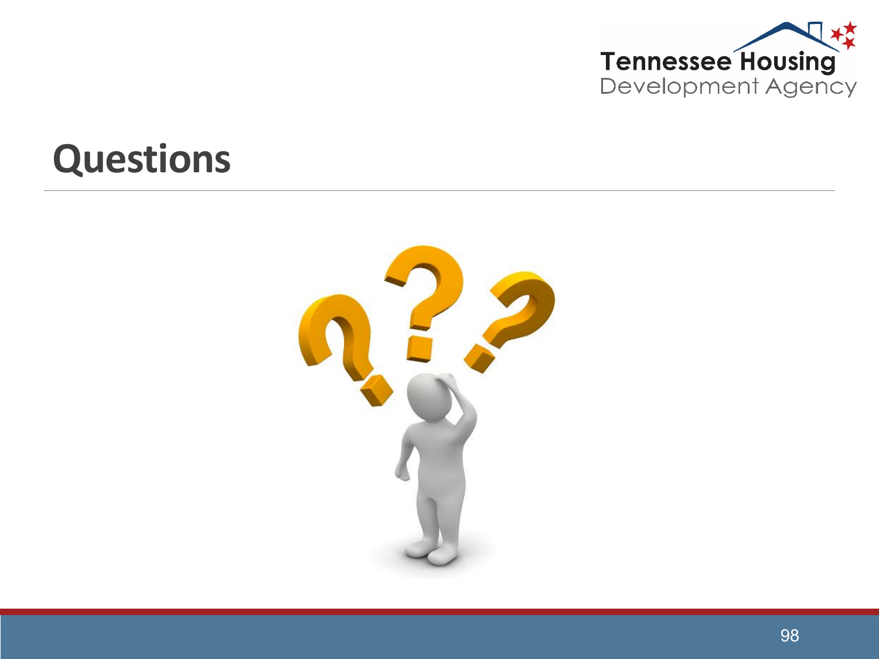# Questions